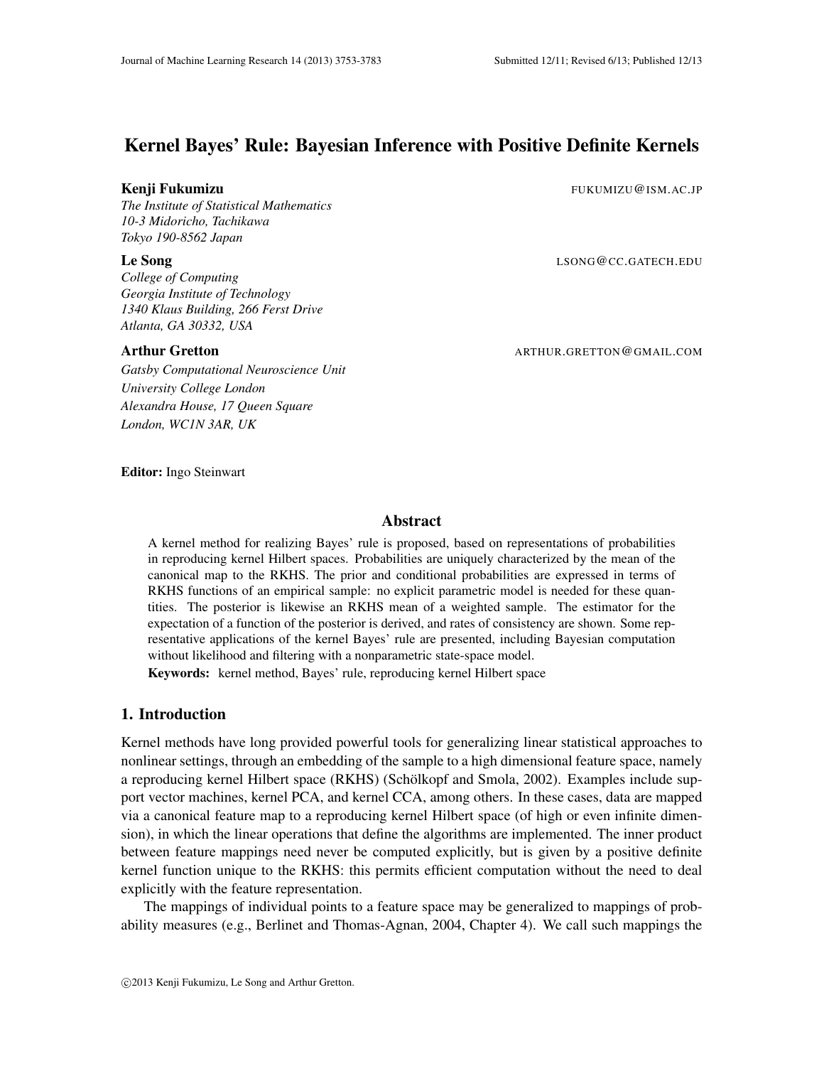# Kernel Bayes' Rule: Bayesian Inference with Positive Definite Kernels

**Kenji Fukumizu** FUKUMIZU@ISM.AC.JP
*The Institute of Statistical Mathematics*
*10-3 Midoricho, Tachikawa*
*Tokyo 190-8562 Japan*

**Le Song** LSONG@CC.GATECH.EDU
*College of Computing*
*Georgia Institute of Technology*
*1340 Klaus Building, 266 Ferst Drive*
*Atlanta, GA 30332, USA*

**Arthur Gretton** ARTHUR.GRETTON@GMAIL.COM
*Gatsby Computational Neuroscience Unit*
*University College London*
*Alexandra House, 17 Queen Square*
*London, WC1N 3AR, UK*

**Editor:** Ingo Steinwart

## Abstract

A kernel method for realizing Bayes' rule is proposed, based on representations of probabilities in reproducing kernel Hilbert spaces. Probabilities are uniquely characterized by the mean of the canonical map to the RKHS. The prior and conditional probabilities are expressed in terms of RKHS functions of an empirical sample: no explicit parametric model is needed for these quantities. The posterior is likewise an RKHS mean of a weighted sample. The estimator for the expectation of a function of the posterior is derived, and rates of consistency are shown. Some representative applications of the kernel Bayes' rule are presented, including Bayesian computation without likelihood and filtering with a nonparametric state-space model.

**Keywords:** kernel method, Bayes' rule, reproducing kernel Hilbert space

## 1. Introduction

Kernel methods have long provided powerful tools for generalizing linear statistical approaches to nonlinear settings, through an embedding of the sample to a high dimensional feature space, namely a reproducing kernel Hilbert space (RKHS) (Schölkopf and Smola, 2002). Examples include support vector machines, kernel PCA, and kernel CCA, among others. In these cases, data are mapped via a canonical feature map to a reproducing kernel Hilbert space (of high or even infinite dimension), in which the linear operations that define the algorithms are implemented. The inner product between feature mappings need never be computed explicitly, but is given by a positive definite kernel function unique to the RKHS: this permits efficient computation without the need to deal explicitly with the feature representation.

The mappings of individual points to a feature space may be generalized to mappings of probability measures (e.g., Berlinet and Thomas-Agnan, 2004, Chapter 4). We call such mappings the

©2013 Kenji Fukumizu, Le Song and Arthur Gretton.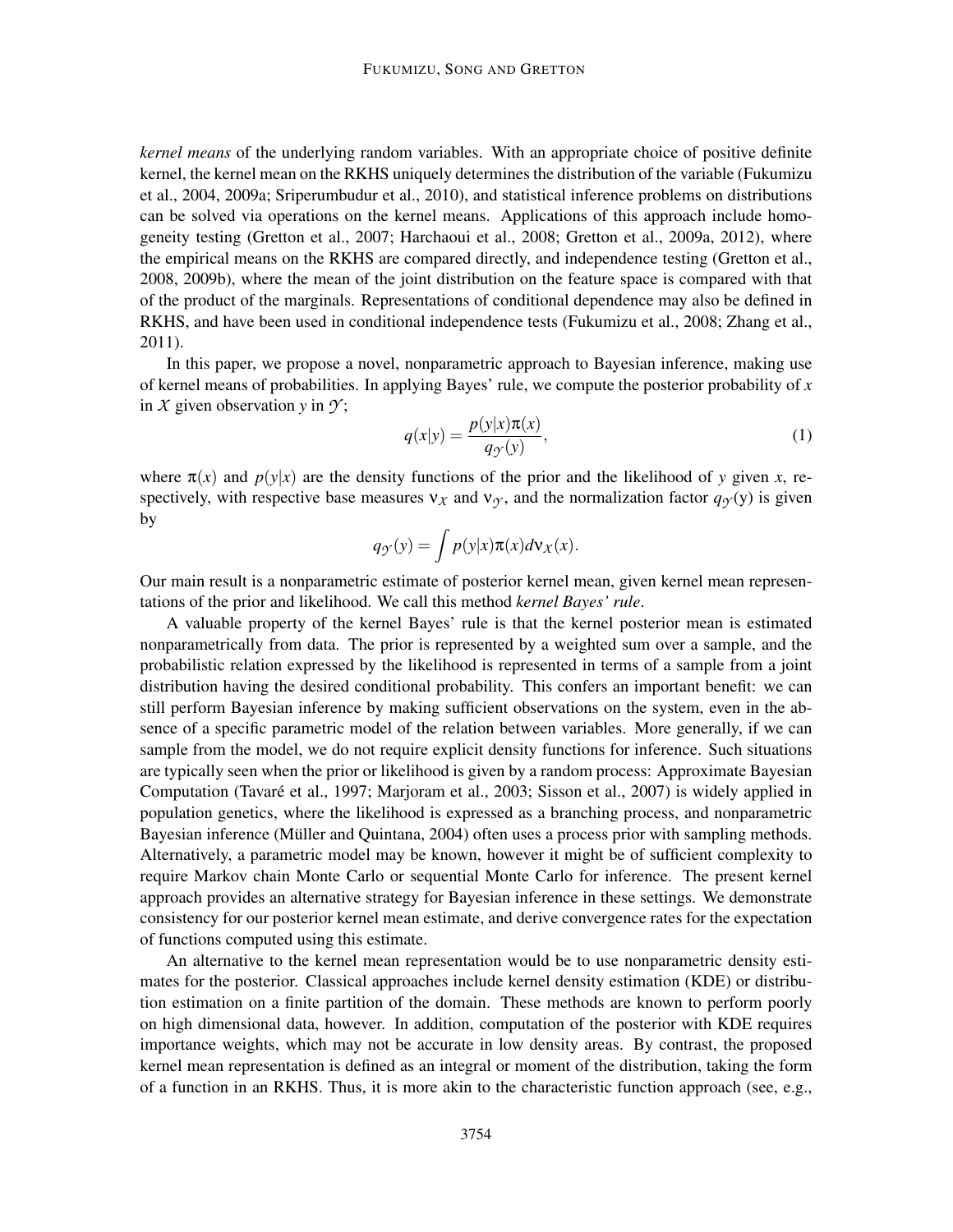*kernel means* of the underlying random variables. With an appropriate choice of positive definite kernel, the kernel mean on the RKHS uniquely determines the distribution of the variable (Fukumizu et al., 2004, 2009a; Sriperumbudur et al., 2010), and statistical inference problems on distributions can be solved via operations on the kernel means. Applications of this approach include homogeneity testing (Gretton et al., 2007; Harchaoui et al., 2008; Gretton et al., 2009a, 2012), where the empirical means on the RKHS are compared directly, and independence testing (Gretton et al., 2008, 2009b), where the mean of the joint distribution on the feature space is compared with that of the product of the marginals. Representations of conditional dependence may also be defined in RKHS, and have been used in conditional independence tests (Fukumizu et al., 2008; Zhang et al., 2011).

In this paper, we propose a novel, nonparametric approach to Bayesian inference, making use of kernel means of probabilities. In applying Bayes' rule, we compute the posterior probability of $x$ in $\mathcal{X}$ given observation $y$ in $\mathcal{Y}$;

$$q(x|y) = \frac{p(y|x)\pi(x)}{q_{\mathcal{Y}}(y)}, \tag{1}$$

where $\pi(x)$ and $p(y|x)$ are the density functions of the prior and the likelihood of $y$ given $x$, respectively, with respective base measures $\nu_{\mathcal{X}}$ and $\nu_{\mathcal{Y}}$, and the normalization factor $q_{\mathcal{Y}}(y)$ is given by

$$q_{\mathcal{Y}}(y) = \int p(y|x)\pi(x)d\nu_{\mathcal{X}}(x).$$

Our main result is a nonparametric estimate of posterior kernel mean, given kernel mean representations of the prior and likelihood. We call this method *kernel Bayes' rule*.

A valuable property of the kernel Bayes' rule is that the kernel posterior mean is estimated nonparametrically from data. The prior is represented by a weighted sum over a sample, and the probabilistic relation expressed by the likelihood is represented in terms of a sample from a joint distribution having the desired conditional probability. This confers an important benefit: we can still perform Bayesian inference by making sufficient observations on the system, even in the absence of a specific parametric model of the relation between variables. More generally, if we can sample from the model, we do not require explicit density functions for inference. Such situations are typically seen when the prior or likelihood is given by a random process: Approximate Bayesian Computation (Tavaré et al., 1997; Marjoram et al., 2003; Sisson et al., 2007) is widely applied in population genetics, where the likelihood is expressed as a branching process, and nonparametric Bayesian inference (Müller and Quintana, 2004) often uses a process prior with sampling methods. Alternatively, a parametric model may be known, however it might be of sufficient complexity to require Markov chain Monte Carlo or sequential Monte Carlo for inference. The present kernel approach provides an alternative strategy for Bayesian inference in these settings. We demonstrate consistency for our posterior kernel mean estimate, and derive convergence rates for the expectation of functions computed using this estimate.

An alternative to the kernel mean representation would be to use nonparametric density estimates for the posterior. Classical approaches include kernel density estimation (KDE) or distribution estimation on a finite partition of the domain. These methods are known to perform poorly on high dimensional data, however. In addition, computation of the posterior with KDE requires importance weights, which may not be accurate in low density areas. By contrast, the proposed kernel mean representation is defined as an integral or moment of the distribution, taking the form of a function in an RKHS. Thus, it is more akin to the characteristic function approach (see, e.g.,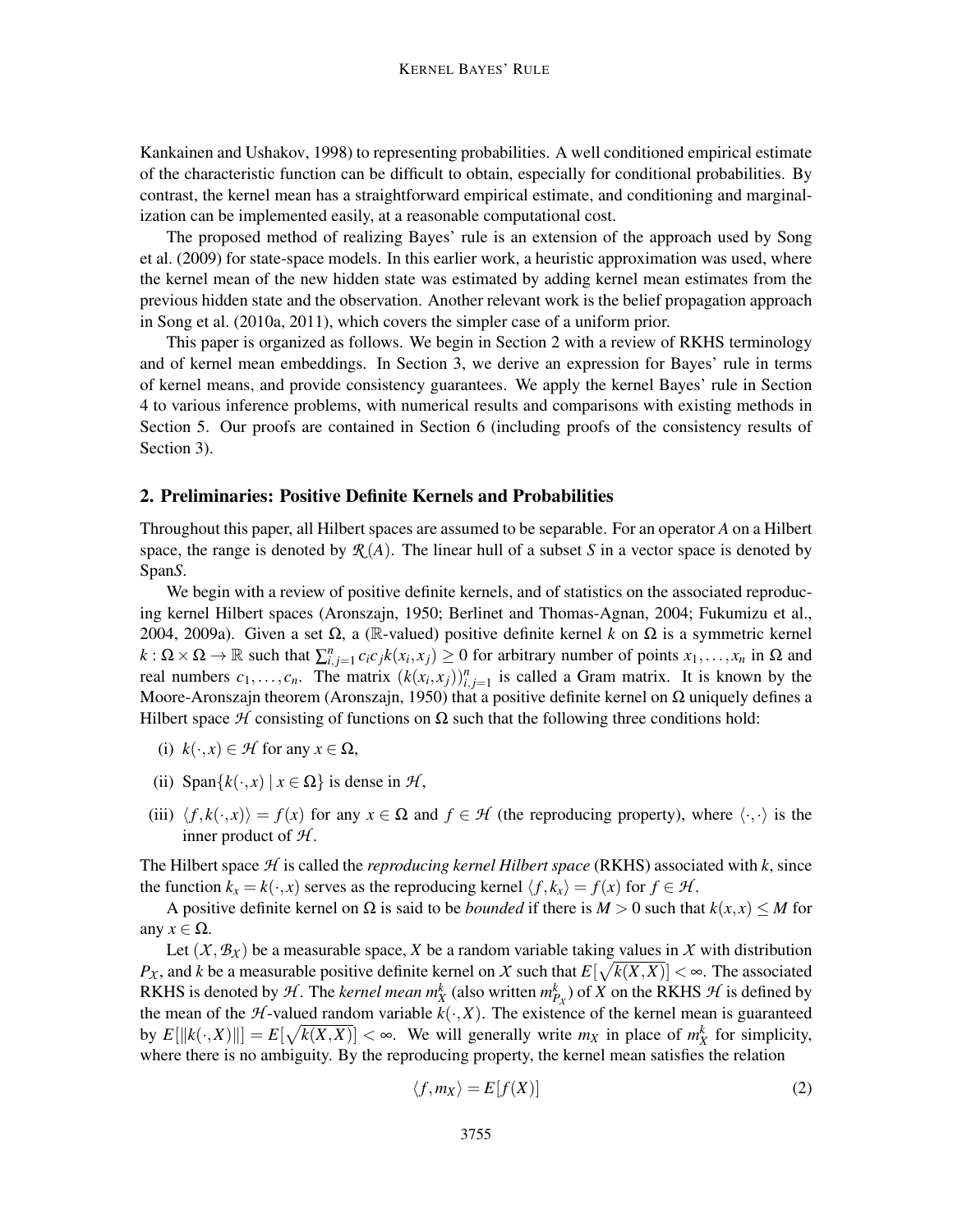Kankainen and Ushakov, 1998) to representing probabilities. A well conditioned empirical estimate of the characteristic function can be difficult to obtain, especially for conditional probabilities. By contrast, the kernel mean has a straightforward empirical estimate, and conditioning and marginalization can be implemented easily, at a reasonable computational cost.

The proposed method of realizing Bayes' rule is an extension of the approach used by Song et al. (2009) for state-space models. In this earlier work, a heuristic approximation was used, where the kernel mean of the new hidden state was estimated by adding kernel mean estimates from the previous hidden state and the observation. Another relevant work is the belief propagation approach in Song et al. (2010a, 2011), which covers the simpler case of a uniform prior.

This paper is organized as follows. We begin in Section 2 with a review of RKHS terminology and of kernel mean embeddings. In Section 3, we derive an expression for Bayes' rule in terms of kernel means, and provide consistency guarantees. We apply the kernel Bayes' rule in Section 4 to various inference problems, with numerical results and comparisons with existing methods in Section 5. Our proofs are contained in Section 6 (including proofs of the consistency results of Section 3).

## 2. Preliminaries: Positive Definite Kernels and Probabilities

Throughout this paper, all Hilbert spaces are assumed to be separable. For an operator $A$ on a Hilbert space, the range is denoted by $\mathcal{R}(A)$. The linear hull of a subset $S$ in a vector space is denoted by Span$S$.

We begin with a review of positive definite kernels, and of statistics on the associated reproducing kernel Hilbert spaces (Aronszajn, 1950; Berlinet and Thomas-Agnan, 2004; Fukumizu et al., 2004, 2009a). Given a set $\Omega$, a ($\mathbb{R}$-valued) positive definite kernel $k$ on $\Omega$ is a symmetric kernel $k : \Omega \times \Omega \to \mathbb{R}$ such that $\sum_{i,j=1}^{n} c_i c_j k(x_i, x_j) \geq 0$ for arbitrary number of points $x_1, \ldots, x_n$ in $\Omega$ and real numbers $c_1, \ldots, c_n$. The matrix $(k(x_i, x_j))_{i,j=1}^{n}$ is called a Gram matrix. It is known by the Moore-Aronszajn theorem (Aronszajn, 1950) that a positive definite kernel on $\Omega$ uniquely defines a Hilbert space $\mathcal{H}$ consisting of functions on $\Omega$ such that the following three conditions hold:

(i) $k(\cdot, x) \in \mathcal{H}$ for any $x \in \Omega$,

(ii) $\mathrm{Span}\{k(\cdot, x) \mid x \in \Omega\}$ is dense in $\mathcal{H}$,

(iii) $\langle f, k(\cdot, x) \rangle = f(x)$ for any $x \in \Omega$ and $f \in \mathcal{H}$ (the reproducing property), where $\langle \cdot, \cdot \rangle$ is the inner product of $\mathcal{H}$.

The Hilbert space $\mathcal{H}$ is called the *reproducing kernel Hilbert space* (RKHS) associated with $k$, since the function $k_x = k(\cdot, x)$ serves as the reproducing kernel $\langle f, k_x \rangle = f(x)$ for $f \in \mathcal{H}$.

A positive definite kernel on $\Omega$ is said to be *bounded* if there is $M > 0$ such that $k(x,x) \leq M$ for any $x \in \Omega$.

Let $(\mathcal{X}, \mathcal{B}_{\mathcal{X}})$ be a measurable space, $X$ be a random variable taking values in $\mathcal{X}$ with distribution $P_X$, and $k$ be a measurable positive definite kernel on $\mathcal{X}$ such that $E[\sqrt{k(X,X)}] < \infty$. The associated RKHS is denoted by $\mathcal{H}$. The *kernel mean* $m_X^k$ (also written $m_{P_X}^k$) of $X$ on the RKHS $\mathcal{H}$ is defined by the mean of the $\mathcal{H}$-valued random variable $k(\cdot, X)$. The existence of the kernel mean is guaranteed by $E[\|k(\cdot, X)\|] = E[\sqrt{k(X,X)}] < \infty$. We will generally write $m_X$ in place of $m_X^k$ for simplicity, where there is no ambiguity. By the reproducing property, the kernel mean satisfies the relation

$$\langle f, m_X \rangle = E[f(X)] \tag{2}$$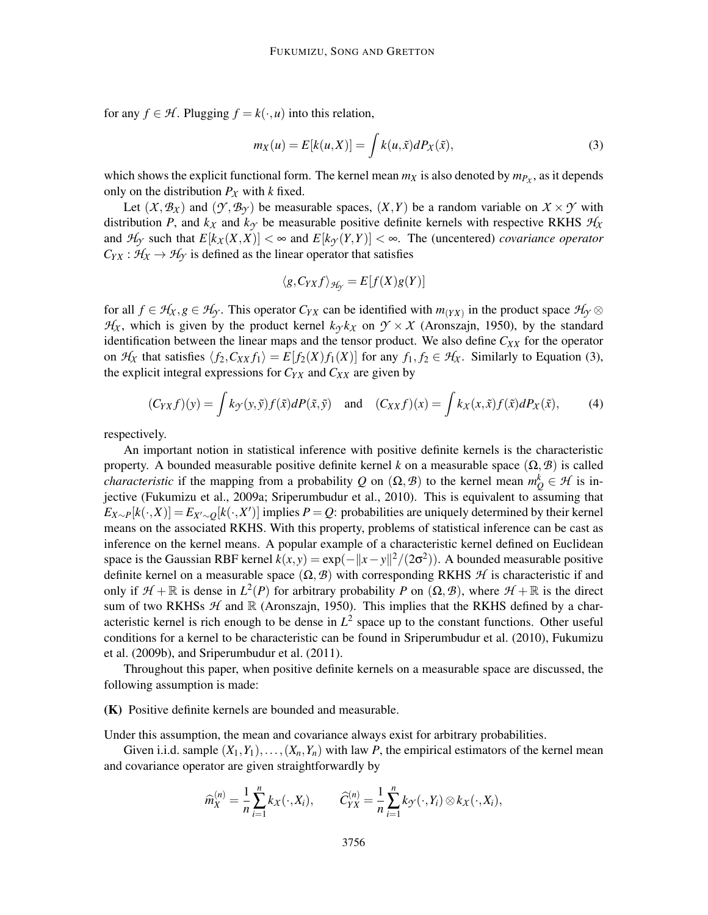for any $f \in \mathcal{H}$. Plugging $f = k(\cdot, u)$ into this relation,

$$m_X(u) = E[k(u,X)] = \int k(u,\tilde{x})dP_X(\tilde{x}), \tag{3}$$

which shows the explicit functional form. The kernel mean $m_X$ is also denoted by $m_{P_X}$, as it depends only on the distribution $P_X$ with $k$ fixed.

Let $(\mathcal{X}, \mathcal{B}_\mathcal{X})$ and $(\mathcal{Y}, \mathcal{B}_\mathcal{Y})$ be measurable spaces, $(X,Y)$ be a random variable on $\mathcal{X} \times \mathcal{Y}$ with distribution $P$, and $k_\mathcal{X}$ and $k_\mathcal{Y}$ be measurable positive definite kernels with respective RKHS $\mathcal{H}_\mathcal{X}$ and $\mathcal{H}_\mathcal{Y}$ such that $E[k_\mathcal{X}(X,X)] < \infty$ and $E[k_\mathcal{Y}(Y,Y)] < \infty$. The (uncentered) *covariance operator* $C_{YX} : \mathcal{H}_\mathcal{X} \to \mathcal{H}_\mathcal{Y}$ is defined as the linear operator that satisfies

$$\langle g, C_{YX} f\rangle_{\mathcal{H}_\mathcal{Y}} = E[f(X)g(Y)]$$

for all $f \in \mathcal{H}_\mathcal{X}, g \in \mathcal{H}_\mathcal{Y}$. This operator $C_{YX}$ can be identified with $m_{(YX)}$ in the product space $\mathcal{H}_\mathcal{Y} \otimes \mathcal{H}_\mathcal{X}$, which is given by the product kernel $k_\mathcal{Y} k_\mathcal{X}$ on $\mathcal{Y} \times \mathcal{X}$ (Aronszajn, 1950), by the standard identification between the linear maps and the tensor product. We also define $C_{XX}$ for the operator on $\mathcal{H}_\mathcal{X}$ that satisfies $\langle f_2, C_{XX} f_1\rangle = E[f_2(X)f_1(X)]$ for any $f_1, f_2 \in \mathcal{H}_\mathcal{X}$. Similarly to Equation (3), the explicit integral expressions for $C_{YX}$ and $C_{XX}$ are given by

$$(C_{YX} f)(y) = \int k_\mathcal{Y}(y,\tilde{y}) f(\tilde{x}) dP(\tilde{x},\tilde{y}) \quad \text{and} \quad (C_{XX} f)(x) = \int k_\mathcal{X}(x,\tilde{x}) f(\tilde{x}) dP_X(\tilde{x}), \tag{4}$$

respectively.

An important notion in statistical inference with positive definite kernels is the characteristic property. A bounded measurable positive definite kernel $k$ on a measurable space $(\Omega, \mathcal{B})$ is called *characteristic* if the mapping from a probability $Q$ on $(\Omega, \mathcal{B})$ to the kernel mean $m_Q^k \in \mathcal{H}$ is injective (Fukumizu et al., 2009a; Sriperumbudur et al., 2010). This is equivalent to assuming that $E_{X\sim P}[k(\cdot,X)] = E_{X'\sim Q}[k(\cdot,X')]$ implies $P = Q$: probabilities are uniquely determined by their kernel means on the associated RKHS. With this property, problems of statistical inference can be cast as inference on the kernel means. A popular example of a characteristic kernel defined on Euclidean space is the Gaussian RBF kernel $k(x,y) = \exp(-\|x-y\|^2/(2\sigma^2))$. A bounded measurable positive definite kernel on a measurable space $(\Omega, \mathcal{B})$ with corresponding RKHS $\mathcal{H}$ is characteristic if and only if $\mathcal{H} + \mathbb{R}$ is dense in $L^2(P)$ for arbitrary probability $P$ on $(\Omega, \mathcal{B})$, where $\mathcal{H} + \mathbb{R}$ is the direct sum of two RKHSs $\mathcal{H}$ and $\mathbb{R}$ (Aronszajn, 1950). This implies that the RKHS defined by a characteristic kernel is rich enough to be dense in $L^2$ space up to the constant functions. Other useful conditions for a kernel to be characteristic can be found in Sriperumbudur et al. (2010), Fukumizu et al. (2009b), and Sriperumbudur et al. (2011).

Throughout this paper, when positive definite kernels on a measurable space are discussed, the following assumption is made:

**(K)** Positive definite kernels are bounded and measurable.

Under this assumption, the mean and covariance always exist for arbitrary probabilities.

Given i.i.d. sample $(X_1,Y_1),\ldots,(X_n,Y_n)$ with law $P$, the empirical estimators of the kernel mean and covariance operator are given straightforwardly by

$$\widehat{m}_X^{(n)} = \frac{1}{n}\sum_{i=1}^n k_\mathcal{X}(\cdot,X_i), \qquad \widehat{C}_{YX}^{(n)} = \frac{1}{n}\sum_{i=1}^n k_\mathcal{Y}(\cdot,Y_i) \otimes k_\mathcal{X}(\cdot,X_i),$$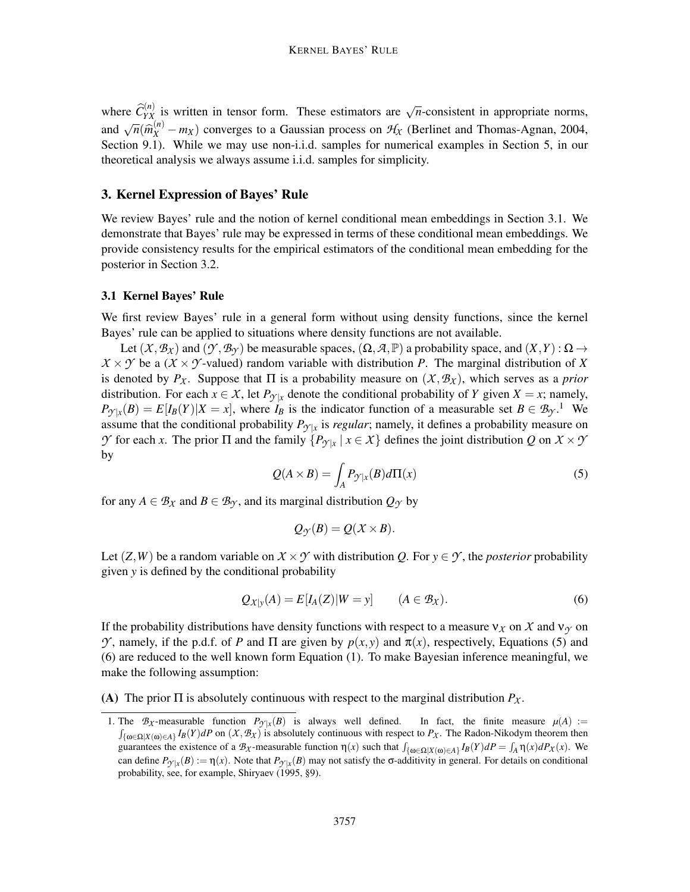where $\widehat{C}_{YX}^{(n)}$ is written in tensor form. These estimators are $\sqrt{n}$-consistent in appropriate norms, and $\sqrt{n}(\widehat{m}_X^{(n)} - m_X)$ converges to a Gaussian process on $\mathcal{H}_X$ (Berlinet and Thomas-Agnan, 2004, Section 9.1). While we may use non-i.i.d. samples for numerical examples in Section 5, in our theoretical analysis we always assume i.i.d. samples for simplicity.

## 3. Kernel Expression of Bayes' Rule

We review Bayes' rule and the notion of kernel conditional mean embeddings in Section 3.1. We demonstrate that Bayes' rule may be expressed in terms of these conditional mean embeddings. We provide consistency results for the empirical estimators of the conditional mean embedding for the posterior in Section 3.2.

### 3.1 Kernel Bayes' Rule

We first review Bayes' rule in a general form without using density functions, since the kernel Bayes' rule can be applied to situations where density functions are not available.

Let $(\mathcal{X}, \mathcal{B}_\mathcal{X})$ and $(\mathcal{Y}, \mathcal{B}_\mathcal{Y})$ be measurable spaces, $(\Omega, \mathcal{A}, \mathbb{P})$ a probability space, and $(X,Y) : \Omega \to \mathcal{X} \times \mathcal{Y}$ be a ($\mathcal{X} \times \mathcal{Y}$-valued) random variable with distribution $P$. The marginal distribution of $X$ is denoted by $P_\mathcal{X}$. Suppose that $\Pi$ is a probability measure on $(\mathcal{X}, \mathcal{B}_\mathcal{X})$, which serves as a *prior* distribution. For each $x \in \mathcal{X}$, let $P_{\mathcal{Y}|x}$ denote the conditional probability of $Y$ given $X = x$; namely, $P_{\mathcal{Y}|x}(B) = E[I_B(Y)|X = x]$, where $I_B$ is the indicator function of a measurable set $B \in \mathcal{B}_\mathcal{Y}$.[1] We assume that the conditional probability $P_{\mathcal{Y}|x}$ is *regular*; namely, it defines a probability measure on $\mathcal{Y}$ for each $x$. The prior $\Pi$ and the family $\{P_{\mathcal{Y}|x} \mid x \in \mathcal{X}\}$ defines the joint distribution $Q$ on $\mathcal{X} \times \mathcal{Y}$ by

$$Q(A \times B) = \int_A P_{\mathcal{Y}|x}(B) d\Pi(x) \tag{5}$$

for any $A \in \mathcal{B}_\mathcal{X}$ and $B \in \mathcal{B}_\mathcal{Y}$, and its marginal distribution $Q_\mathcal{Y}$ by

$$Q_\mathcal{Y}(B) = Q(\mathcal{X} \times B).$$

Let $(Z,W)$ be a random variable on $\mathcal{X} \times \mathcal{Y}$ with distribution $Q$. For $y \in \mathcal{Y}$, the *posterior* probability given $y$ is defined by the conditional probability

$$Q_{\mathcal{X}|y}(A) = E[I_A(Z)|W = y] \qquad (A \in \mathcal{B}_\mathcal{X}). \tag{6}$$

If the probability distributions have density functions with respect to a measure $\nu_\mathcal{X}$ on $\mathcal{X}$ and $\nu_\mathcal{Y}$ on $\mathcal{Y}$, namely, if the p.d.f. of $P$ and $\Pi$ are given by $p(x,y)$ and $\pi(x)$, respectively, Equations (5) and (6) are reduced to the well known form Equation (1). To make Bayesian inference meaningful, we make the following assumption:

**(A)** The prior $\Pi$ is absolutely continuous with respect to the marginal distribution $P_\mathcal{X}$.

1. The $\mathcal{B}_\mathcal{X}$-measurable function $P_{\mathcal{Y}|x}(B)$ is always well defined. In fact, the finite measure $\mu(A) := \int_{\{\omega \in \Omega | X(\omega) \in A\}} I_B(Y) dP$ on $(\mathcal{X}, \mathcal{B}_\mathcal{X})$ is absolutely continuous with respect to $P_\mathcal{X}$. The Radon-Nikodym theorem then guarantees the existence of a $\mathcal{B}_\mathcal{X}$-measurable function $\eta(x)$ such that $\int_{\{\omega \in \Omega | X(\omega) \in A\}} I_B(Y) dP = \int_A \eta(x) dP_\mathcal{X}(x)$. We can define $P_{\mathcal{Y}|x}(B) := \eta(x)$. Note that $P_{\mathcal{Y}|x}(B)$ may not satisfy the $\sigma$-additivity in general. For details on conditional probability, see, for example, Shiryaev (1995, §9).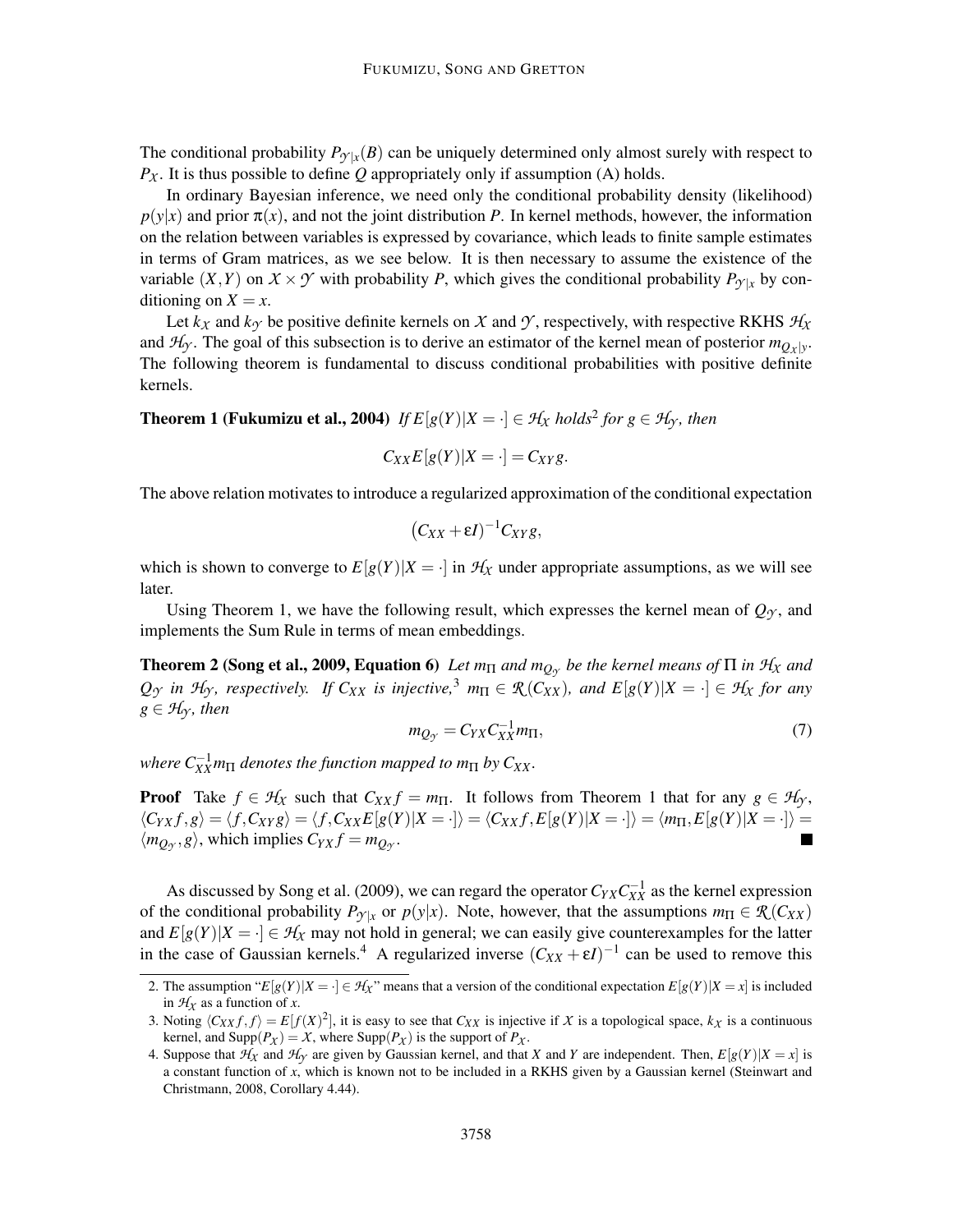The conditional probability $P_{\mathcal{Y}|x}(B)$ can be uniquely determined only almost surely with respect to $P_{\mathcal{X}}$. It is thus possible to define $Q$ appropriately only if assumption (A) holds.

In ordinary Bayesian inference, we need only the conditional probability density (likelihood) $p(y|x)$ and prior $\pi(x)$, and not the joint distribution $P$. In kernel methods, however, the information on the relation between variables is expressed by covariance, which leads to finite sample estimates in terms of Gram matrices, as we see below. It is then necessary to assume the existence of the variable $(X,Y)$ on $\mathcal{X} \times \mathcal{Y}$ with probability $P$, which gives the conditional probability $P_{\mathcal{Y}|x}$ by conditioning on $X = x$.

Let $k_{\mathcal{X}}$ and $k_{\mathcal{Y}}$ be positive definite kernels on $\mathcal{X}$ and $\mathcal{Y}$, respectively, with respective RKHS $\mathcal{H}_{\mathcal{X}}$ and $\mathcal{H}_{\mathcal{Y}}$. The goal of this subsection is to derive an estimator of the kernel mean of posterior $m_{Q_{\mathcal{X}|y}}$. The following theorem is fundamental to discuss conditional probabilities with positive definite kernels.

**Theorem 1 (Fukumizu et al., 2004)** *If $E[g(Y)|X = \cdot] \in \mathcal{H}_{\mathcal{X}}$ holds[2] for $g \in \mathcal{H}_{\mathcal{Y}}$, then*

$$C_{XX} E[g(Y)|X = \cdot] = C_{XY} g.$$

The above relation motivates to introduce a regularized approximation of the conditional expectation

$$(C_{XX} + \varepsilon I)^{-1} C_{XY} g,$$

which is shown to converge to $E[g(Y)|X = \cdot]$ in $\mathcal{H}_{\mathcal{X}}$ under appropriate assumptions, as we will see later.

Using Theorem 1, we have the following result, which expresses the kernel mean of $Q_{\mathcal{Y}}$, and implements the Sum Rule in terms of mean embeddings.

**Theorem 2 (Song et al., 2009, Equation 6)** *Let $m_\Pi$ and $m_{Q_{\mathcal{Y}}}$ be the kernel means of $\Pi$ in $\mathcal{H}_{\mathcal{X}}$ and $Q_{\mathcal{Y}}$ in $\mathcal{H}_{\mathcal{Y}}$, respectively. If $C_{XX}$ is injective,[3] $m_\Pi \in \mathcal{R}(C_{XX})$, and $E[g(Y)|X = \cdot] \in \mathcal{H}_{\mathcal{X}}$ for any $g \in \mathcal{H}_{\mathcal{Y}}$, then*

$$m_{Q_{\mathcal{Y}}} = C_{YX} C_{XX}^{-1} m_\Pi, \tag{7}$$

*where $C_{XX}^{-1} m_\Pi$ denotes the function mapped to $m_\Pi$ by $C_{XX}$.*

**Proof** Take $f \in \mathcal{H}_{\mathcal{X}}$ such that $C_{XX} f = m_\Pi$. It follows from Theorem 1 that for any $g \in \mathcal{H}_{\mathcal{Y}}$, $\langle C_{YX} f, g \rangle = \langle f, C_{XY} g \rangle = \langle f, C_{XX} E[g(Y)|X = \cdot] \rangle = \langle C_{XX} f, E[g(Y)|X = \cdot] \rangle = \langle m_\Pi, E[g(Y)|X = \cdot] \rangle = \langle m_{Q_{\mathcal{Y}}}, g \rangle$, which implies $C_{YX} f = m_{Q_{\mathcal{Y}}}$. ■

As discussed by Song et al. (2009), we can regard the operator $C_{YX} C_{XX}^{-1}$ as the kernel expression of the conditional probability $P_{\mathcal{Y}|x}$ or $p(y|x)$. Note, however, that the assumptions $m_\Pi \in \mathcal{R}(C_{XX})$ and $E[g(Y)|X = \cdot] \in \mathcal{H}_{\mathcal{X}}$ may not hold in general; we can easily give counterexamples for the latter in the case of Gaussian kernels.[4] A regularized inverse $(C_{XX} + \varepsilon I)^{-1}$ can be used to remove this

2. The assumption "$E[g(Y)|X = \cdot] \in \mathcal{H}_{\mathcal{X}}$" means that a version of the conditional expectation $E[g(Y)|X = x]$ is included in $\mathcal{H}_{\mathcal{X}}$ as a function of $x$.
3. Noting $\langle C_{XX} f, f \rangle = E[f(X)^2]$, it is easy to see that $C_{XX}$ is injective if $\mathcal{X}$ is a topological space, $k_{\mathcal{X}}$ is a continuous kernel, and $\mathrm{Supp}(P_{\mathcal{X}}) = \mathcal{X}$, where $\mathrm{Supp}(P_{\mathcal{X}})$ is the support of $P_{\mathcal{X}}$.
4. Suppose that $\mathcal{H}_{\mathcal{X}}$ and $\mathcal{H}_{\mathcal{Y}}$ are given by Gaussian kernel, and that $X$ and $Y$ are independent. Then, $E[g(Y)|X = x]$ is a constant function of $x$, which is known not to be included in a RKHS given by a Gaussian kernel (Steinwart and Christmann, 2008, Corollary 4.44).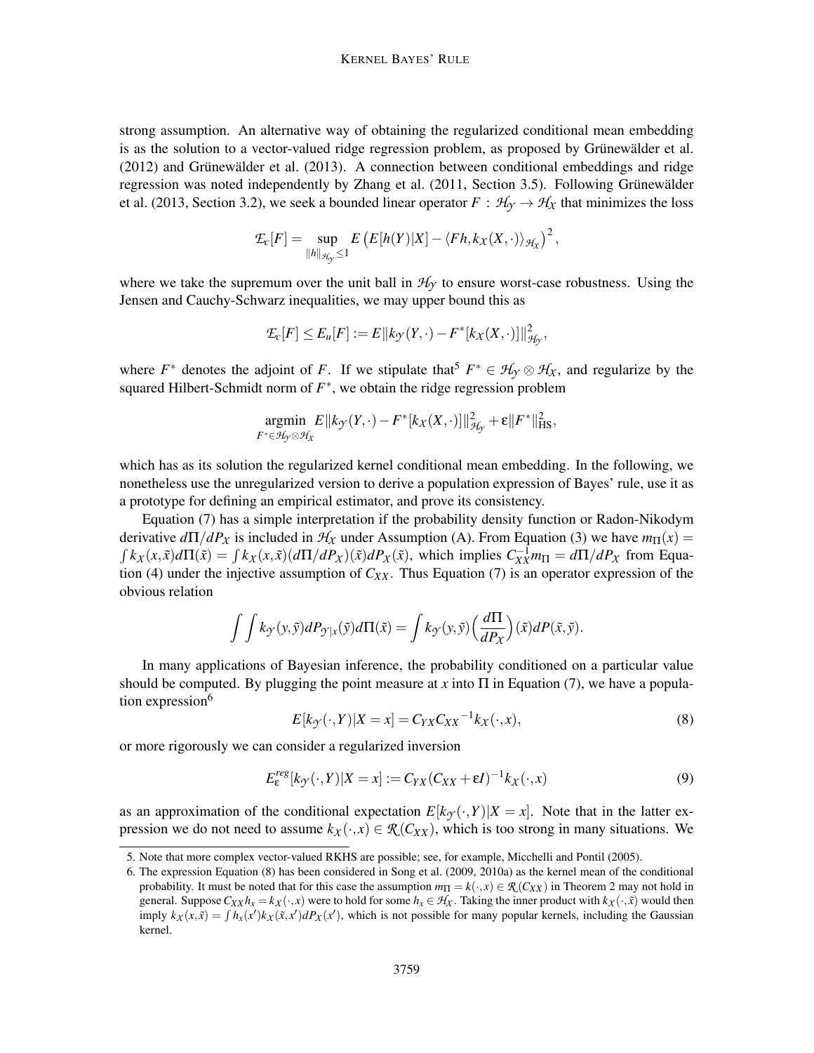strong assumption. An alternative way of obtaining the regularized conditional mean embedding is as the solution to a vector-valued ridge regression problem, as proposed by Grünewälder et al. (2012) and Grünewälder et al. (2013). A connection between conditional embeddings and ridge regression was noted independently by Zhang et al. (2011, Section 3.5). Following Grünewälder et al. (2013, Section 3.2), we seek a bounded linear operator $F : \mathcal{H}_\mathcal{Y} \to \mathcal{H}_\mathcal{X}$ that minimizes the loss

$$\mathcal{E}_c[F] = \sup_{\|h\|_{\mathcal{H}_\mathcal{Y}} \le 1} E\left(E[h(Y)|X] - \langle Fh, k_\mathcal{X}(X,\cdot)\rangle_{\mathcal{H}_\mathcal{X}}\right)^2,$$

where we take the supremum over the unit ball in $\mathcal{H}_\mathcal{Y}$ to ensure worst-case robustness. Using the Jensen and Cauchy-Schwarz inequalities, we may upper bound this as

$$\mathcal{E}_c[F] \le E_u[F] := E\|k_\mathcal{Y}(Y,\cdot) - F^*[k_\mathcal{X}(X,\cdot)]\|^2_{\mathcal{H}_\mathcal{Y}},$$

where $F^*$ denotes the adjoint of $F$. If we stipulate that[5] $F^* \in \mathcal{H}_\mathcal{Y} \otimes \mathcal{H}_\mathcal{X}$, and regularize by the squared Hilbert-Schmidt norm of $F^*$, we obtain the ridge regression problem

$$\operatorname*{argmin}_{F^* \in \mathcal{H}_\mathcal{Y} \otimes \mathcal{H}_\mathcal{X}} E\|k_\mathcal{Y}(Y,\cdot) - F^*[k_\mathcal{X}(X,\cdot)]\|^2_{\mathcal{H}_\mathcal{Y}} + \varepsilon\|F^*\|^2_{\text{HS}},$$

which has as its solution the regularized kernel conditional mean embedding. In the following, we nonetheless use the unregularized version to derive a population expression of Bayes' rule, use it as a prototype for defining an empirical estimator, and prove its consistency.

Equation (7) has a simple interpretation if the probability density function or Radon-Nikodym derivative $d\Pi/dP_X$ is included in $\mathcal{H}_\mathcal{X}$ under Assumption (A). From Equation (3) we have $m_\Pi(x) = \int k_\mathcal{X}(x,\tilde{x})d\Pi(\tilde{x}) = \int k_\mathcal{X}(x,\tilde{x})(d\Pi/dP_X)(\tilde{x})dP_X(\tilde{x})$, which implies $C_{XX}^{-1}m_\Pi = d\Pi/dP_X$ from Equation (4) under the injective assumption of $C_{XX}$. Thus Equation (7) is an operator expression of the obvious relation

$$\int\int k_\mathcal{Y}(y,\tilde{y})dP_{\mathcal{Y}|x}(\tilde{y})d\Pi(\tilde{x}) = \int k_\mathcal{Y}(y,\tilde{y})\Big(\frac{d\Pi}{dP_X}\Big)(\tilde{x})dP(\tilde{x},\tilde{y}).$$

In many applications of Bayesian inference, the probability conditioned on a particular value should be computed. By plugging the point measure at $x$ into $\Pi$ in Equation (7), we have a population expression[6]

$$E[k_\mathcal{Y}(\cdot,Y)|X=x] = C_{YX}C_{XX}{}^{-1}k_\mathcal{X}(\cdot,x), \tag{8}$$

or more rigorously we can consider a regularized inversion

$$E^{reg}_\varepsilon[k_\mathcal{Y}(\cdot,Y)|X=x] := C_{YX}(C_{XX}+\varepsilon I)^{-1}k_\mathcal{X}(\cdot,x) \tag{9}$$

as an approximation of the conditional expectation $E[k_\mathcal{Y}(\cdot,Y)|X=x]$. Note that in the latter expression we do not need to assume $k_\mathcal{X}(\cdot,x) \in \mathcal{R}(C_{XX})$, which is too strong in many situations. We

5. Note that more complex vector-valued RKHS are possible; see, for example, Micchelli and Pontil (2005).

6. The expression Equation (8) has been considered in Song et al. (2009, 2010a) as the kernel mean of the conditional probability. It must be noted that for this case the assumption $m_\Pi = k(\cdot,x) \in \mathcal{R}(C_{XX})$ in Theorem 2 may not hold in general. Suppose $C_{XX}h_x = k_\mathcal{X}(\cdot,x)$ were to hold for some $h_x \in \mathcal{H}_\mathcal{X}$. Taking the inner product with $k_\mathcal{X}(\cdot,\tilde{x})$ would then imply $k_\mathcal{X}(x,\tilde{x}) = \int h_x(x')k_\mathcal{X}(\tilde{x},x')dP_X(x')$, which is not possible for many popular kernels, including the Gaussian kernel.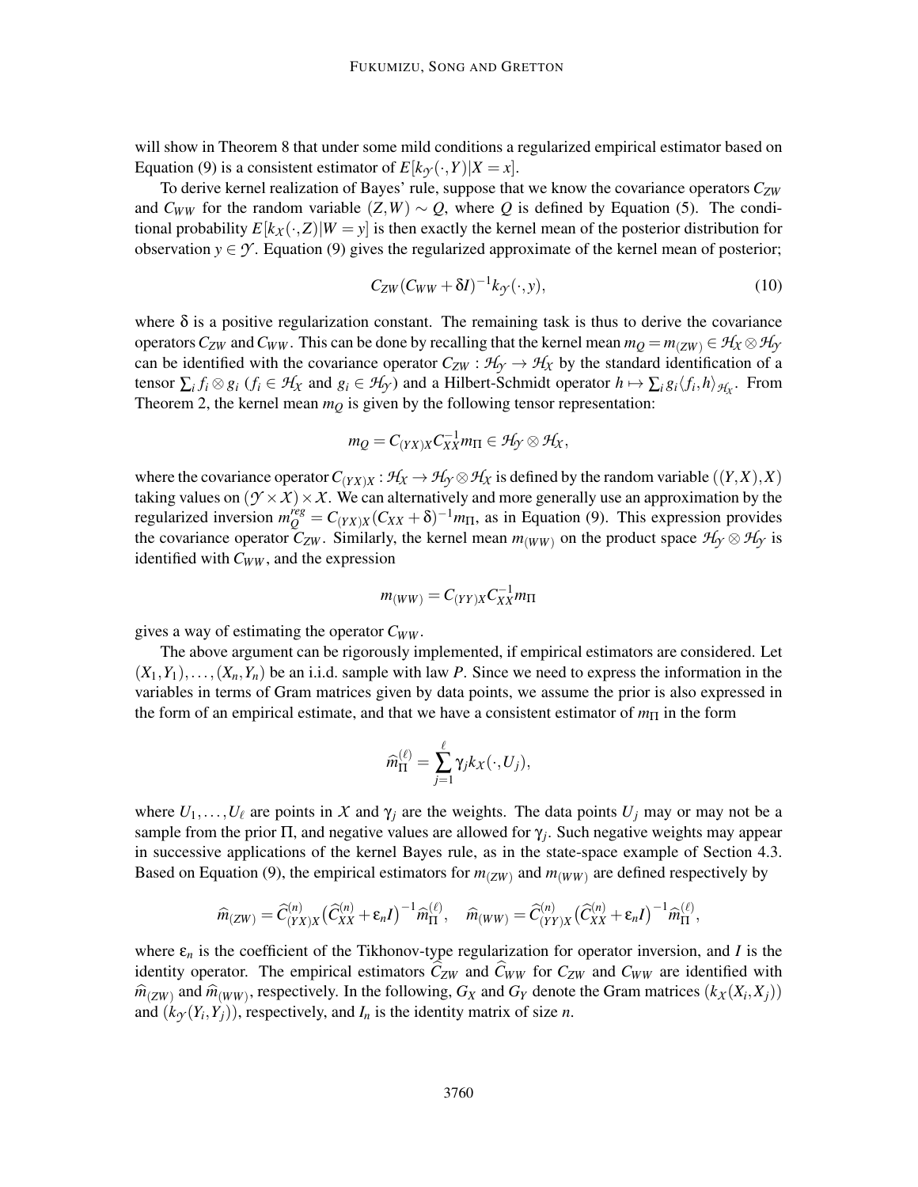will show in Theorem 8 that under some mild conditions a regularized empirical estimator based on Equation (9) is a consistent estimator of $E[k_{\mathcal{Y}}(\cdot,Y)|X=x]$.

To derive kernel realization of Bayes' rule, suppose that we know the covariance operators $C_{ZW}$ and $C_{WW}$ for the random variable $(Z,W) \sim Q$, where $Q$ is defined by Equation (5). The conditional probability $E[k_{\mathcal{X}}(\cdot,Z)|W=y]$ is then exactly the kernel mean of the posterior distribution for observation $y \in \mathcal{Y}$. Equation (9) gives the regularized approximate of the kernel mean of posterior;

$$C_{ZW}(C_{WW}+\delta I)^{-1}k_{\mathcal{Y}}(\cdot,y), \tag{10}$$

where $\delta$ is a positive regularization constant. The remaining task is thus to derive the covariance operators $C_{ZW}$ and $C_{WW}$. This can be done by recalling that the kernel mean $m_Q = m_{(ZW)} \in \mathcal{H}_{\mathcal{X}} \otimes \mathcal{H}_{\mathcal{Y}}$ can be identified with the covariance operator $C_{ZW}: \mathcal{H}_{\mathcal{Y}} \to \mathcal{H}_{\mathcal{X}}$ by the standard identification of a tensor $\sum_i f_i \otimes g_i$ ($f_i \in \mathcal{H}_{\mathcal{X}}$ and $g_i \in \mathcal{H}_{\mathcal{Y}}$) and a Hilbert-Schmidt operator $h \mapsto \sum_i g_i \langle f_i, h\rangle_{\mathcal{H}_{\mathcal{X}}}$. From Theorem 2, the kernel mean $m_Q$ is given by the following tensor representation:

$$m_Q = C_{(YX)X}C_{XX}^{-1}m_\Pi \in \mathcal{H}_{\mathcal{Y}} \otimes \mathcal{H}_{\mathcal{X}},$$

where the covariance operator $C_{(YX)X}: \mathcal{H}_{\mathcal{X}} \to \mathcal{H}_{\mathcal{Y}} \otimes \mathcal{H}_{\mathcal{X}}$ is defined by the random variable $((Y,X),X)$ taking values on $(\mathcal{Y}\times\mathcal{X})\times\mathcal{X}$. We can alternatively and more generally use an approximation by the regularized inversion $m_Q^{reg} = C_{(YX)X}(C_{XX}+\delta)^{-1}m_\Pi$, as in Equation (9). This expression provides the covariance operator $C_{ZW}$. Similarly, the kernel mean $m_{(WW)}$ on the product space $\mathcal{H}_{\mathcal{Y}} \otimes \mathcal{H}_{\mathcal{Y}}$ is identified with $C_{WW}$, and the expression

$$m_{(WW)} = C_{(YY)X}C_{XX}^{-1}m_\Pi$$

gives a way of estimating the operator $C_{WW}$.

The above argument can be rigorously implemented, if empirical estimators are considered. Let $(X_1,Y_1),\ldots,(X_n,Y_n)$ be an i.i.d. sample with law $P$. Since we need to express the information in the variables in terms of Gram matrices given by data points, we assume the prior is also expressed in the form of an empirical estimate, and that we have a consistent estimator of $m_\Pi$ in the form

$$\widehat{m}_\Pi^{(\ell)} = \sum_{j=1}^{\ell} \gamma_j k_{\mathcal{X}}(\cdot,U_j),$$

where $U_1,\ldots,U_\ell$ are points in $\mathcal{X}$ and $\gamma_j$ are the weights. The data points $U_j$ may or may not be a sample from the prior $\Pi$, and negative values are allowed for $\gamma_j$. Such negative weights may appear in successive applications of the kernel Bayes rule, as in the state-space example of Section 4.3. Based on Equation (9), the empirical estimators for $m_{(ZW)}$ and $m_{(WW)}$ are defined respectively by

$$\widehat{m}_{(ZW)} = \widehat{C}_{(YX)X}^{(n)}\big(\widehat{C}_{XX}^{(n)}+\varepsilon_n I\big)^{-1}\widehat{m}_\Pi^{(\ell)}, \quad \widehat{m}_{(WW)} = \widehat{C}_{(YY)X}^{(n)}\big(\widehat{C}_{XX}^{(n)}+\varepsilon_n I\big)^{-1}\widehat{m}_\Pi^{(\ell)},$$

where $\varepsilon_n$ is the coefficient of the Tikhonov-type regularization for operator inversion, and $I$ is the identity operator. The empirical estimators $\widehat{C}_{ZW}$ and $\widehat{C}_{WW}$ for $C_{ZW}$ and $C_{WW}$ are identified with $\widehat{m}_{(ZW)}$ and $\widehat{m}_{(WW)}$, respectively. In the following, $G_X$ and $G_Y$ denote the Gram matrices $(k_{\mathcal{X}}(X_i,X_j))$ and $(k_{\mathcal{Y}}(Y_i,Y_j))$, respectively, and $I_n$ is the identity matrix of size $n$.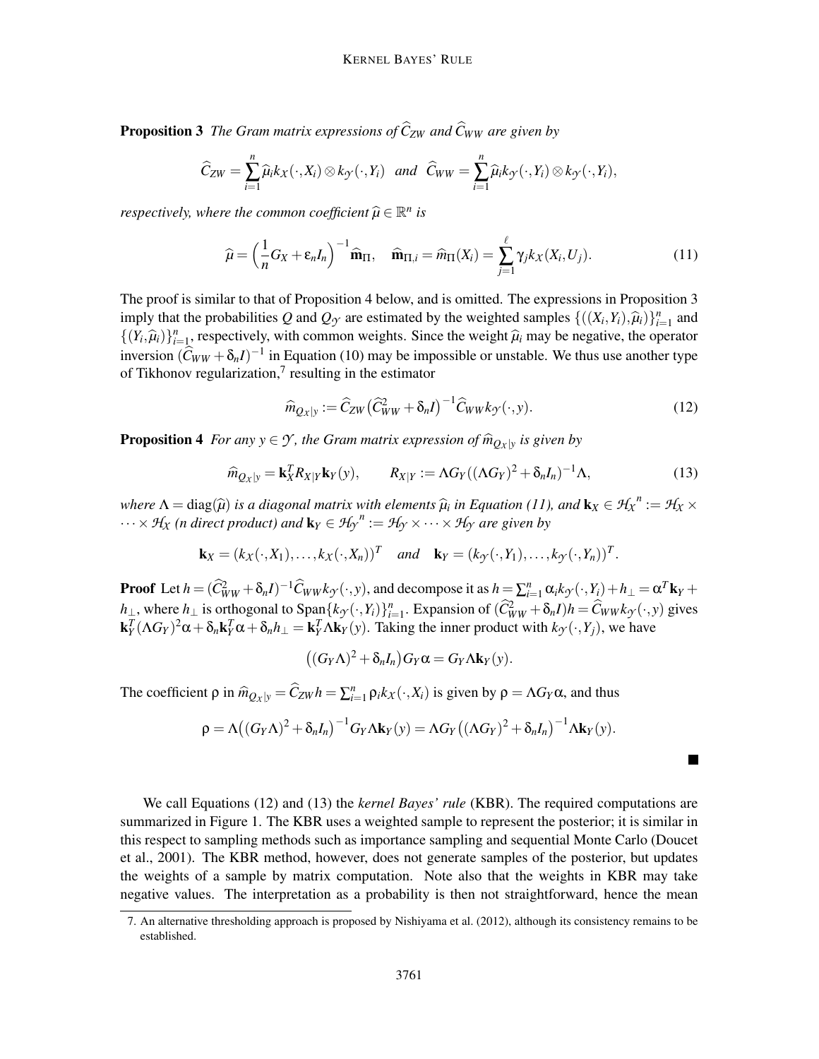**Proposition 3** *The Gram matrix expressions of $\widehat{C}_{ZW}$ and $\widehat{C}_{WW}$ are given by*

$$\widehat{C}_{ZW} = \sum_{i=1}^{n} \widehat{\mu}_i k_{\mathcal{X}}(\cdot, X_i) \otimes k_{\mathcal{Y}}(\cdot, Y_i) \quad \text{and} \quad \widehat{C}_{WW} = \sum_{i=1}^{n} \widehat{\mu}_i k_{\mathcal{Y}}(\cdot, Y_i) \otimes k_{\mathcal{Y}}(\cdot, Y_i),$$

*respectively, where the common coefficient $\widehat{\mu} \in \mathbb{R}^n$ is*

$$\widehat{\mu} = \Big(\frac{1}{n} G_X + \varepsilon_n I_n\Big)^{-1} \widehat{\mathbf{m}}_\Pi, \quad \widehat{\mathbf{m}}_{\Pi,i} = \widehat{m}_\Pi(X_i) = \sum_{j=1}^{\ell} \gamma_j k_{\mathcal{X}}(X_i, U_j). \tag{11}$$

The proof is similar to that of Proposition 4 below, and is omitted. The expressions in Proposition 3 imply that the probabilities $Q$ and $Q_{\mathcal{Y}}$ are estimated by the weighted samples $\{((X_i, Y_i), \widehat{\mu}_i)\}_{i=1}^n$ and $\{(Y_i, \widehat{\mu}_i)\}_{i=1}^n$, respectively, with common weights. Since the weight $\widehat{\mu}_i$ may be negative, the operator inversion $(\widehat{C}_{WW} + \delta_n I)^{-1}$ in Equation (10) may be impossible or unstable. We thus use another type of Tikhonov regularization,[7] resulting in the estimator

$$\widehat{m}_{Q_{\mathcal{X}}|y} := \widehat{C}_{ZW}\big(\widehat{C}_{WW}^2 + \delta_n I\big)^{-1} \widehat{C}_{WW} k_{\mathcal{Y}}(\cdot, y). \tag{12}$$

**Proposition 4** *For any $y \in \mathcal{Y}$, the Gram matrix expression of $\widehat{m}_{Q_{\mathcal{X}}|y}$ is given by*

$$\widehat{m}_{Q_{\mathcal{X}}|y} = \mathbf{k}_X^T R_{X|Y} \mathbf{k}_Y(y), \qquad R_{X|Y} := \Lambda G_Y ((\Lambda G_Y)^2 + \delta_n I_n)^{-1} \Lambda, \tag{13}$$

*where $\Lambda = \operatorname{diag}(\widehat{\mu})$ is a diagonal matrix with elements $\widehat{\mu}_i$ in Equation (11), and $\mathbf{k}_X \in \mathcal{H}_{\mathcal{X}}{}^n := \mathcal{H}_{\mathcal{X}} \times \cdots \times \mathcal{H}_{\mathcal{X}}$ (n direct product) and $\mathbf{k}_Y \in \mathcal{H}_{\mathcal{Y}}{}^n := \mathcal{H}_{\mathcal{Y}} \times \cdots \times \mathcal{H}_{\mathcal{Y}}$ are given by*

$$\mathbf{k}_X = (k_{\mathcal{X}}(\cdot, X_1), \ldots, k_{\mathcal{X}}(\cdot, X_n))^T \quad \text{and} \quad \mathbf{k}_Y = (k_{\mathcal{Y}}(\cdot, Y_1), \ldots, k_{\mathcal{Y}}(\cdot, Y_n))^T.$$

**Proof** Let $h = (\widehat{C}_{WW}^2 + \delta_n I)^{-1} \widehat{C}_{WW} k_{\mathcal{Y}}(\cdot, y)$, and decompose it as $h = \sum_{i=1}^n \alpha_i k_{\mathcal{Y}}(\cdot, Y_i) + h_\perp = \alpha^T \mathbf{k}_Y + h_\perp$, where $h_\perp$ is orthogonal to $\operatorname{Span}\{k_{\mathcal{Y}}(\cdot, Y_i)\}_{i=1}^n$. Expansion of $(\widehat{C}_{WW}^2 + \delta_n I)h = \widehat{C}_{WW} k_{\mathcal{Y}}(\cdot, y)$ gives $\mathbf{k}_Y^T (\Lambda G_Y)^2 \alpha + \delta_n \mathbf{k}_Y^T \alpha + \delta_n h_\perp = \mathbf{k}_Y^T \Lambda \mathbf{k}_Y(y)$. Taking the inner product with $k_{\mathcal{Y}}(\cdot, Y_j)$, we have

$$\big((G_Y \Lambda)^2 + \delta_n I_n\big) G_Y \alpha = G_Y \Lambda \mathbf{k}_Y(y).$$

The coefficient $\rho$ in $\widehat{m}_{Q_{\mathcal{X}}|y} = \widehat{C}_{ZW} h = \sum_{i=1}^n \rho_i k_{\mathcal{X}}(\cdot, X_i)$ is given by $\rho = \Lambda G_Y \alpha$, and thus

$$\rho = \Lambda\big((G_Y \Lambda)^2 + \delta_n I_n\big)^{-1} G_Y \Lambda \mathbf{k}_Y(y) = \Lambda G_Y \big((\Lambda G_Y)^2 + \delta_n I_n\big)^{-1} \Lambda \mathbf{k}_Y(y).$$

■

We call Equations (12) and (13) the *kernel Bayes' rule* (KBR). The required computations are summarized in Figure 1. The KBR uses a weighted sample to represent the posterior; it is similar in this respect to sampling methods such as importance sampling and sequential Monte Carlo (Doucet et al., 2001). The KBR method, however, does not generate samples of the posterior, but updates the weights of a sample by matrix computation. Note also that the weights in KBR may take negative values. The interpretation as a probability is then not straightforward, hence the mean

7. An alternative thresholding approach is proposed by Nishiyama et al. (2012), although its consistency remains to be established.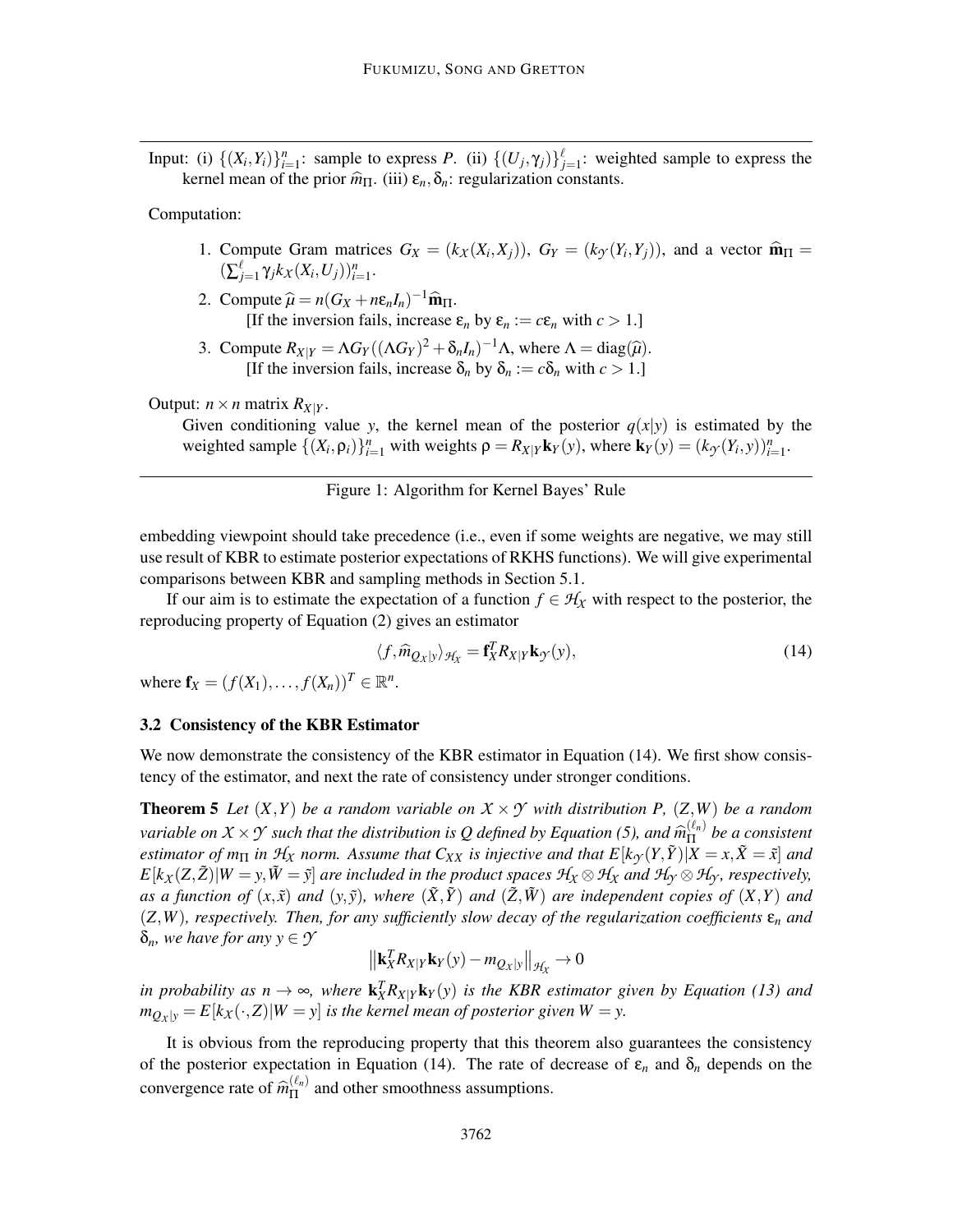Input: (i) $\{(X_i, Y_i)\}_{i=1}^n$: sample to express $P$. (ii) $\{(U_j, \gamma_j)\}_{j=1}^\ell$: weighted sample to express the kernel mean of the prior $\widehat{m}_\Pi$. (iii) $\varepsilon_n, \delta_n$: regularization constants.

Computation:

1. Compute Gram matrices $G_X = (k_X(X_i, X_j))$, $G_Y = (k_{\mathcal{Y}}(Y_i, Y_j))$, and a vector $\widehat{\mathbf{m}}_\Pi = (\sum_{j=1}^\ell \gamma_j k_X(X_i, U_j))_{i=1}^n$.
2. Compute $\widehat{\mu} = n(G_X + n\varepsilon_n I_n)^{-1}\widehat{\mathbf{m}}_\Pi$.
   [If the inversion fails, increase $\varepsilon_n$ by $\varepsilon_n := c\varepsilon_n$ with $c > 1$.]
3. Compute $R_{X|Y} = \Lambda G_Y((\Lambda G_Y)^2 + \delta_n I_n)^{-1}\Lambda$, where $\Lambda = \mathrm{diag}(\widehat{\mu})$.
   [If the inversion fails, increase $\delta_n$ by $\delta_n := c\delta_n$ with $c > 1$.]

Output: $n \times n$ matrix $R_{X|Y}$.

Given conditioning value $y$, the kernel mean of the posterior $q(x|y)$ is estimated by the weighted sample $\{(X_i, \rho_i)\}_{i=1}^n$ with weights $\rho = R_{X|Y}\mathbf{k}_Y(y)$, where $\mathbf{k}_Y(y) = (k_{\mathcal{Y}}(Y_i, y))_{i=1}^n$.

Figure 1: Algorithm for Kernel Bayes' Rule

embedding viewpoint should take precedence (i.e., even if some weights are negative, we may still use result of KBR to estimate posterior expectations of RKHS functions). We will give experimental comparisons between KBR and sampling methods in Section 5.1.

If our aim is to estimate the expectation of a function $f \in \mathcal{H}_X$ with respect to the posterior, the reproducing property of Equation (2) gives an estimator

$$\langle f, \widehat{m}_{Q_X|y}\rangle_{\mathcal{H}_X} = \mathbf{f}_X^T R_{X|Y}\mathbf{k}_{\mathcal{Y}}(y), \tag{14}$$

where $\mathbf{f}_X = (f(X_1), \ldots, f(X_n))^T \in \mathbb{R}^n$.

### 3.2 Consistency of the KBR Estimator

We now demonstrate the consistency of the KBR estimator in Equation (14). We first show consistency of the estimator, and next the rate of consistency under stronger conditions.

**Theorem 5** *Let $(X,Y)$ be a random variable on $\mathcal{X} \times \mathcal{Y}$ with distribution $P$, $(Z,W)$ be a random variable on $\mathcal{X} \times \mathcal{Y}$ such that the distribution is $Q$ defined by Equation (5), and $\widehat{m}_\Pi^{(\ell_n)}$ be a consistent estimator of $m_\Pi$ in $\mathcal{H}_X$ norm. Assume that $C_{XX}$ is injective and that $E[k_{\mathcal{Y}}(Y, \tilde{Y})|X = x, \tilde{X} = \tilde{x}]$ and $E[k_X(Z, \tilde{Z})|W = y, \tilde{W} = \tilde{y}]$ are included in the product spaces $\mathcal{H}_X \otimes \mathcal{H}_X$ and $\mathcal{H}_{\mathcal{Y}} \otimes \mathcal{H}_{\mathcal{Y}}$, respectively, as a function of $(x, \tilde{x})$ and $(y, \tilde{y})$, where $(\tilde{X}, \tilde{Y})$ and $(\tilde{Z}, \tilde{W})$ are independent copies of $(X,Y)$ and $(Z,W)$, respectively. Then, for any sufficiently slow decay of the regularization coefficients $\varepsilon_n$ and $\delta_n$, we have for any $y \in \mathcal{Y}$*

$$\left\|\mathbf{k}_X^T R_{X|Y}\mathbf{k}_Y(y) - m_{Q_X|y}\right\|_{\mathcal{H}_X} \to 0$$

*in probability as $n \to \infty$, where $\mathbf{k}_X^T R_{X|Y}\mathbf{k}_Y(y)$ is the KBR estimator given by Equation (13) and $m_{Q_X|y} = E[k_X(\cdot, Z)|W = y]$ is the kernel mean of posterior given $W = y$.*

It is obvious from the reproducing property that this theorem also guarantees the consistency of the posterior expectation in Equation (14). The rate of decrease of $\varepsilon_n$ and $\delta_n$ depends on the convergence rate of $\widehat{m}_\Pi^{(\ell_n)}$ and other smoothness assumptions.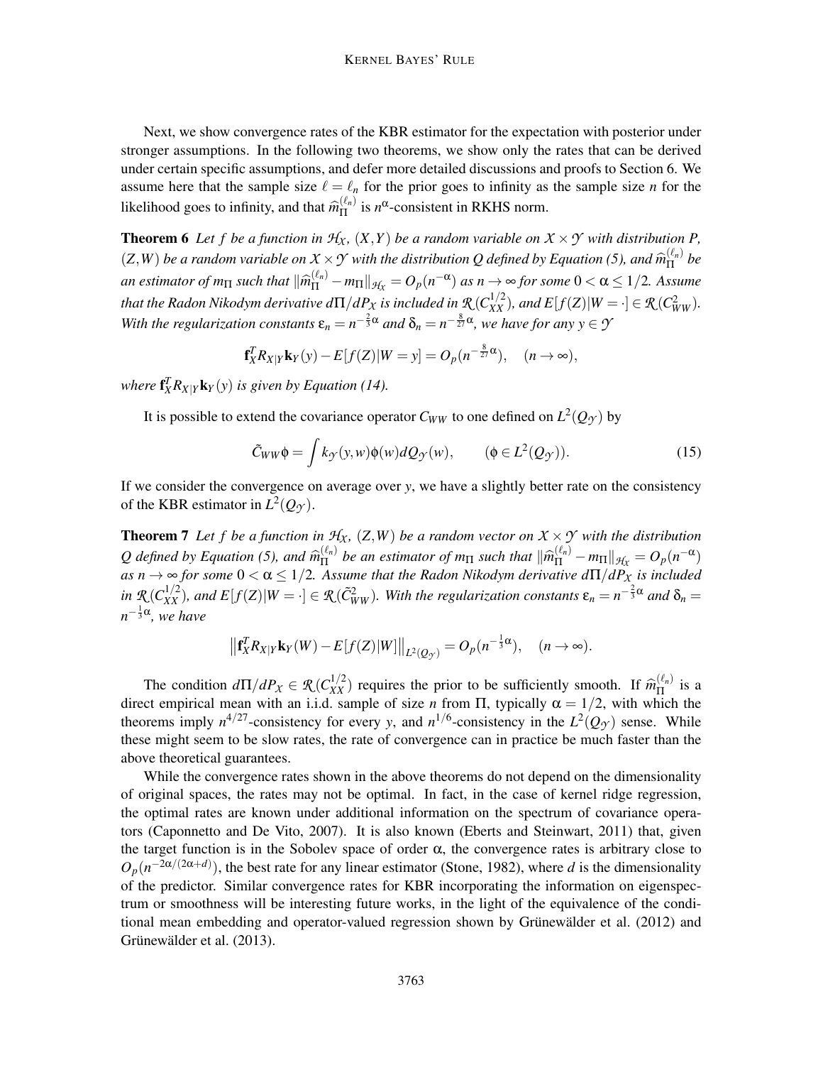Next, we show convergence rates of the KBR estimator for the expectation with posterior under stronger assumptions. In the following two theorems, we show only the rates that can be derived under certain specific assumptions, and defer more detailed discussions and proofs to Section 6. We assume here that the sample size $\ell = \ell_n$ for the prior goes to infinity as the sample size $n$ for the likelihood goes to infinity, and that $\widehat{m}_\Pi^{(\ell_n)}$ is $n^\alpha$-consistent in RKHS norm.

**Theorem 6** *Let $f$ be a function in $\mathcal{H}_\mathcal{X}$, $(X,Y)$ be a random variable on $\mathcal{X}\times\mathcal{Y}$ with distribution $P$, $(Z,W)$ be a random variable on $\mathcal{X}\times\mathcal{Y}$ with the distribution $Q$ defined by Equation (5), and $\widehat{m}_\Pi^{(\ell_n)}$ be an estimator of $m_\Pi$ such that $\|\widehat{m}_\Pi^{(\ell_n)} - m_\Pi\|_{\mathcal{H}_\mathcal{X}} = O_p(n^{-\alpha})$ as $n\to\infty$ for some $0<\alpha\leq 1/2$. Assume that the Radon Nikodym derivative $d\Pi/dP_\mathcal{X}$ is included in $\mathcal{R}(C_{XX}^{1/2})$, and $E[f(Z)|W=\cdot]\in\mathcal{R}(C_{WW}^2)$. With the regularization constants $\varepsilon_n = n^{-\frac{2}{3}\alpha}$ and $\delta_n = n^{-\frac{8}{27}\alpha}$, we have for any $y\in\mathcal{Y}$*

$$
\mathbf{f}_X^T R_{X|Y}\mathbf{k}_Y(y) - E[f(Z)|W=y] = O_p(n^{-\frac{8}{27}\alpha}), \quad (n\to\infty),
$$

*where $\mathbf{f}_X^T R_{X|Y}\mathbf{k}_Y(y)$ is given by Equation (14).*

It is possible to extend the covariance operator $C_{WW}$ to one defined on $L^2(Q_\mathcal{Y})$ by

$$
\tilde{C}_{WW}\phi = \int k_\mathcal{Y}(y,w)\phi(w)dQ_\mathcal{Y}(w), \qquad (\phi\in L^2(Q_\mathcal{Y})). \tag{15}
$$

If we consider the convergence on average over $y$, we have a slightly better rate on the consistency of the KBR estimator in $L^2(Q_\mathcal{Y})$.

**Theorem 7** *Let $f$ be a function in $\mathcal{H}_\mathcal{X}$, $(Z,W)$ be a random vector on $\mathcal{X}\times\mathcal{Y}$ with the distribution $Q$ defined by Equation (5), and $\widehat{m}_\Pi^{(\ell_n)}$ be an estimator of $m_\Pi$ such that $\|\widehat{m}_\Pi^{(\ell_n)} - m_\Pi\|_{\mathcal{H}_\mathcal{X}} = O_p(n^{-\alpha})$ as $n\to\infty$ for some $0<\alpha\leq 1/2$. Assume that the Radon Nikodym derivative $d\Pi/dP_\mathcal{X}$ is included in $\mathcal{R}(C_{XX}^{1/2})$, and $E[f(Z)|W=\cdot]\in\mathcal{R}(\tilde{C}_{WW}^2)$. With the regularization constants $\varepsilon_n = n^{-\frac{2}{3}\alpha}$ and $\delta_n = n^{-\frac{1}{3}\alpha}$, we have*

$$
\left\|\mathbf{f}_X^T R_{X|Y}\mathbf{k}_Y(W) - E[f(Z)|W]\right\|_{L^2(Q_\mathcal{Y})} = O_p(n^{-\frac{1}{3}\alpha}), \quad (n\to\infty).
$$

The condition $d\Pi/dP_\mathcal{X}\in\mathcal{R}(C_{XX}^{1/2})$ requires the prior to be sufficiently smooth. If $\widehat{m}_\Pi^{(\ell_n)}$ is a direct empirical mean with an i.i.d. sample of size $n$ from $\Pi$, typically $\alpha = 1/2$, with which the theorems imply $n^{4/27}$-consistency for every $y$, and $n^{1/6}$-consistency in the $L^2(Q_\mathcal{Y})$ sense. While these might seem to be slow rates, the rate of convergence can in practice be much faster than the above theoretical guarantees.

While the convergence rates shown in the above theorems do not depend on the dimensionality of original spaces, the rates may not be optimal. In fact, in the case of kernel ridge regression, the optimal rates are known under additional information on the spectrum of covariance operators (Caponnetto and De Vito, 2007). It is also known (Eberts and Steinwart, 2011) that, given the target function is in the Sobolev space of order $\alpha$, the convergence rates is arbitrary close to $O_p(n^{-2\alpha/(2\alpha+d)})$, the best rate for any linear estimator (Stone, 1982), where $d$ is the dimensionality of the predictor. Similar convergence rates for KBR incorporating the information on eigenspectrum or smoothness will be interesting future works, in the light of the equivalence of the conditional mean embedding and operator-valued regression shown by Grünewälder et al. (2012) and Grünewälder et al. (2013).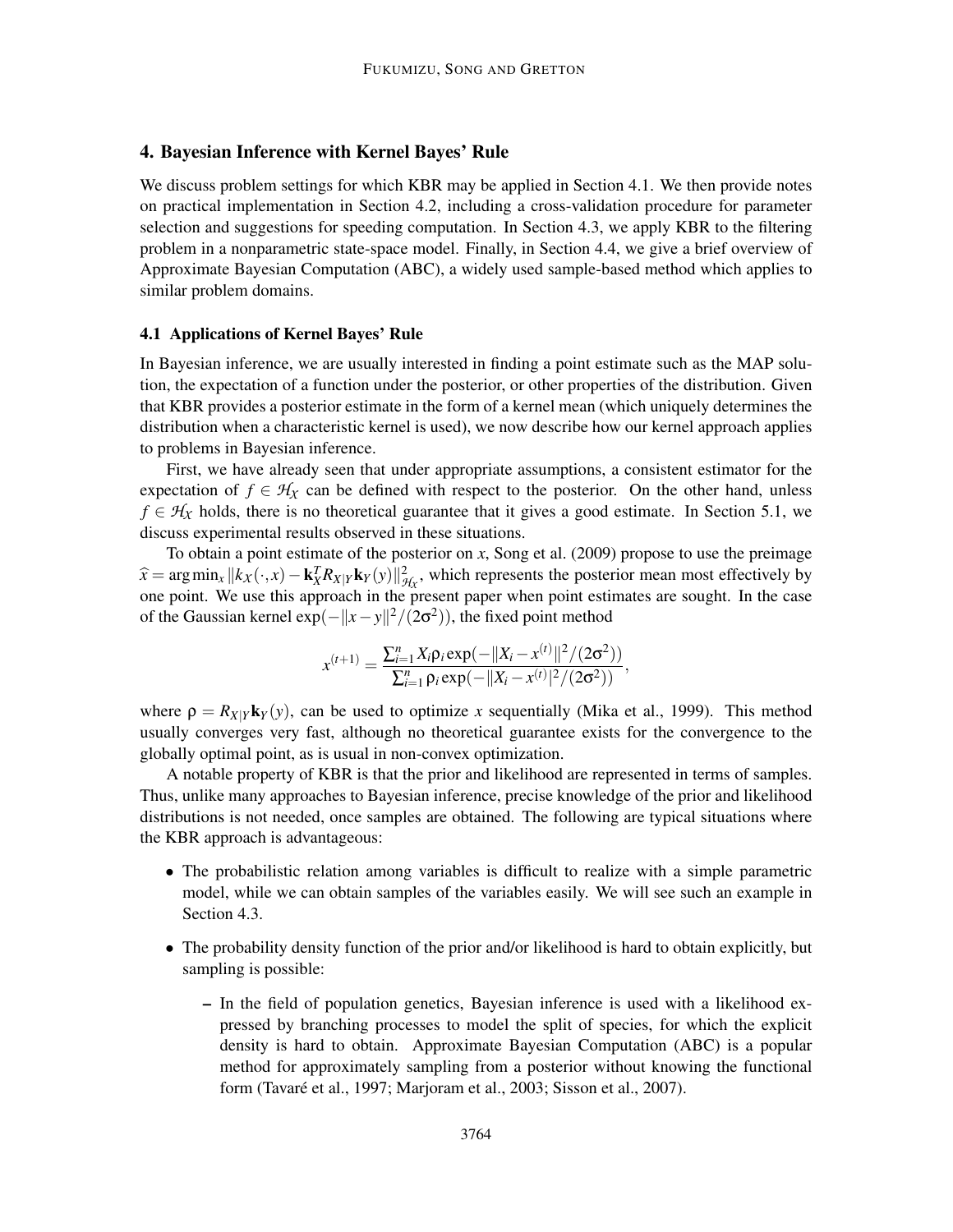## 4. Bayesian Inference with Kernel Bayes' Rule

We discuss problem settings for which KBR may be applied in Section 4.1. We then provide notes on practical implementation in Section 4.2, including a cross-validation procedure for parameter selection and suggestions for speeding computation. In Section 4.3, we apply KBR to the filtering problem in a nonparametric state-space model. Finally, in Section 4.4, we give a brief overview of Approximate Bayesian Computation (ABC), a widely used sample-based method which applies to similar problem domains.

### 4.1 Applications of Kernel Bayes' Rule

In Bayesian inference, we are usually interested in finding a point estimate such as the MAP solution, the expectation of a function under the posterior, or other properties of the distribution. Given that KBR provides a posterior estimate in the form of a kernel mean (which uniquely determines the distribution when a characteristic kernel is used), we now describe how our kernel approach applies to problems in Bayesian inference.

First, we have already seen that under appropriate assumptions, a consistent estimator for the expectation of $f \in \mathcal{H}_\mathcal{X}$ can be defined with respect to the posterior. On the other hand, unless $f \in \mathcal{H}_\mathcal{X}$ holds, there is no theoretical guarantee that it gives a good estimate. In Section 5.1, we discuss experimental results observed in these situations.

To obtain a point estimate of the posterior on $x$, Song et al. (2009) propose to use the preimage $\widehat{x} = \arg\min_x \|k_\mathcal{X}(\cdot, x) - \mathbf{k}_X^T R_{X|Y} \mathbf{k}_Y(y)\|^2_{\mathcal{H}_\mathcal{X}}$, which represents the posterior mean most effectively by one point. We use this approach in the present paper when point estimates are sought. In the case of the Gaussian kernel $\exp(-\|x-y\|^2/(2\sigma^2))$, the fixed point method

$$x^{(t+1)} = \frac{\sum_{i=1}^n X_i \rho_i \exp(-\|X_i - x^{(t)}\|^2/(2\sigma^2))}{\sum_{i=1}^n \rho_i \exp(-\|X_i - x^{(t)}|^2/(2\sigma^2))},$$

where $\rho = R_{X|Y}\mathbf{k}_Y(y)$, can be used to optimize $x$ sequentially (Mika et al., 1999). This method usually converges very fast, although no theoretical guarantee exists for the convergence to the globally optimal point, as is usual in non-convex optimization.

A notable property of KBR is that the prior and likelihood are represented in terms of samples. Thus, unlike many approaches to Bayesian inference, precise knowledge of the prior and likelihood distributions is not needed, once samples are obtained. The following are typical situations where the KBR approach is advantageous:

- The probabilistic relation among variables is difficult to realize with a simple parametric model, while we can obtain samples of the variables easily. We will see such an example in Section 4.3.
- The probability density function of the prior and/or likelihood is hard to obtain explicitly, but sampling is possible:
  - In the field of population genetics, Bayesian inference is used with a likelihood expressed by branching processes to model the split of species, for which the explicit density is hard to obtain. Approximate Bayesian Computation (ABC) is a popular method for approximately sampling from a posterior without knowing the functional form (Tavaré et al., 1997; Marjoram et al., 2003; Sisson et al., 2007).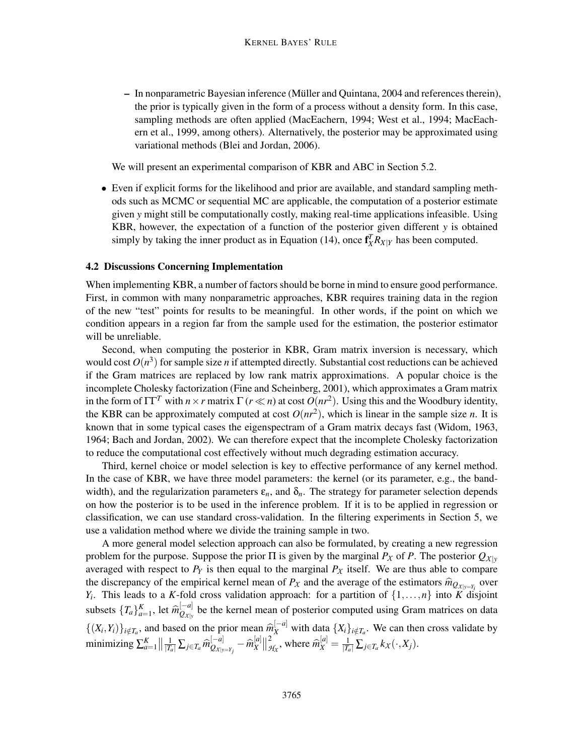- In nonparametric Bayesian inference (Müller and Quintana, 2004 and references therein), the prior is typically given in the form of a process without a density form. In this case, sampling methods are often applied (MacEachern, 1994; West et al., 1994; MacEachern et al., 1999, among others). Alternatively, the posterior may be approximated using variational methods (Blei and Jordan, 2006).

  We will present an experimental comparison of KBR and ABC in Section 5.2.

- Even if explicit forms for the likelihood and prior are available, and standard sampling methods such as MCMC or sequential MC are applicable, the computation of a posterior estimate given $y$ might still be computationally costly, making real-time applications infeasible. Using KBR, however, the expectation of a function of the posterior given different $y$ is obtained simply by taking the inner product as in Equation (14), once $\mathbf{f}_X^T R_{X|Y}$ has been computed.

### 4.2 Discussions Concerning Implementation

When implementing KBR, a number of factors should be borne in mind to ensure good performance. First, in common with many nonparametric approaches, KBR requires training data in the region of the new "test" points for results to be meaningful. In other words, if the point on which we condition appears in a region far from the sample used for the estimation, the posterior estimator will be unreliable.

Second, when computing the posterior in KBR, Gram matrix inversion is necessary, which would cost $O(n^3)$ for sample size $n$ if attempted directly. Substantial cost reductions can be achieved if the Gram matrices are replaced by low rank matrix approximations. A popular choice is the incomplete Cholesky factorization (Fine and Scheinberg, 2001), which approximates a Gram matrix in the form of $\Gamma\Gamma^T$ with $n \times r$ matrix $\Gamma$ ($r \ll n$) at cost $O(nr^2)$. Using this and the Woodbury identity, the KBR can be approximately computed at cost $O(nr^2)$, which is linear in the sample size $n$. It is known that in some typical cases the eigenspectram of a Gram matrix decays fast (Widom, 1963, 1964; Bach and Jordan, 2002). We can therefore expect that the incomplete Cholesky factorization to reduce the computational cost effectively without much degrading estimation accuracy.

Third, kernel choice or model selection is key to effective performance of any kernel method. In the case of KBR, we have three model parameters: the kernel (or its parameter, e.g., the bandwidth), and the regularization parameters $\varepsilon_n$, and $\delta_n$. The strategy for parameter selection depends on how the posterior is to be used in the inference problem. If it is to be applied in regression or classification, we can use standard cross-validation. In the filtering experiments in Section 5, we use a validation method where we divide the training sample in two.

A more general model selection approach can also be formulated, by creating a new regression problem for the purpose. Suppose the prior $\Pi$ is given by the marginal $P_X$ of $P$. The posterior $Q_{X|y}$ averaged with respect to $P_Y$ is then equal to the marginal $P_X$ itself. We are thus able to compare the discrepancy of the empirical kernel mean of $P_X$ and the average of the estimators $\widehat{m}_{Q_{X|y=Y_i}}$ over $Y_i$. This leads to a $K$-fold cross validation approach: for a partition of $\{1,\ldots,n\}$ into $K$ disjoint subsets $\{T_a\}_{a=1}^K$, let $\widehat{m}_{Q_{X|y}}^{[-a]}$ be the kernel mean of posterior computed using Gram matrices on data $\{(X_i,Y_i)\}_{i\notin T_a}$, and based on the prior mean $\widehat{m}_X^{[-a]}$ with data $\{X_i\}_{i\notin T_a}$. We can then cross validate by minimizing $\sum_{a=1}^K \big\| \frac{1}{|T_a|}\sum_{j\in T_a} \widehat{m}_{Q_{X|y=Y_j}}^{[-a]} - \widehat{m}_X^{[a]} \big\|_{\mathcal{H}_X}^2$, where $\widehat{m}_X^{[a]} = \frac{1}{|T_a|}\sum_{j\in T_a} k_X(\cdot, X_j)$.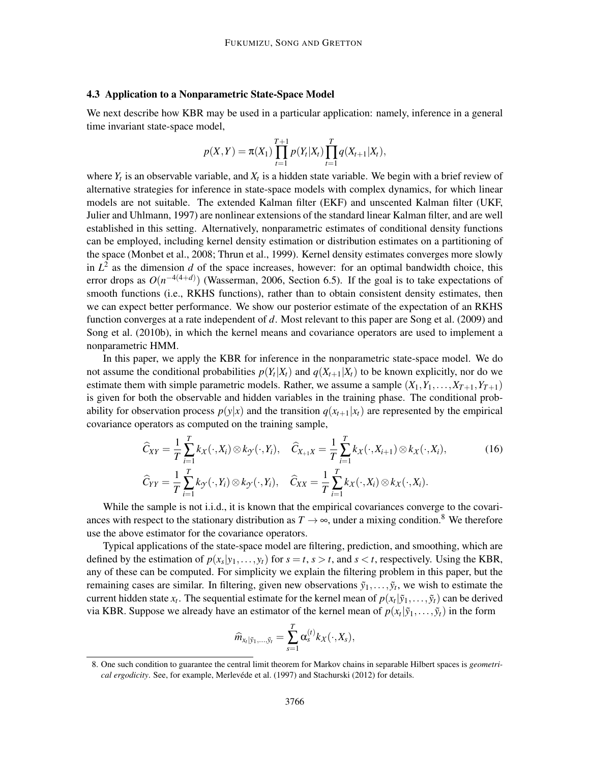### 4.3 Application to a Nonparametric State-Space Model

We next describe how KBR may be used in a particular application: namely, inference in a general time invariant state-space model,

$$p(X,Y) = \pi(X_1)\prod_{t=1}^{T+1} p(Y_t|X_t)\prod_{t=1}^{T} q(X_{t+1}|X_t),$$

where $Y_t$ is an observable variable, and $X_t$ is a hidden state variable. We begin with a brief review of alternative strategies for inference in state-space models with complex dynamics, for which linear models are not suitable. The extended Kalman filter (EKF) and unscented Kalman filter (UKF, Julier and Uhlmann, 1997) are nonlinear extensions of the standard linear Kalman filter, and are well established in this setting. Alternatively, nonparametric estimates of conditional density functions can be employed, including kernel density estimation or distribution estimates on a partitioning of the space (Monbet et al., 2008; Thrun et al., 1999). Kernel density estimates converges more slowly in $L^2$ as the dimension $d$ of the space increases, however: for an optimal bandwidth choice, this error drops as $O(n^{-4(4+d)})$ (Wasserman, 2006, Section 6.5). If the goal is to take expectations of smooth functions (i.e., RKHS functions), rather than to obtain consistent density estimates, then we can expect better performance. We show our posterior estimate of the expectation of an RKHS function converges at a rate independent of $d$. Most relevant to this paper are Song et al. (2009) and Song et al. (2010b), in which the kernel means and covariance operators are used to implement a nonparametric HMM.

In this paper, we apply the KBR for inference in the nonparametric state-space model. We do not assume the conditional probabilities $p(Y_t|X_t)$ and $q(X_{t+1}|X_t)$ to be known explicitly, nor do we estimate them with simple parametric models. Rather, we assume a sample $(X_1,Y_1,\ldots,X_{T+1},Y_{T+1})$ is given for both the observable and hidden variables in the training phase. The conditional probability for observation process $p(y|x)$ and the transition $q(x_{t+1}|x_t)$ are represented by the empirical covariance operators as computed on the training sample,

$$\widehat{C}_{XY} = \frac{1}{T}\sum_{i=1}^{T} k_{\mathcal{X}}(\cdot,X_i)\otimes k_{\mathcal{Y}}(\cdot,Y_i), \quad \widehat{C}_{X_{+1}X} = \frac{1}{T}\sum_{i=1}^{T} k_{\mathcal{X}}(\cdot,X_{i+1})\otimes k_{\mathcal{X}}(\cdot,X_i), \tag{16}$$

$$\widehat{C}_{YY} = \frac{1}{T}\sum_{i=1}^{T} k_{\mathcal{Y}}(\cdot,Y_i)\otimes k_{\mathcal{Y}}(\cdot,Y_i), \quad \widehat{C}_{XX} = \frac{1}{T}\sum_{i=1}^{T} k_{\mathcal{X}}(\cdot,X_i)\otimes k_{\mathcal{X}}(\cdot,X_i).$$

While the sample is not i.i.d., it is known that the empirical covariances converge to the covariances with respect to the stationary distribution as $T\to\infty$, under a mixing condition.[8] We therefore use the above estimator for the covariance operators.

Typical applications of the state-space model are filtering, prediction, and smoothing, which are defined by the estimation of $p(x_s|y_1,\ldots,y_t)$ for $s=t$, $s>t$, and $s<t$, respectively. Using the KBR, any of these can be computed. For simplicity we explain the filtering problem in this paper, but the remaining cases are similar. In filtering, given new observations $\tilde{y}_1,\ldots,\tilde{y}_t$, we wish to estimate the current hidden state $x_t$. The sequential estimate for the kernel mean of $p(x_t|\tilde{y}_1,\ldots,\tilde{y}_t)$ can be derived via KBR. Suppose we already have an estimator of the kernel mean of $p(x_t|\tilde{y}_1,\ldots,\tilde{y}_t)$ in the form

$$\widehat{m}_{x_t|\tilde{y}_1,\ldots,\tilde{y}_t} = \sum_{s=1}^{T}\alpha_s^{(t)} k_{\mathcal{X}}(\cdot,X_s),$$

8. One such condition to guarantee the central limit theorem for Markov chains in separable Hilbert spaces is *geometrical ergodicity*. See, for example, Merlevéde et al. (1997) and Stachurski (2012) for details.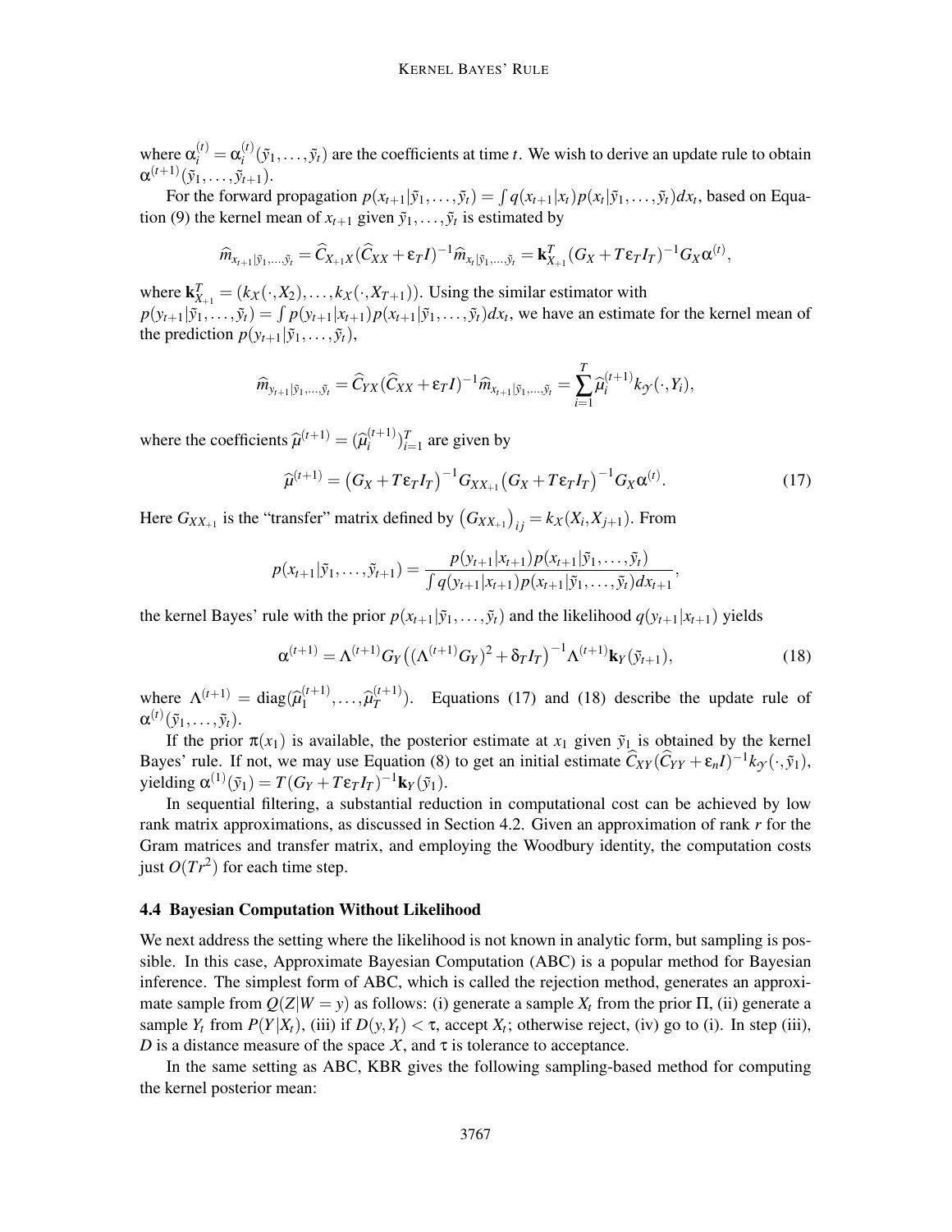where $\alpha_i^{(t)} = \alpha_i^{(t)}(\tilde{y}_1, \ldots, \tilde{y}_t)$ are the coefficients at time $t$. We wish to derive an update rule to obtain $\alpha^{(t+1)}(\tilde{y}_1, \ldots, \tilde{y}_{t+1})$.

For the forward propagation $p(x_{t+1}|\tilde{y}_1, \ldots, \tilde{y}_t) = \int q(x_{t+1}|x_t) p(x_t|\tilde{y}_1, \ldots, \tilde{y}_t) dx_t$, based on Equation (9) the kernel mean of $x_{t+1}$ given $\tilde{y}_1, \ldots, \tilde{y}_t$ is estimated by

$$\widehat{m}_{x_{t+1}|\tilde{y}_1,\ldots,\tilde{y}_t} = \widehat{C}_{X_{+1}X}(\widehat{C}_{XX} + \varepsilon_T I)^{-1} \widehat{m}_{x_t|\tilde{y}_1,\ldots,\tilde{y}_t} = \mathbf{k}_{X_{+1}}^T (G_X + T\varepsilon_T I_T)^{-1} G_X \alpha^{(t)},$$

where $\mathbf{k}_{X_{+1}}^T = (k_X(\cdot, X_2), \ldots, k_X(\cdot, X_{T+1}))$. Using the similar estimator with $p(y_{t+1}|\tilde{y}_1, \ldots, \tilde{y}_t) = \int p(y_{t+1}|x_{t+1}) p(x_{t+1}|\tilde{y}_1, \ldots, \tilde{y}_t) dx_t$, we have an estimate for the kernel mean of the prediction $p(y_{t+1}|\tilde{y}_1, \ldots, \tilde{y}_t)$,

$$\widehat{m}_{y_{t+1}|\tilde{y}_1,\ldots,\tilde{y}_t} = \widehat{C}_{YX}(\widehat{C}_{XX} + \varepsilon_T I)^{-1} \widehat{m}_{x_{t+1}|\tilde{y}_1,\ldots,\tilde{y}_t} = \sum_{i=1}^{T} \widehat{\mu}_i^{(t+1)} k_{\mathcal{Y}}(\cdot, Y_i),$$

where the coefficients $\widehat{\mu}^{(t+1)} = (\widehat{\mu}_i^{(t+1)})_{i=1}^T$ are given by

$$\widehat{\mu}^{(t+1)} = \big(G_X + T\varepsilon_T I_T\big)^{-1} G_{XX_{+1}} \big(G_X + T\varepsilon_T I_T\big)^{-1} G_X \alpha^{(t)}. \tag{17}$$

Here $G_{XX_{+1}}$ is the "transfer" matrix defined by $\big(G_{XX_{+1}}\big)_{ij} = k_X(X_i, X_{j+1})$. From

$$p(x_{t+1}|\tilde{y}_1, \ldots, \tilde{y}_{t+1}) = \frac{p(y_{t+1}|x_{t+1}) p(x_{t+1}|\tilde{y}_1, \ldots, \tilde{y}_t)}{\int q(y_{t+1}|x_{t+1}) p(x_{t+1}|\tilde{y}_1, \ldots, \tilde{y}_t) dx_{t+1}},$$

the kernel Bayes' rule with the prior $p(x_{t+1}|\tilde{y}_1, \ldots, \tilde{y}_t)$ and the likelihood $q(y_{t+1}|x_{t+1})$ yields

$$\alpha^{(t+1)} = \Lambda^{(t+1)} G_Y \big((\Lambda^{(t+1)} G_Y)^2 + \delta_T I_T\big)^{-1} \Lambda^{(t+1)} \mathbf{k}_Y(\tilde{y}_{t+1}), \tag{18}$$

where $\Lambda^{(t+1)} = \mathrm{diag}(\widehat{\mu}_1^{(t+1)}, \ldots, \widehat{\mu}_T^{(t+1)})$. Equations (17) and (18) describe the update rule of $\alpha^{(t)}(\tilde{y}_1, \ldots, \tilde{y}_t)$.

If the prior $\pi(x_1)$ is available, the posterior estimate at $x_1$ given $\tilde{y}_1$ is obtained by the kernel Bayes' rule. If not, we may use Equation (8) to get an initial estimate $\widehat{C}_{XY}(\widehat{C}_{YY} + \varepsilon_n I)^{-1} k_{\mathcal{Y}}(\cdot, \tilde{y}_1)$, yielding $\alpha^{(1)}(\tilde{y}_1) = T(G_Y + T\varepsilon_T I_T)^{-1} \mathbf{k}_Y(\tilde{y}_1)$.

In sequential filtering, a substantial reduction in computational cost can be achieved by low rank matrix approximations, as discussed in Section 4.2. Given an approximation of rank $r$ for the Gram matrices and transfer matrix, and employing the Woodbury identity, the computation costs just $O(Tr^2)$ for each time step.

### 4.4 Bayesian Computation Without Likelihood

We next address the setting where the likelihood is not known in analytic form, but sampling is possible. In this case, Approximate Bayesian Computation (ABC) is a popular method for Bayesian inference. The simplest form of ABC, which is called the rejection method, generates an approximate sample from $Q(Z|W = y)$ as follows: (i) generate a sample $X_t$ from the prior $\Pi$, (ii) generate a sample $Y_t$ from $P(Y|X_t)$, (iii) if $D(y, Y_t) < \tau$, accept $X_t$; otherwise reject, (iv) go to (i). In step (iii), $D$ is a distance measure of the space $\mathcal{X}$, and $\tau$ is tolerance to acceptance.

In the same setting as ABC, KBR gives the following sampling-based method for computing the kernel posterior mean: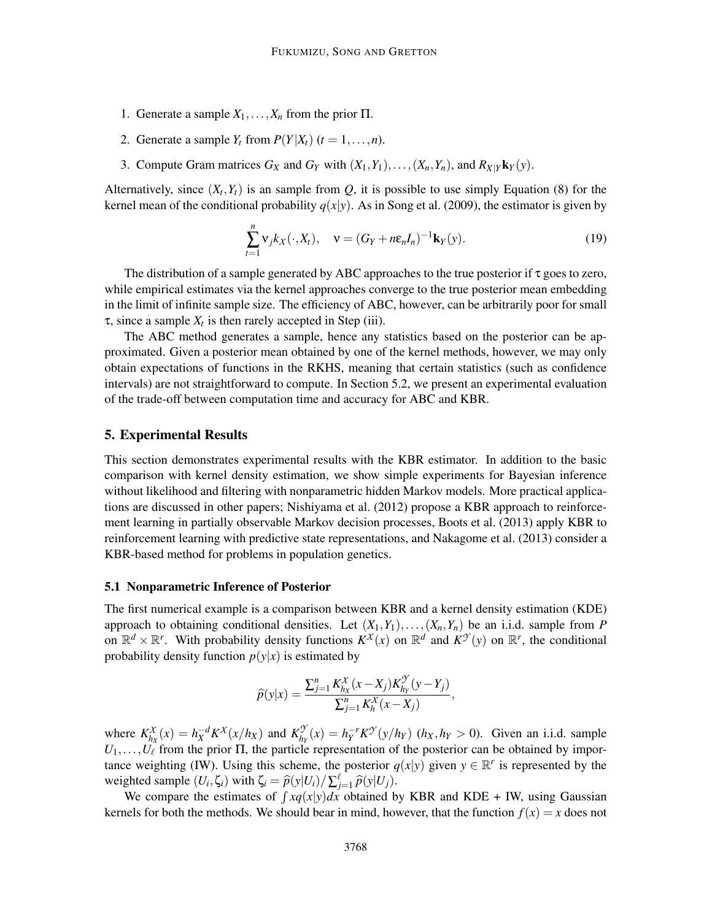1. Generate a sample $X_1, \ldots, X_n$ from the prior $\Pi$.
2. Generate a sample $Y_t$ from $P(Y|X_t)$ $(t = 1, \ldots, n)$.
3. Compute Gram matrices $G_X$ and $G_Y$ with $(X_1, Y_1), \ldots, (X_n, Y_n)$, and $R_{X|Y}\mathbf{k}_Y(y)$.

Alternatively, since $(X_t, Y_t)$ is an sample from $Q$, it is possible to use simply Equation (8) for the kernel mean of the conditional probability $q(x|y)$. As in Song et al. (2009), the estimator is given by

$$\sum_{t=1}^{n} \nu_j k_X(\cdot, X_t), \quad \nu = (G_Y + n\varepsilon_n I_n)^{-1}\mathbf{k}_Y(y). \tag{19}$$

The distribution of a sample generated by ABC approaches to the true posterior if $\tau$ goes to zero, while empirical estimates via the kernel approaches converge to the true posterior mean embedding in the limit of infinite sample size. The efficiency of ABC, however, can be arbitrarily poor for small $\tau$, since a sample $X_t$ is then rarely accepted in Step (iii).

The ABC method generates a sample, hence any statistics based on the posterior can be approximated. Given a posterior mean obtained by one of the kernel methods, however, we may only obtain expectations of functions in the RKHS, meaning that certain statistics (such as confidence intervals) are not straightforward to compute. In Section 5.2, we present an experimental evaluation of the trade-off between computation time and accuracy for ABC and KBR.

## 5. Experimental Results

This section demonstrates experimental results with the KBR estimator. In addition to the basic comparison with kernel density estimation, we show simple experiments for Bayesian inference without likelihood and filtering with nonparametric hidden Markov models. More practical applications are discussed in other papers; Nishiyama et al. (2012) propose a KBR approach to reinforcement learning in partially observable Markov decision processes, Boots et al. (2013) apply KBR to reinforcement learning with predictive state representations, and Nakagome et al. (2013) consider a KBR-based method for problems in population genetics.

### 5.1 Nonparametric Inference of Posterior

The first numerical example is a comparison between KBR and a kernel density estimation (KDE) approach to obtaining conditional densities. Let $(X_1, Y_1), \ldots, (X_n, Y_n)$ be an i.i.d. sample from $P$ on $\mathbb{R}^d \times \mathbb{R}^r$. With probability density functions $K^{\mathcal{X}}(x)$ on $\mathbb{R}^d$ and $K^{\mathcal{Y}}(y)$ on $\mathbb{R}^r$, the conditional probability density function $p(y|x)$ is estimated by

$$\widehat{p}(y|x) = \frac{\sum_{j=1}^{n} K_{h_X}^{\mathcal{X}}(x - X_j) K_{h_Y}^{\mathcal{Y}}(y - Y_j)}{\sum_{j=1}^{n} K_h^{\mathcal{X}}(x - X_j)},$$

where $K_{h_X}^{\mathcal{X}}(x) = h_X^{-d} K^{\mathcal{X}}(x/h_X)$ and $K_{h_Y}^{\mathcal{Y}}(x) = h_Y^{-r} K^{\mathcal{Y}}(y/h_Y)$ $(h_X, h_Y > 0)$. Given an i.i.d. sample $U_1, \ldots, U_\ell$ from the prior $\Pi$, the particle representation of the posterior can be obtained by importance weighting (IW). Using this scheme, the posterior $q(x|y)$ given $y \in \mathbb{R}^r$ is represented by the weighted sample $(U_i, \zeta_i)$ with $\zeta_i = \widehat{p}(y|U_i) / \sum_{j=1}^{\ell} \widehat{p}(y|U_j)$.

We compare the estimates of $\int x q(x|y) dx$ obtained by KBR and KDE + IW, using Gaussian kernels for both the methods. We should bear in mind, however, that the function $f(x) = x$ does not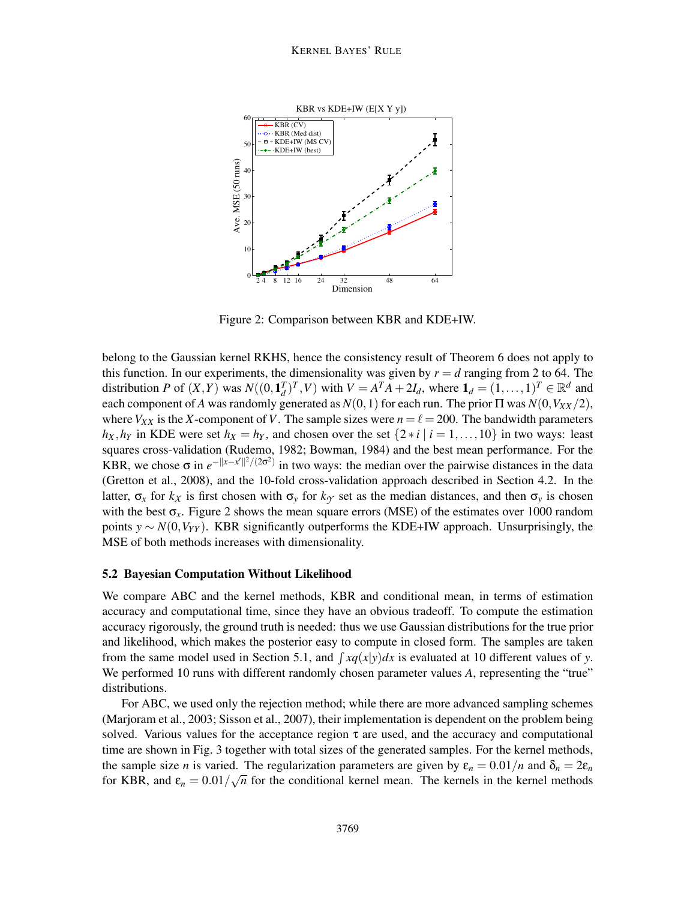Figure 2: Comparison between KBR and KDE+IW.

belong to the Gaussian kernel RKHS, hence the consistency result of Theorem 6 does not apply to this function. In our experiments, the dimensionality was given by $r = d$ ranging from 2 to 64. The distribution $P$ of $(X,Y)$ was $N((0,\mathbf{1}_d^T)^T, V)$ with $V = A^T A + 2I_d$, where $\mathbf{1}_d = (1,\ldots,1)^T \in \mathbb{R}^d$ and each component of $A$ was randomly generated as $N(0,1)$ for each run. The prior $\Pi$ was $N(0, V_{XX}/2)$, where $V_{XX}$ is the $X$-component of $V$. The sample sizes were $n = \ell = 200$. The bandwidth parameters $h_X, h_Y$ in KDE were set $h_X = h_Y$, and chosen over the set $\{2 * i \mid i = 1,\ldots,10\}$ in two ways: least squares cross-validation (Rudemo, 1982; Bowman, 1984) and the best mean performance. For the KBR, we chose $\sigma$ in $e^{-\|x-x'\|^2/(2\sigma^2)}$ in two ways: the median over the pairwise distances in the data (Gretton et al., 2008), and the 10-fold cross-validation approach described in Section 4.2. In the latter, $\sigma_x$ for $k_{\mathcal{X}}$ is first chosen with $\sigma_y$ for $k_{\mathcal{Y}}$ set as the median distances, and then $\sigma_y$ is chosen with the best $\sigma_x$. Figure 2 shows the mean square errors (MSE) of the estimates over 1000 random points $y \sim N(0, V_{YY})$. KBR significantly outperforms the KDE+IW approach. Unsurprisingly, the MSE of both methods increases with dimensionality.

### 5.2 Bayesian Computation Without Likelihood

We compare ABC and the kernel methods, KBR and conditional mean, in terms of estimation accuracy and computational time, since they have an obvious tradeoff. To compute the estimation accuracy rigorously, the ground truth is needed: thus we use Gaussian distributions for the true prior and likelihood, which makes the posterior easy to compute in closed form. The samples are taken from the same model used in Section 5.1, and $\int x q(x|y)dx$ is evaluated at 10 different values of $y$. We performed 10 runs with different randomly chosen parameter values $A$, representing the "true" distributions.

For ABC, we used only the rejection method; while there are more advanced sampling schemes (Marjoram et al., 2003; Sisson et al., 2007), their implementation is dependent on the problem being solved. Various values for the acceptance region $\tau$ are used, and the accuracy and computational time are shown in Fig. 3 together with total sizes of the generated samples. For the kernel methods, the sample size $n$ is varied. The regularization parameters are given by $\varepsilon_n = 0.01/n$ and $\delta_n = 2\varepsilon_n$ for KBR, and $\varepsilon_n = 0.01/\sqrt{n}$ for the conditional kernel mean. The kernels in the kernel methods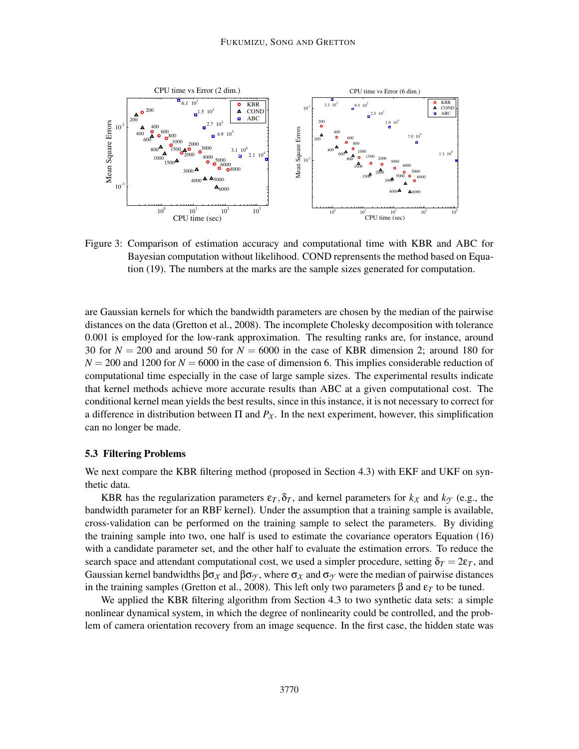Figure 3: Comparison of estimation accuracy and computational time with KBR and ABC for Bayesian computation without likelihood. COND reprensents the method based on Equation (19). The numbers at the marks are the sample sizes generated for computation.

are Gaussian kernels for which the bandwidth parameters are chosen by the median of the pairwise distances on the data (Gretton et al., 2008). The incomplete Cholesky decomposition with tolerance 0.001 is employed for the low-rank approximation. The resulting ranks are, for instance, around 30 for $N = 200$ and around 50 for $N = 6000$ in the case of KBR dimension 2; around 180 for $N = 200$ and 1200 for $N = 6000$ in the case of dimension 6. This implies considerable reduction of computational time especially in the case of large sample sizes. The experimental results indicate that kernel methods achieve more accurate results than ABC at a given computational cost. The conditional kernel mean yields the best results, since in this instance, it is not necessary to correct for a difference in distribution between $\Pi$ and $P_{\mathcal{X}}$. In the next experiment, however, this simplification can no longer be made.

### 5.3 Filtering Problems

We next compare the KBR filtering method (proposed in Section 4.3) with EKF and UKF on synthetic data.

KBR has the regularization parameters $\varepsilon_T, \delta_T$, and kernel parameters for $k_{\mathcal{X}}$ and $k_{\mathcal{Y}}$ (e.g., the bandwidth parameter for an RBF kernel). Under the assumption that a training sample is available, cross-validation can be performed on the training sample to select the parameters. By dividing the training sample into two, one half is used to estimate the covariance operators Equation (16) with a candidate parameter set, and the other half to evaluate the estimation errors. To reduce the search space and attendant computational cost, we used a simpler procedure, setting $\delta_T = 2\varepsilon_T$, and Gaussian kernel bandwidths $\beta\sigma_{\mathcal{X}}$ and $\beta\sigma_{\mathcal{Y}}$, where $\sigma_{\mathcal{X}}$ and $\sigma_{\mathcal{Y}}$ were the median of pairwise distances in the training samples (Gretton et al., 2008). This left only two parameters $\beta$ and $\varepsilon_T$ to be tuned.

We applied the KBR filtering algorithm from Section 4.3 to two synthetic data sets: a simple nonlinear dynamical system, in which the degree of nonlinearity could be controlled, and the problem of camera orientation recovery from an image sequence. In the first case, the hidden state was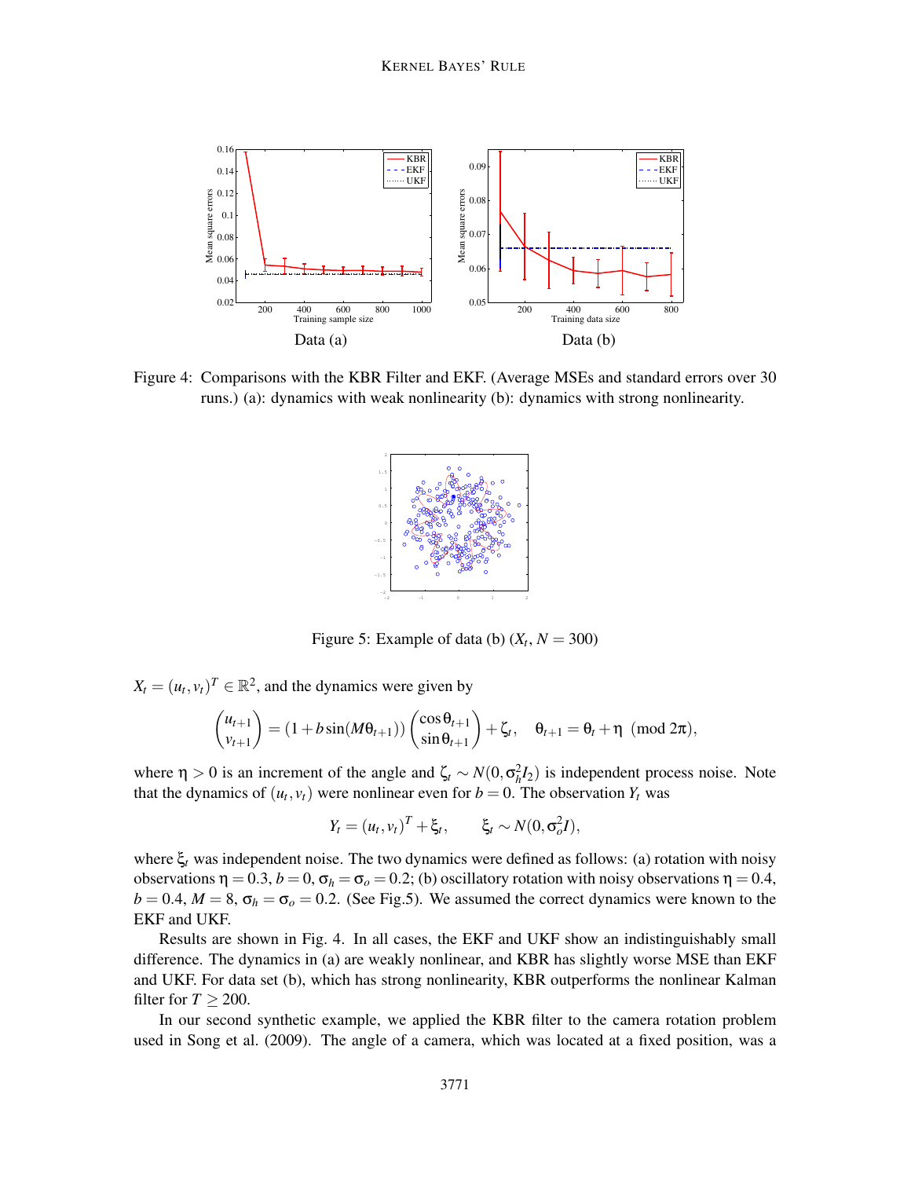Figure 4: Comparisons with the KBR Filter and EKF. (Average MSEs and standard errors over 30 runs.) (a): dynamics with weak nonlinearity (b): dynamics with strong nonlinearity.

Figure 5: Example of data (b) ($X_t$, $N = 300$)

$X_t = (u_t, v_t)^T \in \mathbb{R}^2$, and the dynamics were given by

$$\begin{pmatrix} u_{t+1} \\ v_{t+1} \end{pmatrix} = (1 + b\sin(M\theta_{t+1})) \begin{pmatrix} \cos\theta_{t+1} \\ \sin\theta_{t+1} \end{pmatrix} + \zeta_t, \quad \theta_{t+1} = \theta_t + \eta \pmod{2\pi},$$

where $\eta > 0$ is an increment of the angle and $\zeta_t \sim N(0, \sigma_h^2 I_2)$ is independent process noise. Note that the dynamics of $(u_t, v_t)$ were nonlinear even for $b = 0$. The observation $Y_t$ was

$$Y_t = (u_t, v_t)^T + \xi_t, \qquad \xi_t \sim N(0, \sigma_o^2 I),$$

where $\xi_t$ was independent noise. The two dynamics were defined as follows: (a) rotation with noisy observations $\eta = 0.3$, $b = 0$, $\sigma_h = \sigma_o = 0.2$; (b) oscillatory rotation with noisy observations $\eta = 0.4$, $b = 0.4$, $M = 8$, $\sigma_h = \sigma_o = 0.2$. (See Fig.5). We assumed the correct dynamics were known to the EKF and UKF.

Results are shown in Fig. 4. In all cases, the EKF and UKF show an indistinguishably small difference. The dynamics in (a) are weakly nonlinear, and KBR has slightly worse MSE than EKF and UKF. For data set (b), which has strong nonlinearity, KBR outperforms the nonlinear Kalman filter for $T \geq 200$.

In our second synthetic example, we applied the KBR filter to the camera rotation problem used in Song et al. (2009). The angle of a camera, which was located at a fixed position, was a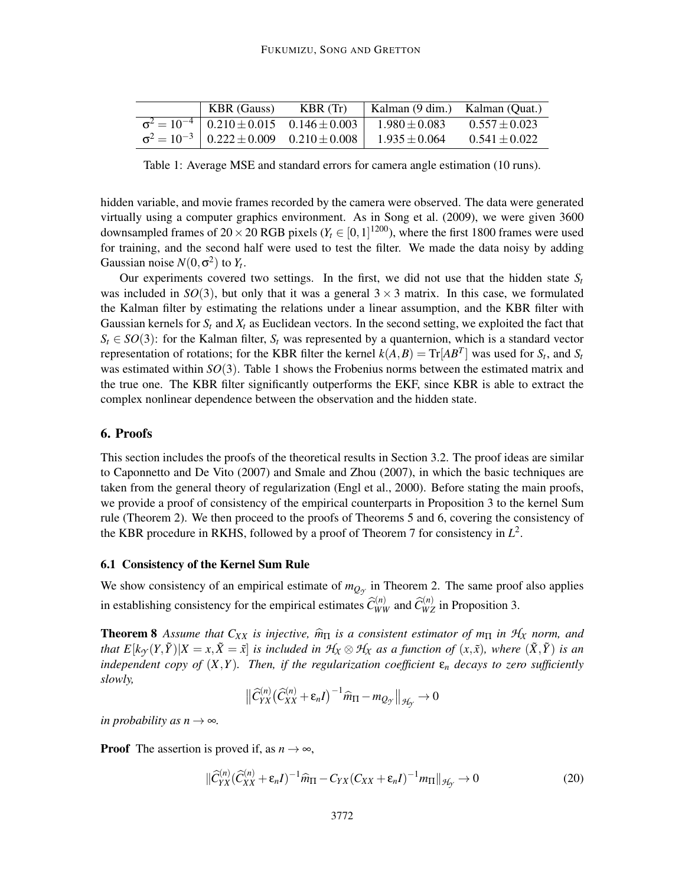|  | KBR (Gauss) | KBR (Tr) | Kalman (9 dim.) | Kalman (Quat.) |
|---|---|---|---|---|
| $\sigma^2 = 10^{-4}$ | $0.210 \pm 0.015$ | $0.146 \pm 0.003$ | $1.980 \pm 0.083$ | $0.557 \pm 0.023$ |
| $\sigma^2 = 10^{-3}$ | $0.222 \pm 0.009$ | $0.210 \pm 0.008$ | $1.935 \pm 0.064$ | $0.541 \pm 0.022$ |

Table 1: Average MSE and standard errors for camera angle estimation (10 runs).

hidden variable, and movie frames recorded by the camera were observed. The data were generated virtually using a computer graphics environment. As in Song et al. (2009), we were given 3600 downsampled frames of $20 \times 20$ RGB pixels ($Y_t \in [0,1]^{1200}$), where the first 1800 frames were used for training, and the second half were used to test the filter. We made the data noisy by adding Gaussian noise $N(0, \sigma^2)$ to $Y_t$.

Our experiments covered two settings. In the first, we did not use that the hidden state $S_t$ was included in $SO(3)$, but only that it was a general $3 \times 3$ matrix. In this case, we formulated the Kalman filter by estimating the relations under a linear assumption, and the KBR filter with Gaussian kernels for $S_t$ and $X_t$ as Euclidean vectors. In the second setting, we exploited the fact that $S_t \in SO(3)$: for the Kalman filter, $S_t$ was represented by a quanternion, which is a standard vector representation of rotations; for the KBR filter the kernel $k(A,B) = \mathrm{Tr}[AB^T]$ was used for $S_t$, and $S_t$ was estimated within $SO(3)$. Table 1 shows the Frobenius norms between the estimated matrix and the true one. The KBR filter significantly outperforms the EKF, since KBR is able to extract the complex nonlinear dependence between the observation and the hidden state.

## 6. Proofs

This section includes the proofs of the theoretical results in Section 3.2. The proof ideas are similar to Caponnetto and De Vito (2007) and Smale and Zhou (2007), in which the basic techniques are taken from the general theory of regularization (Engl et al., 2000). Before stating the main proofs, we provide a proof of consistency of the empirical counterparts in Proposition 3 to the kernel Sum rule (Theorem 2). We then proceed to the proofs of Theorems 5 and 6, covering the consistency of the KBR procedure in RKHS, followed by a proof of Theorem 7 for consistency in $L^2$.

### 6.1 Consistency of the Kernel Sum Rule

We show consistency of an empirical estimate of $m_{Q_{\mathcal{Y}}}$ in Theorem 2. The same proof also applies in establishing consistency for the empirical estimates $\widehat{C}_{WW}^{(n)}$ and $\widehat{C}_{WZ}^{(n)}$ in Proposition 3.

**Theorem 8** *Assume that $C_{XX}$ is injective, $\widehat{m}_\Pi$ is a consistent estimator of $m_\Pi$ in $\mathcal{H}_X$ norm, and that $E[k_{\mathcal{Y}}(Y,\tilde{Y})|X = x, \tilde{X} = \tilde{x}]$ is included in $\mathcal{H}_X \otimes \mathcal{H}_X$ as a function of $(x,\tilde{x})$, where $(\tilde{X},\tilde{Y})$ is an independent copy of $(X,Y)$. Then, if the regularization coefficient $\varepsilon_n$ decays to zero sufficiently slowly,*

$$\big\|\widehat{C}_{YX}^{(n)}\big(\widehat{C}_{XX}^{(n)} + \varepsilon_n I\big)^{-1}\widehat{m}_\Pi - m_{Q_{\mathcal{Y}}}\big\|_{\mathcal{H}_{\mathcal{Y}}} \to 0$$

*in probability as $n \to \infty$.*

**Proof** The assertion is proved if, as $n \to \infty$,

$$\|\widehat{C}_{YX}^{(n)}(\widehat{C}_{XX}^{(n)} + \varepsilon_n I)^{-1}\widehat{m}_\Pi - C_{YX}(C_{XX} + \varepsilon_n I)^{-1}m_\Pi\|_{\mathcal{H}_{\mathcal{Y}}} \to 0 \tag{20}$$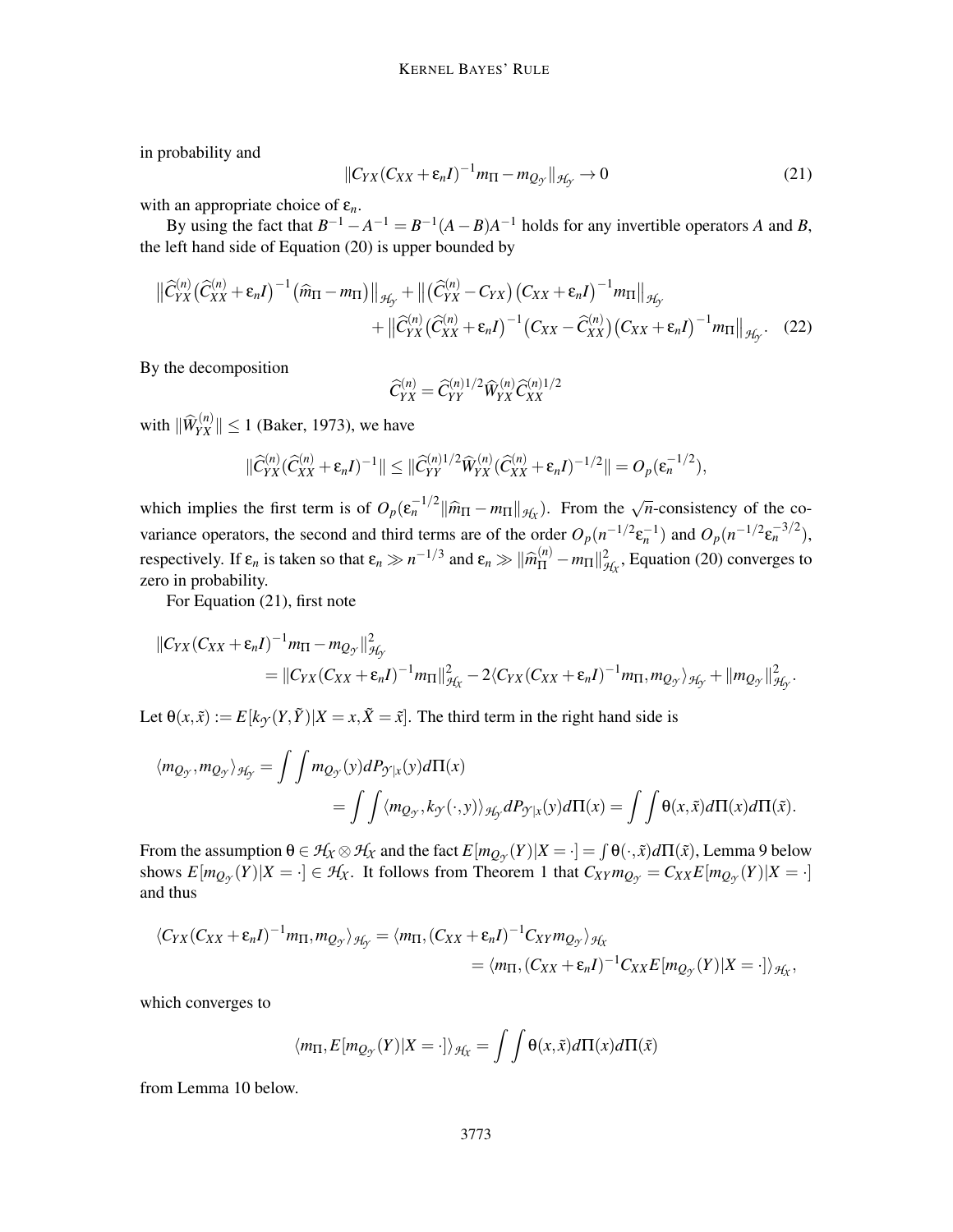in probability and

$$\|C_{YX}(C_{XX}+\varepsilon_n I)^{-1}m_\Pi - m_{Q_\mathcal{Y}}\|_{\mathcal{H}_\mathcal{Y}} \to 0 \tag{21}$$

with an appropriate choice of $\varepsilon_n$.

By using the fact that $B^{-1}-A^{-1}=B^{-1}(A-B)A^{-1}$ holds for any invertible operators $A$ and $B$, the left hand side of Equation (20) is upper bounded by

$$\begin{aligned}\big\|\widehat{C}_{YX}^{(n)}\big(\widehat{C}_{XX}^{(n)}+\varepsilon_n I\big)^{-1}\big(\widehat{m}_\Pi - m_\Pi\big)\big\|_{\mathcal{H}_\mathcal{Y}} + \big\|\big(\widehat{C}_{YX}^{(n)}-C_{YX}\big)\big(C_{XX}+\varepsilon_n I\big)^{-1}m_\Pi\big\|_{\mathcal{H}_\mathcal{Y}} \\ + \big\|\widehat{C}_{YX}^{(n)}\big(\widehat{C}_{XX}^{(n)}+\varepsilon_n I\big)^{-1}\big(C_{XX}-\widehat{C}_{XX}^{(n)}\big)\big(C_{XX}+\varepsilon_n I\big)^{-1}m_\Pi\big\|_{\mathcal{H}_\mathcal{Y}}.\end{aligned} \tag{22}$$

By the decomposition

$$\widehat{C}_{YX}^{(n)} = \widehat{C}_{YY}^{(n)1/2}\widehat{W}_{YX}^{(n)}\widehat{C}_{XX}^{(n)1/2}$$

with $\|\widehat{W}_{YX}^{(n)}\| \le 1$ (Baker, 1973), we have

$$\|\widehat{C}_{YX}^{(n)}(\widehat{C}_{XX}^{(n)}+\varepsilon_n I)^{-1}\| \le \|\widehat{C}_{YY}^{(n)1/2}\widehat{W}_{YX}^{(n)}(\widehat{C}_{XX}^{(n)}+\varepsilon_n I)^{-1/2}\| = O_p(\varepsilon_n^{-1/2}),$$

which implies the first term is of $O_p(\varepsilon_n^{-1/2}\|\widehat{m}_\Pi - m_\Pi\|_{\mathcal{H}_\mathcal{X}})$. From the $\sqrt{n}$-consistency of the covariance operators, the second and third terms are of the order $O_p(n^{-1/2}\varepsilon_n^{-1})$ and $O_p(n^{-1/2}\varepsilon_n^{-3/2})$, respectively. If $\varepsilon_n$ is taken so that $\varepsilon_n \gg n^{-1/3}$ and $\varepsilon_n \gg \|\widehat{m}_\Pi^{(n)} - m_\Pi\|_{\mathcal{H}_\mathcal{X}}^2$, Equation (20) converges to zero in probability.

For Equation (21), first note

$$\begin{aligned}&\|C_{YX}(C_{XX}+\varepsilon_n I)^{-1}m_\Pi - m_{Q_\mathcal{Y}}\|_{\mathcal{H}_\mathcal{Y}}^2 \\ &\qquad = \|C_{YX}(C_{XX}+\varepsilon_n I)^{-1}m_\Pi\|_{\mathcal{H}_\mathcal{X}}^2 - 2\langle C_{YX}(C_{XX}+\varepsilon_n I)^{-1}m_\Pi, m_{Q_\mathcal{Y}}\rangle_{\mathcal{H}_\mathcal{Y}} + \|m_{Q_\mathcal{Y}}\|_{\mathcal{H}_\mathcal{Y}}^2.\end{aligned}$$

Let $\theta(x,\tilde{x}) := E[k_\mathcal{Y}(Y,\tilde{Y})|X=x,\tilde{X}=\tilde{x}]$. The third term in the right hand side is

$$\begin{aligned}\langle m_{Q_\mathcal{Y}}, m_{Q_\mathcal{Y}}\rangle_{\mathcal{H}_\mathcal{Y}} &= \int\int m_{Q_\mathcal{Y}}(y)dP_{\mathcal{Y}|x}(y)d\Pi(x) \\ &= \int\int \langle m_{Q_\mathcal{Y}}, k_\mathcal{Y}(\cdot,y)\rangle_{\mathcal{H}_\mathcal{Y}} dP_{\mathcal{Y}|x}(y)d\Pi(x) = \int\int \theta(x,\tilde{x})d\Pi(x)d\Pi(\tilde{x}).\end{aligned}$$

From the assumption $\theta \in \mathcal{H}_\mathcal{X}\otimes\mathcal{H}_\mathcal{X}$ and the fact $E[m_{Q_\mathcal{Y}}(Y)|X=\cdot] = \int\theta(\cdot,\tilde{x})d\Pi(\tilde{x})$, Lemma 9 below shows $E[m_{Q_\mathcal{Y}}(Y)|X=\cdot] \in \mathcal{H}_\mathcal{X}$. It follows from Theorem 1 that $C_{XY}m_{Q_\mathcal{Y}} = C_{XX}E[m_{Q_\mathcal{Y}}(Y)|X=\cdot]$ and thus

$$\begin{aligned}\langle C_{YX}(C_{XX}+\varepsilon_n I)^{-1}m_\Pi, m_{Q_\mathcal{Y}}\rangle_{\mathcal{H}_\mathcal{Y}} &= \langle m_\Pi, (C_{XX}+\varepsilon_n I)^{-1}C_{XY}m_{Q_\mathcal{Y}}\rangle_{\mathcal{H}_\mathcal{X}} \\ &= \langle m_\Pi, (C_{XX}+\varepsilon_n I)^{-1}C_{XX}E[m_{Q_\mathcal{Y}}(Y)|X=\cdot]\rangle_{\mathcal{H}_\mathcal{X}},\end{aligned}$$

which converges to

$$\langle m_\Pi, E[m_{Q_\mathcal{Y}}(Y)|X=\cdot]\rangle_{\mathcal{H}_\mathcal{X}} = \int\int\theta(x,\tilde{x})d\Pi(x)d\Pi(\tilde{x})$$

from Lemma 10 below.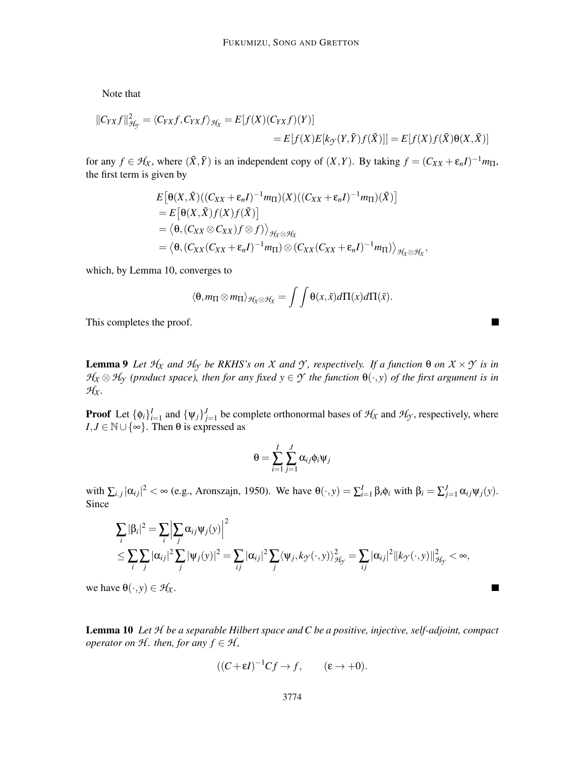Note that

$$
\begin{aligned}
\|C_{YX}f\|_{\mathcal{H}_{\mathcal{Y}}}^2 = \langle C_{YX}f, C_{YX}f\rangle_{\mathcal{H}_{\mathcal{X}}} &= E[f(X)(C_{YX}f)(Y)] \\
&= E[f(X)E[k_{\mathcal{Y}}(Y,\tilde{Y})f(\tilde{X})]] = E[f(X)f(\tilde{X})\theta(X,\tilde{X})]
\end{aligned}
$$

for any $f \in \mathcal{H}_{\mathcal{X}}$, where $(\tilde{X},\tilde{Y})$ is an independent copy of $(X,Y)$. By taking $f = (C_{XX}+\varepsilon_n I)^{-1}m_\Pi$, the first term is given by

$$
\begin{aligned}
&E\big[\theta(X,\tilde{X})((C_{XX}+\varepsilon_n I)^{-1}m_\Pi)(X)((C_{XX}+\varepsilon_n I)^{-1}m_\Pi)(\tilde{X})\big] \\
&= E\big[\theta(X,\tilde{X})f(X)f(\tilde{X})\big] \\
&= \big\langle \theta, (C_{XX}\otimes C_{XX})f\otimes f)\big\rangle_{\mathcal{H}_{\mathcal{X}}\otimes\mathcal{H}_{\mathcal{X}}} \\
&= \big\langle \theta, (C_{XX}(C_{XX}+\varepsilon_n I)^{-1}m_\Pi)\otimes(C_{XX}(C_{XX}+\varepsilon_n I)^{-1}m_\Pi)\big\rangle_{\mathcal{H}_{\mathcal{X}}\otimes\mathcal{H}_{\mathcal{X}}},
\end{aligned}
$$

which, by Lemma 10, converges to

$$
\langle \theta, m_\Pi \otimes m_\Pi\rangle_{\mathcal{H}_{\mathcal{X}}\otimes\mathcal{H}_{\mathcal{X}}} = \int\int \theta(x,\tilde{x})d\Pi(x)d\Pi(\tilde{x}).
$$

This completes the proof. ■

**Lemma 9** *Let $\mathcal{H}_{\mathcal{X}}$ and $\mathcal{H}_{\mathcal{Y}}$ be RKHS's on $\mathcal{X}$ and $\mathcal{Y}$, respectively. If a function $\theta$ on $\mathcal{X}\times\mathcal{Y}$ is in $\mathcal{H}_{\mathcal{X}}\otimes\mathcal{H}_{\mathcal{Y}}$ (product space), then for any fixed $y\in\mathcal{Y}$ the function $\theta(\cdot,y)$ of the first argument is in $\mathcal{H}_{\mathcal{X}}$.*

**Proof** Let $\{\phi_i\}_{i=1}^I$ and $\{\psi_j\}_{j=1}^J$ be complete orthonormal bases of $\mathcal{H}_{\mathcal{X}}$ and $\mathcal{H}_{\mathcal{Y}}$, respectively, where $I,J\in\mathbb{N}\cup\{\infty\}$. Then $\theta$ is expressed as

$$
\theta = \sum_{i=1}^I\sum_{j=1}^J \alpha_{ij}\phi_i\psi_j
$$

with $\sum_{i,j}|\alpha_{ij}|^2 < \infty$ (e.g., Aronszajn, 1950). We have $\theta(\cdot,y) = \sum_{i=1}^I \beta_i\phi_i$ with $\beta_i = \sum_{j=1}^J \alpha_{ij}\psi_j(y)$. Since

$$
\begin{aligned}
&\sum_i |\beta_i|^2 = \sum_i \Big|\sum_j \alpha_{ij}\psi_j(y)\Big|^2 \\
&\leq \sum_i\sum_j |\alpha_{ij}|^2 \sum_j |\psi_j(y)|^2 = \sum_{ij}|\alpha_{ij}|^2 \sum_j \langle \psi_j, k_{\mathcal{Y}}(\cdot,y)\rangle_{\mathcal{H}_{\mathcal{Y}}}^2 = \sum_{ij}|\alpha_{ij}|^2 \|k_{\mathcal{Y}}(\cdot,y)\|_{\mathcal{H}_{\mathcal{Y}}}^2 < \infty,
\end{aligned}
$$

we have $\theta(\cdot,y)\in\mathcal{H}_{\mathcal{X}}$. ■

**Lemma 10** *Let $\mathcal{H}$ be a separable Hilbert space and $C$ be a positive, injective, self-adjoint, compact operator on $\mathcal{H}$. then, for any $f\in\mathcal{H}$,*

$$
((C+\varepsilon I)^{-1}Cf \to f, \qquad (\varepsilon \to +0).
$$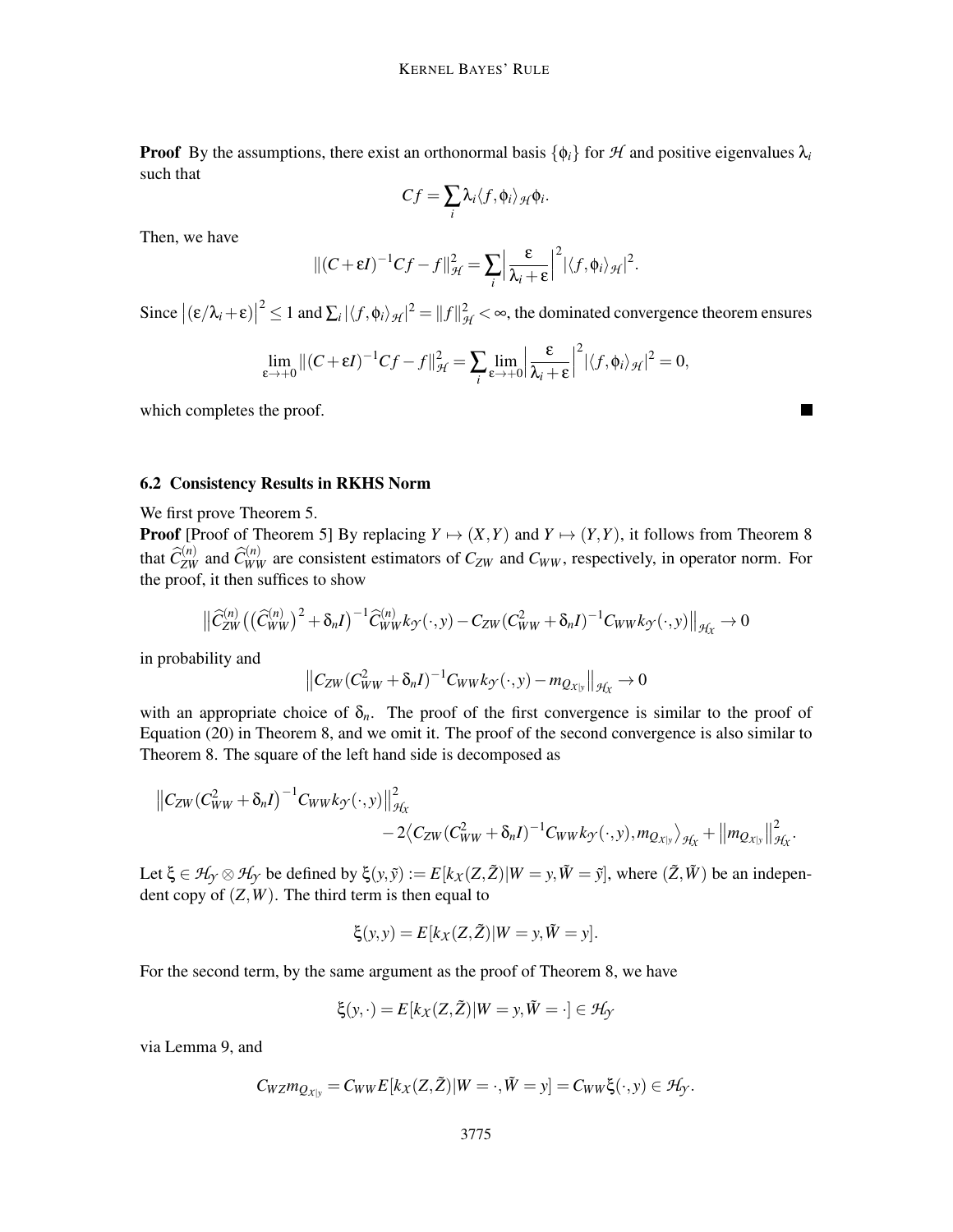**Proof** By the assumptions, there exist an orthonormal basis $\{\phi_i\}$ for $\mathcal{H}$ and positive eigenvalues $\lambda_i$ such that

$$Cf = \sum_i \lambda_i \langle f, \phi_i \rangle_{\mathcal{H}} \phi_i.$$

Then, we have

$$\|(C+\varepsilon I)^{-1}Cf - f\|_{\mathcal{H}}^2 = \sum_i \Big| \frac{\varepsilon}{\lambda_i + \varepsilon} \Big|^2 |\langle f, \phi_i \rangle_{\mathcal{H}}|^2.$$

Since $\big|(\varepsilon/\lambda_i+\varepsilon)\big|^2 \leq 1$ and $\sum_i |\langle f, \phi_i\rangle_{\mathcal{H}}|^2 = \|f\|_{\mathcal{H}}^2 < \infty$, the dominated convergence theorem ensures

$$\lim_{\varepsilon \to +0} \|(C+\varepsilon I)^{-1}Cf - f\|_{\mathcal{H}}^2 = \sum_i \lim_{\varepsilon \to +0} \Big| \frac{\varepsilon}{\lambda_i + \varepsilon} \Big|^2 |\langle f, \phi_i \rangle_{\mathcal{H}}|^2 = 0,$$

which completes the proof. ∎

### 6.2 Consistency Results in RKHS Norm

We first prove Theorem 5.

**Proof** [Proof of Theorem 5] By replacing $Y \mapsto (X,Y)$ and $Y \mapsto (Y,Y)$, it follows from Theorem 8 that $\widehat{C}_{ZW}^{(n)}$ and $\widehat{C}_{WW}^{(n)}$ are consistent estimators of $C_{ZW}$ and $C_{WW}$, respectively, in operator norm. For the proof, it then suffices to show

$$\big\| \widehat{C}_{ZW}^{(n)} \big( (\widehat{C}_{WW}^{(n)})^2 + \delta_n I \big)^{-1} \widehat{C}_{WW}^{(n)} k_{\mathcal{Y}}(\cdot, y) - C_{ZW}(C_{WW}^2 + \delta_n I)^{-1} C_{WW} k_{\mathcal{Y}}(\cdot, y) \big\|_{\mathcal{H}_{\mathcal{X}}} \to 0$$

in probability and

$$\big\| C_{ZW}(C_{WW}^2 + \delta_n I)^{-1} C_{WW} k_{\mathcal{Y}}(\cdot, y) - m_{Q_{\mathcal{X}|y}} \big\|_{\mathcal{H}_{\mathcal{X}}} \to 0$$

with an appropriate choice of $\delta_n$. The proof of the first convergence is similar to the proof of Equation (20) in Theorem 8, and we omit it. The proof of the second convergence is also similar to Theorem 8. The square of the left hand side is decomposed as

$$\big\| C_{ZW}(C_{WW}^2 + \delta_n I)^{-1} C_{WW} k_{\mathcal{Y}}(\cdot, y) \big\|_{\mathcal{H}_{\mathcal{X}}}^2 - 2 \big\langle C_{ZW}(C_{WW}^2 + \delta_n I)^{-1} C_{WW} k_{\mathcal{Y}}(\cdot, y), m_{Q_{\mathcal{X}|y}} \big\rangle_{\mathcal{H}_{\mathcal{X}}} + \big\| m_{Q_{\mathcal{X}|y}} \big\|_{\mathcal{H}_{\mathcal{X}}}^2.$$

Let $\xi \in \mathcal{H}_{\mathcal{Y}} \otimes \mathcal{H}_{\mathcal{Y}}$ be defined by $\xi(y, \tilde{y}) := E[k_{\mathcal{X}}(Z, \tilde{Z}) | W = y, \tilde{W} = \tilde{y}]$, where $(\tilde{Z}, \tilde{W})$ be an independent copy of $(Z, W)$. The third term is then equal to

$$\xi(y, y) = E[k_{\mathcal{X}}(Z, \tilde{Z}) | W = y, \tilde{W} = y].$$

For the second term, by the same argument as the proof of Theorem 8, we have

$$\xi(y, \cdot) = E[k_{\mathcal{X}}(Z, \tilde{Z}) | W = y, \tilde{W} = \cdot] \in \mathcal{H}_{\mathcal{Y}}$$

via Lemma 9, and

$$C_{WZ} m_{Q_{\mathcal{X}|y}} = C_{WW} E[k_{\mathcal{X}}(Z, \tilde{Z}) | W = \cdot, \tilde{W} = y] = C_{WW} \xi(\cdot, y) \in \mathcal{H}_{\mathcal{Y}}.$$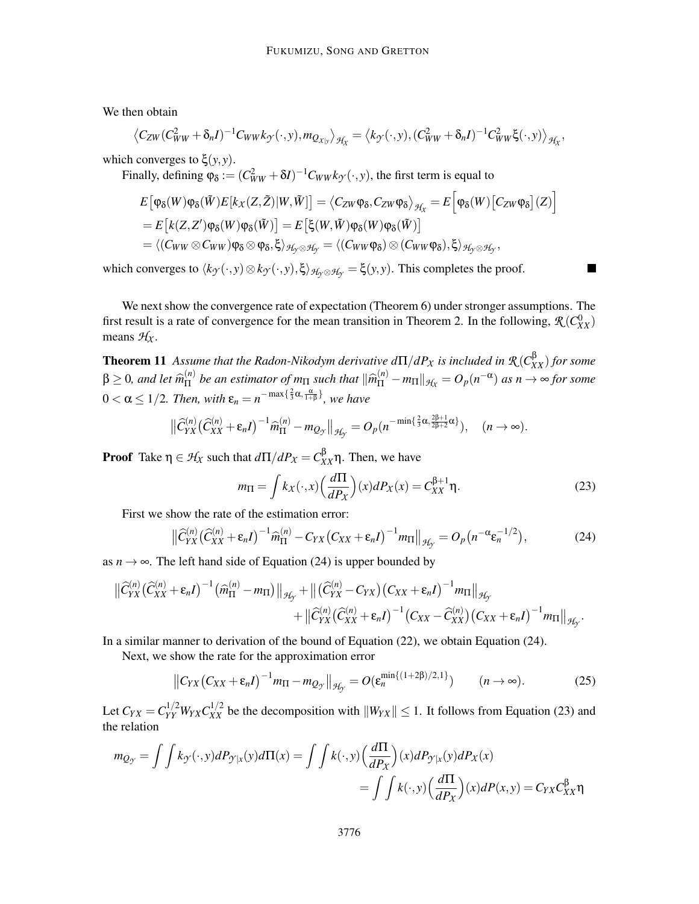We then obtain

$$\left\langle C_{ZW}(C_{WW}^2+\delta_n I)^{-1}C_{WW}k_{\mathcal{Y}}(\cdot,y), m_{Q_{\mathcal{X}|y}}\right\rangle_{\mathcal{H}_{\mathcal{X}}} = \left\langle k_{\mathcal{Y}}(\cdot,y), (C_{WW}^2+\delta_n I)^{-1}C_{WW}^2\xi(\cdot,y)\right\rangle_{\mathcal{H}_{\mathcal{X}}},$$

which converges to $\xi(y,y)$.

Finally, defining $\varphi_\delta := (C_{WW}^2+\delta I)^{-1}C_{WW}k_{\mathcal{Y}}(\cdot,y)$, the first term is equal to

$$\begin{aligned}
&E\big[\varphi_\delta(W)\varphi_\delta(\tilde{W})E[k_{\mathcal{X}}(Z,\tilde{Z})|W,\tilde{W}]\big] = \left\langle C_{ZW}\varphi_\delta, C_{ZW}\varphi_\delta\right\rangle_{\mathcal{H}_{\mathcal{X}}} = E\Big[\varphi_\delta(W)\big[C_{ZW}\varphi_\delta\big](Z)\Big] \\
&= E\big[k(Z,Z')\varphi_\delta(W)\varphi_\delta(\tilde{W})\big] = E\big[\xi(W,\tilde{W})\varphi_\delta(W)\varphi_\delta(\tilde{W})\big] \\
&= \langle (C_{WW}\otimes C_{WW})\varphi_\delta\otimes\varphi_\delta, \xi\rangle_{\mathcal{H}_{\mathcal{Y}}\otimes\mathcal{H}_{\mathcal{Y}}} = \langle (C_{WW}\varphi_\delta)\otimes(C_{WW}\varphi_\delta), \xi\rangle_{\mathcal{H}_{\mathcal{Y}}\otimes\mathcal{H}_{\mathcal{Y}}},
\end{aligned}$$

which converges to $\langle k_{\mathcal{Y}}(\cdot,y)\otimes k_{\mathcal{Y}}(\cdot,y), \xi\rangle_{\mathcal{H}_{\mathcal{Y}}\otimes\mathcal{H}_{\mathcal{Y}}} = \xi(y,y)$. This completes the proof. ■

We next show the convergence rate of expectation (Theorem 6) under stronger assumptions. The first result is a rate of convergence for the mean transition in Theorem 2. In the following, $\mathcal{R}(C_{XX}^0)$ means $\mathcal{H}_{\mathcal{X}}$.

**Theorem 11** *Assume that the Radon-Nikodym derivative $d\Pi/dP_{\mathcal{X}}$ is included in $\mathcal{R}(C_{XX}^\beta)$ for some $\beta\geq 0$, and let $\widehat{m}_\Pi^{(n)}$ be an estimator of $m_\Pi$ such that $\|\widehat{m}_\Pi^{(n)}-m_\Pi\|_{\mathcal{H}_{\mathcal{X}}} = O_p(n^{-\alpha})$ as $n\to\infty$ for some $0<\alpha\leq 1/2$. Then, with $\varepsilon_n = n^{-\max\{\frac{2}{3}\alpha,\frac{\alpha}{1+\beta}\}}$, we have*

$$\big\|\widehat{C}_{YX}^{(n)}\big(\widehat{C}_{XX}^{(n)}+\varepsilon_n I\big)^{-1}\widehat{m}_\Pi^{(n)} - m_{Q_{\mathcal{Y}}}\big\|_{\mathcal{H}_{\mathcal{Y}}} = O_p(n^{-\min\{\frac{2}{3}\alpha,\frac{2\beta+1}{2\beta+2}\alpha\}}), \quad (n\to\infty).$$

**Proof** Take $\eta\in\mathcal{H}_{\mathcal{X}}$ such that $d\Pi/dP_{\mathcal{X}} = C_{XX}^\beta\eta$. Then, we have

$$m_\Pi = \int k_{\mathcal{X}}(\cdot,x)\Big(\frac{d\Pi}{dP_{\mathcal{X}}}\Big)(x)dP_{\mathcal{X}}(x) = C_{XX}^{\beta+1}\eta. \tag{23}$$

First we show the rate of the estimation error:

$$\big\|\widehat{C}_{YX}^{(n)}\big(\widehat{C}_{XX}^{(n)}+\varepsilon_n I\big)^{-1}\widehat{m}_\Pi^{(n)} - C_{YX}\big(C_{XX}+\varepsilon_n I\big)^{-1}m_\Pi\big\|_{\mathcal{H}_{\mathcal{Y}}} = O_p\big(n^{-\alpha}\varepsilon_n^{-1/2}\big), \tag{24}$$

as $n\to\infty$. The left hand side of Equation (24) is upper bounded by

$$\begin{aligned}
&\big\|\widehat{C}_{YX}^{(n)}\big(\widehat{C}_{XX}^{(n)}+\varepsilon_n I\big)^{-1}\big(\widehat{m}_\Pi^{(n)}-m_\Pi\big)\big\|_{\mathcal{H}_{\mathcal{Y}}} + \big\|\big(\widehat{C}_{YX}^{(n)}-C_{YX}\big)\big(C_{XX}+\varepsilon_n I\big)^{-1}m_\Pi\big\|_{\mathcal{H}_{\mathcal{Y}}} \\
&\qquad + \big\|\widehat{C}_{YX}^{(n)}\big(\widehat{C}_{XX}^{(n)}+\varepsilon_n I\big)^{-1}\big(C_{XX}-\widehat{C}_{XX}^{(n)}\big)\big(C_{XX}+\varepsilon_n I\big)^{-1}m_\Pi\big\|_{\mathcal{H}_{\mathcal{Y}}}.
\end{aligned}$$

In a similar manner to derivation of the bound of Equation (22), we obtain Equation (24).

Next, we show the rate for the approximation error

$$\big\|C_{YX}\big(C_{XX}+\varepsilon_n I\big)^{-1}m_\Pi - m_{Q_{\mathcal{Y}}}\big\|_{\mathcal{H}_{\mathcal{Y}}} = O(\varepsilon_n^{\min\{(1+2\beta)/2,1\}}) \qquad (n\to\infty). \tag{25}$$

Let $C_{YX} = C_{YY}^{1/2}W_{YX}C_{XX}^{1/2}$ be the decomposition with $\|W_{YX}\|\leq 1$. It follows from Equation (23) and the relation

$$\begin{aligned}
m_{Q_{\mathcal{Y}}} = \int\int k_{\mathcal{Y}}(\cdot,y)dP_{\mathcal{Y}|x}(y)d\Pi(x) &= \int\int k(\cdot,y)\Big(\frac{d\Pi}{dP_{\mathcal{X}}}\Big)(x)dP_{\mathcal{Y}|x}(y)dP_{\mathcal{X}}(x) \\
&= \int\int k(\cdot,y)\Big(\frac{d\Pi}{dP_{\mathcal{X}}}\Big)(x)dP(x,y) = C_{YX}C_{XX}^\beta\eta
\end{aligned}$$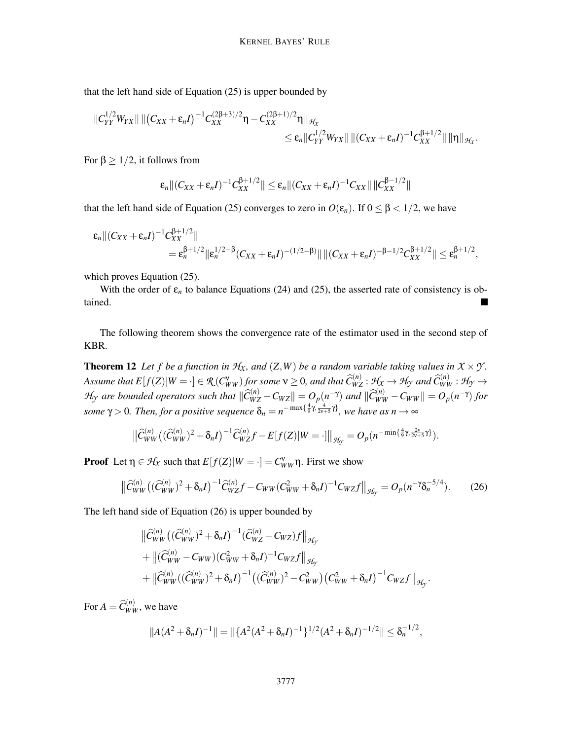that the left hand side of Equation (25) is upper bounded by

$$
\|C_{YY}^{1/2}W_{YX}\| \, \|\big(C_{XX}+\varepsilon_n I\big)^{-1}C_{XX}^{(2\beta+3)/2}\eta - C_{XX}^{(2\beta+1)/2}\eta\|_{\mathcal{H}_X} \\
\leq \varepsilon_n \|C_{YY}^{1/2}W_{YX}\| \, \|(C_{XX}+\varepsilon_n I)^{-1}C_{XX}^{\beta+1/2}\| \, \|\eta\|_{\mathcal{H}_X}.
$$

For $\beta \geq 1/2$, it follows from

$$
\varepsilon_n \|(C_{XX}+\varepsilon_n I)^{-1}C_{XX}^{\beta+1/2}\| \leq \varepsilon_n \|(C_{XX}+\varepsilon_n I)^{-1}C_{XX}\| \, \|C_{XX}^{\beta-1/2}\|
$$

that the left hand side of Equation (25) converges to zero in $O(\varepsilon_n)$. If $0 \leq \beta < 1/2$, we have

$$
\varepsilon_n \|(C_{XX}+\varepsilon_n I)^{-1}C_{XX}^{\beta+1/2}\| \\
= \varepsilon_n^{\beta+1/2} \|\varepsilon_n^{1/2-\beta}(C_{XX}+\varepsilon_n I)^{-(1/2-\beta)}\| \, \|(C_{XX}+\varepsilon_n I)^{-\beta-1/2}C_{XX}^{\beta+1/2}\| \leq \varepsilon_n^{\beta+1/2},
$$

which proves Equation (25).

With the order of $\varepsilon_n$ to balance Equations (24) and (25), the asserted rate of consistency is obtained. ∎

The following theorem shows the convergence rate of the estimator used in the second step of KBR.

**Theorem 12** *Let $f$ be a function in $\mathcal{H}_X$, and $(Z,W)$ be a random variable taking values in $\mathcal{X} \times \mathcal{Y}$. Assume that $E[f(Z)|W=\cdot] \in \mathcal{R}(C_{WW}^{\nu})$ for some $\nu \geq 0$, and that $\widehat{C}_{WZ}^{(n)} : \mathcal{H}_X \to \mathcal{H}_Y$ and $\widehat{C}_{WW}^{(n)} : \mathcal{H}_Y \to \mathcal{H}_Y$ are bounded operators such that $\|\widehat{C}_{WZ}^{(n)} - C_{WZ}\| = O_p(n^{-\gamma})$ and $\|\widehat{C}_{WW}^{(n)} - C_{WW}\| = O_p(n^{-\gamma})$ for some $\gamma > 0$. Then, for a positive sequence $\delta_n = n^{-\max\{\frac{4}{9}\gamma, \frac{4}{2\nu+5}\gamma\}}$, we have as $n \to \infty$*

$$
\big\|\widehat{C}_{WW}^{(n)}\big((\widehat{C}_{WW}^{(n)})^2+\delta_n I\big)^{-1}\widehat{C}_{WZ}^{(n)}f - E[f(Z)|W=\cdot]\big\|_{\mathcal{H}_Y} = O_p(n^{-\min\{\frac{4}{9}\gamma, \frac{2\nu}{2\nu+5}\gamma\}}).
$$

**Proof** Let $\eta \in \mathcal{H}_X$ such that $E[f(Z)|W=\cdot] = C_{WW}^{\nu}\eta$. First we show

$$
\big\|\widehat{C}_{WW}^{(n)}\big((\widehat{C}_{WW}^{(n)})^2+\delta_n I\big)^{-1}\widehat{C}_{WZ}^{(n)}f - C_{WW}(C_{WW}^2+\delta_n I)^{-1}C_{WZ}f\big\|_{\mathcal{H}_Y} = O_p(n^{-\gamma}\delta_n^{-5/4}). \tag{26}
$$

The left hand side of Equation (26) is upper bounded by

$$
\begin{aligned}
&\big\|\widehat{C}_{WW}^{(n)}\big((\widehat{C}_{WW}^{(n)})^2+\delta_n I\big)^{-1}(\widehat{C}_{WZ}^{(n)}-C_{WZ})f\big\|_{\mathcal{H}_Y} \\
&+ \big\|(\widehat{C}_{WW}^{(n)}-C_{WW})(C_{WW}^2+\delta_n I)^{-1}C_{WZ}f\big\|_{\mathcal{H}_Y} \\
&+ \big\|\widehat{C}_{WW}^{(n)}((\widehat{C}_{WW}^{(n)})^2+\delta_n I\big)^{-1}\big((\widehat{C}_{WW}^{(n)})^2-C_{WW}^2\big)\big(C_{WW}^2+\delta_n I\big)^{-1}C_{WZ}f\big\|_{\mathcal{H}_Y}.
\end{aligned}
$$

For $A = \widehat{C}_{WW}^{(n)}$, we have

$$
\|A(A^2+\delta_n I)^{-1}\| = \|\{A^2(A^2+\delta_n I)^{-1}\}^{1/2}(A^2+\delta_n I)^{-1/2}\| \leq \delta_n^{-1/2},
$$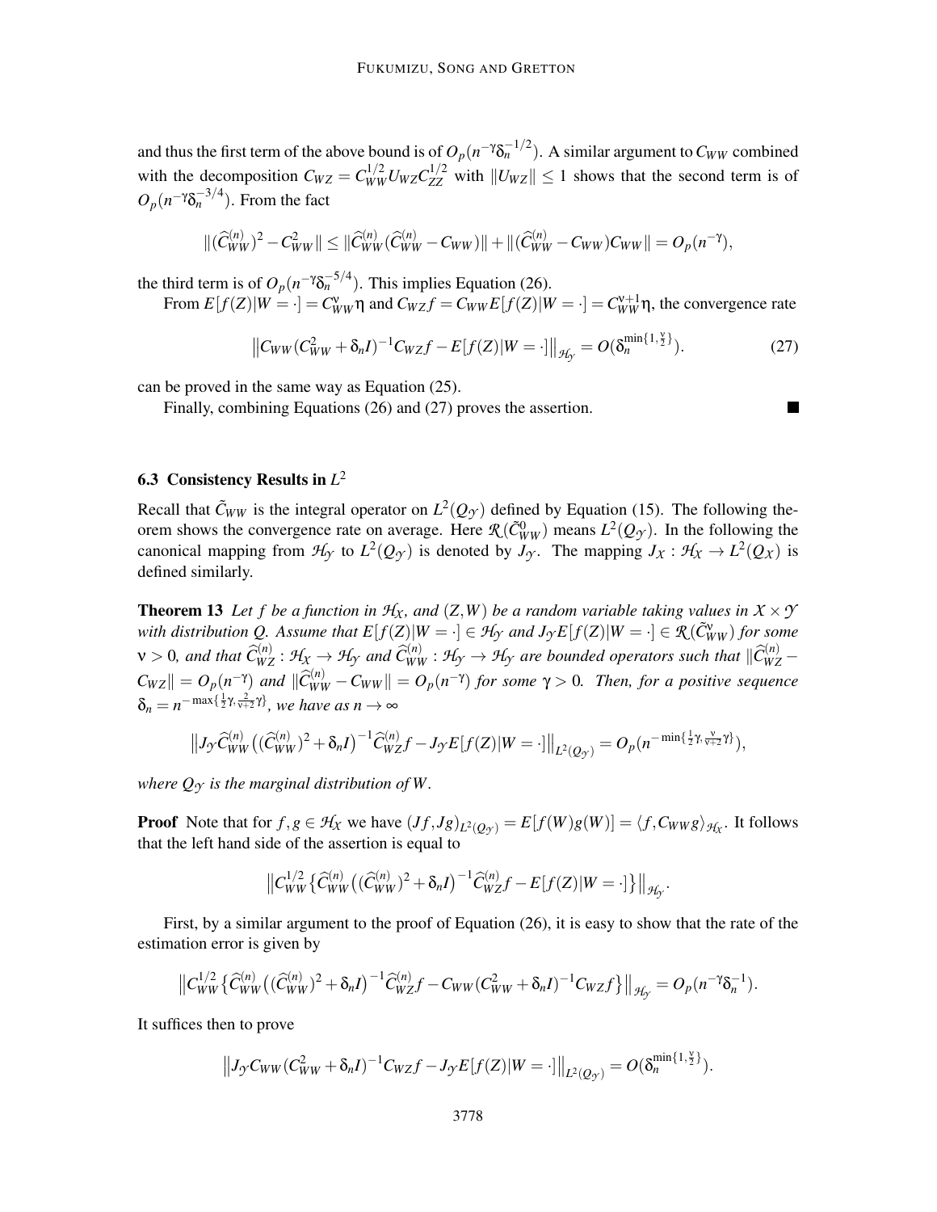and thus the first term of the above bound is of $O_p(n^{-\gamma}\delta_n^{-1/2})$. A similar argument to $C_{WW}$ combined with the decomposition $C_{WZ} = C_{WW}^{1/2} U_{WZ} C_{ZZ}^{1/2}$ with $\|U_{WZ}\| \le 1$ shows that the second term is of $O_p(n^{-\gamma}\delta_n^{-3/4})$. From the fact

$$\|(\widehat{C}_{WW}^{(n)})^2 - C_{WW}^2\| \le \|\widehat{C}_{WW}^{(n)}(\widehat{C}_{WW}^{(n)} - C_{WW})\| + \|(\widehat{C}_{WW}^{(n)} - C_{WW})C_{WW}\| = O_p(n^{-\gamma}),$$

the third term is of $O_p(n^{-\gamma}\delta_n^{-5/4})$. This implies Equation (26).

From $E[f(Z)|W=\cdot] = C_{WW}^{\nu}\eta$ and $C_{WZ}f = C_{WW}E[f(Z)|W=\cdot] = C_{WW}^{\nu+1}\eta$, the convergence rate

$$\big\|C_{WW}(C_{WW}^2 + \delta_n I)^{-1}C_{WZ}f - E[f(Z)|W=\cdot]\big\|_{\mathcal{H}_\mathcal{Y}} = O(\delta_n^{\min\{1,\frac{\nu}{2}\}}). \tag{27}$$

can be proved in the same way as Equation (25).

Finally, combining Equations (26) and (27) proves the assertion. ∎

### 6.3 Consistency Results in $L^2$

Recall that $\tilde{C}_{WW}$ is the integral operator on $L^2(Q_\mathcal{Y})$ defined by Equation (15). The following theorem shows the convergence rate on average. Here $\mathcal{R}(\tilde{C}_{WW}^0)$ means $L^2(Q_\mathcal{Y})$. In the following the canonical mapping from $\mathcal{H}_\mathcal{Y}$ to $L^2(Q_\mathcal{Y})$ is denoted by $J_\mathcal{Y}$. The mapping $J_\mathcal{X} : \mathcal{H}_\mathcal{X} \to L^2(Q_\mathcal{X})$ is defined similarly.

**Theorem 13** *Let $f$ be a function in $\mathcal{H}_\mathcal{X}$, and $(Z,W)$ be a random variable taking values in $\mathcal{X}\times\mathcal{Y}$ with distribution $Q$. Assume that $E[f(Z)|W=\cdot] \in \mathcal{H}_\mathcal{Y}$ and $J_\mathcal{Y}E[f(Z)|W=\cdot] \in \mathcal{R}(\tilde{C}_{WW}^{\nu})$ for some $\nu > 0$, and that $\widehat{C}_{WZ}^{(n)} : \mathcal{H}_\mathcal{X} \to \mathcal{H}_\mathcal{Y}$ and $\widehat{C}_{WW}^{(n)} : \mathcal{H}_\mathcal{Y} \to \mathcal{H}_\mathcal{Y}$ are bounded operators such that $\|\widehat{C}_{WZ}^{(n)} - C_{WZ}\| = O_p(n^{-\gamma})$ and $\|\widehat{C}_{WW}^{(n)} - C_{WW}\| = O_p(n^{-\gamma})$ for some $\gamma > 0$. Then, for a positive sequence $\delta_n = n^{-\max\{\frac{1}{2}\gamma, \frac{2}{\nu+2}\gamma\}}$, we have as $n \to \infty$*

$$\big\|J_\mathcal{Y}\widehat{C}_{WW}^{(n)}\big((\widehat{C}_{WW}^{(n)})^2 + \delta_n I\big)^{-1}\widehat{C}_{WZ}^{(n)}f - J_\mathcal{Y}E[f(Z)|W=\cdot]\big\|_{L^2(Q_\mathcal{Y})} = O_p(n^{-\min\{\frac{1}{2}\gamma, \frac{\nu}{\nu+2}\gamma\}}),$$

*where $Q_\mathcal{Y}$ is the marginal distribution of $W$.*

**Proof** Note that for $f, g \in \mathcal{H}_\mathcal{X}$ we have $(Jf, Jg)_{L^2(Q_\mathcal{Y})} = E[f(W)g(W)] = \langle f, C_{WW}g\rangle_{\mathcal{H}_\mathcal{X}}$. It follows that the left hand side of the assertion is equal to

$$\big\|C_{WW}^{1/2}\big\{\widehat{C}_{WW}^{(n)}\big((\widehat{C}_{WW}^{(n)})^2 + \delta_n I\big)^{-1}\widehat{C}_{WZ}^{(n)}f - E[f(Z)|W=\cdot]\big\}\big\|_{\mathcal{H}_\mathcal{Y}}.$$

First, by a similar argument to the proof of Equation (26), it is easy to show that the rate of the estimation error is given by

$$\big\|C_{WW}^{1/2}\big\{\widehat{C}_{WW}^{(n)}\big((\widehat{C}_{WW}^{(n)})^2 + \delta_n I\big)^{-1}\widehat{C}_{WZ}^{(n)}f - C_{WW}(C_{WW}^2 + \delta_n I)^{-1}C_{WZ}f\big\}\big\|_{\mathcal{H}_\mathcal{Y}} = O_p(n^{-\gamma}\delta_n^{-1}).$$

It suffices then to prove

$$\big\|J_\mathcal{Y}C_{WW}(C_{WW}^2 + \delta_n I)^{-1}C_{WZ}f - J_\mathcal{Y}E[f(Z)|W=\cdot]\big\|_{L^2(Q_\mathcal{Y})} = O(\delta_n^{\min\{1,\frac{\nu}{2}\}}).$$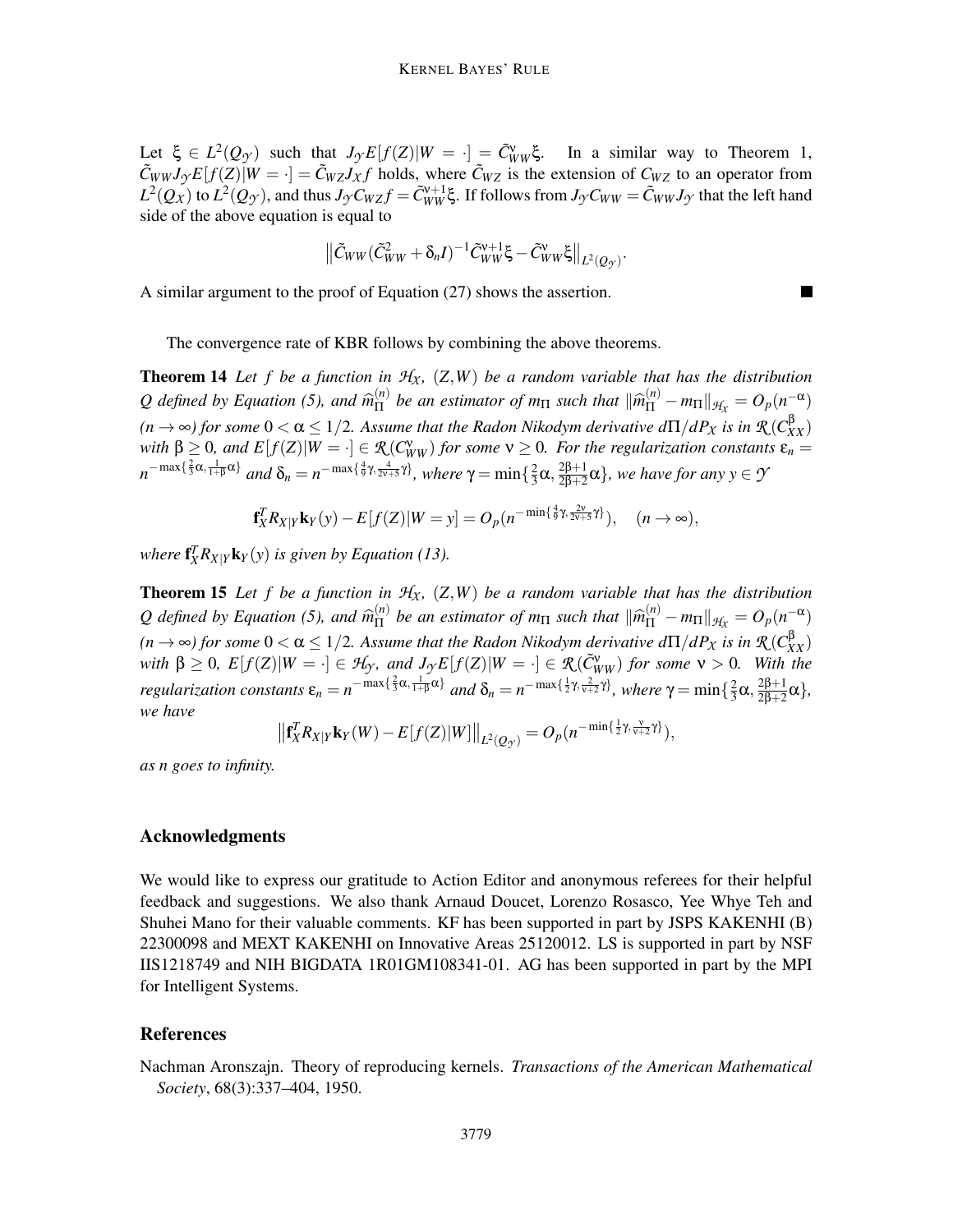Let $\xi \in L^2(Q_{\mathcal{Y}})$ such that $J_{\mathcal{Y}} E[f(Z)|W = \cdot] = \tilde{C}_{WW}^{\nu} \xi$. In a similar way to Theorem 1, $\tilde{C}_{WW} J_{\mathcal{Y}} E[f(Z)|W = \cdot] = \tilde{C}_{WZ} J_{\mathcal{X}} f$ holds, where $\tilde{C}_{WZ}$ is the extension of $C_{WZ}$ to an operator from $L^2(Q_{\mathcal{X}})$ to $L^2(Q_{\mathcal{Y}})$, and thus $J_{\mathcal{Y}} C_{WZ} f = \tilde{C}_{WW}^{\nu+1} \xi$. If follows from $J_{\mathcal{Y}} C_{WW} = \tilde{C}_{WW} J_{\mathcal{Y}}$ that the left hand side of the above equation is equal to

$$\left\| \tilde{C}_{WW} (\tilde{C}_{WW}^2 + \delta_n I)^{-1} \tilde{C}_{WW}^{\nu+1} \xi - \tilde{C}_{WW}^{\nu} \xi \right\|_{L^2(Q_{\mathcal{Y}})}.$$

A similar argument to the proof of Equation (27) shows the assertion. ∎

The convergence rate of KBR follows by combining the above theorems.

**Theorem 14** *Let $f$ be a function in $\mathcal{H}_{\mathcal{X}}$, $(Z,W)$ be a random variable that has the distribution $Q$ defined by Equation (5), and $\widehat{m}_{\Pi}^{(n)}$ be an estimator of $m_{\Pi}$ such that $\|\widehat{m}_{\Pi}^{(n)} - m_{\Pi}\|_{\mathcal{H}_{\mathcal{X}}} = O_p(n^{-\alpha})$ $(n \to \infty)$ for some $0 < \alpha \le 1/2$. Assume that the Radon Nikodym derivative $d\Pi/dP_X$ is in $\mathcal{R}(C_{XX}^{\beta})$ with $\beta \ge 0$, and $E[f(Z)|W = \cdot] \in \mathcal{R}(C_{WW}^{\nu})$ for some $\nu \ge 0$. For the regularization constants $\varepsilon_n = n^{-\max\{\frac{2}{3}\alpha, \frac{1}{1+\beta}\alpha\}}$ and $\delta_n = n^{-\max\{\frac{4}{9}\gamma, \frac{4}{2\nu+5}\gamma\}}$, where $\gamma = \min\{\frac{2}{3}\alpha, \frac{2\beta+1}{2\beta+2}\alpha\}$, we have for any $y \in \mathcal{Y}$*

$$\mathbf{f}_X^T R_{X|Y} \mathbf{k}_Y(y) - E[f(Z)|W = y] = O_p(n^{-\min\{\frac{4}{9}\gamma, \frac{2\nu}{2\nu+5}\gamma\}}), \quad (n \to \infty),$$

*where $\mathbf{f}_X^T R_{X|Y} \mathbf{k}_Y(y)$ is given by Equation (13).*

**Theorem 15** *Let $f$ be a function in $\mathcal{H}_{\mathcal{X}}$, $(Z,W)$ be a random variable that has the distribution $Q$ defined by Equation (5), and $\widehat{m}_{\Pi}^{(n)}$ be an estimator of $m_{\Pi}$ such that $\|\widehat{m}_{\Pi}^{(n)} - m_{\Pi}\|_{\mathcal{H}_{\mathcal{X}}} = O_p(n^{-\alpha})$ $(n \to \infty)$ for some $0 < \alpha \le 1/2$. Assume that the Radon Nikodym derivative $d\Pi/dP_X$ is in $\mathcal{R}(C_{XX}^{\beta})$ with $\beta \ge 0$, $E[f(Z)|W = \cdot] \in \mathcal{H}_{\mathcal{Y}}$, and $J_{\mathcal{Y}} E[f(Z)|W = \cdot] \in \mathcal{R}(\tilde{C}_{WW}^{\nu})$ for some $\nu > 0$. With the regularization constants $\varepsilon_n = n^{-\max\{\frac{2}{3}\alpha, \frac{1}{1+\beta}\alpha\}}$ and $\delta_n = n^{-\max\{\frac{1}{2}\gamma, \frac{2}{\nu+2}\gamma\}}$, where $\gamma = \min\{\frac{2}{3}\alpha, \frac{2\beta+1}{2\beta+2}\alpha\}$, we have*

$$\left\| \mathbf{f}_X^T R_{X|Y} \mathbf{k}_Y(W) - E[f(Z)|W] \right\|_{L^2(Q_{\mathcal{Y}})} = O_p(n^{-\min\{\frac{1}{2}\gamma, \frac{\nu}{\nu+2}\gamma\}}),$$

*as $n$ goes to infinity.*

## Acknowledgments

We would like to express our gratitude to Action Editor and anonymous referees for their helpful feedback and suggestions. We also thank Arnaud Doucet, Lorenzo Rosasco, Yee Whye Teh and Shuhei Mano for their valuable comments. KF has been supported in part by JSPS KAKENHI (B) 22300098 and MEXT KAKENHI on Innovative Areas 25120012. LS is supported in part by NSF IIS1218749 and NIH BIGDATA 1R01GM108341-01. AG has been supported in part by the MPI for Intelligent Systems.

## References

Nachman Aronszajn. Theory of reproducing kernels. *Transactions of the American Mathematical Society*, 68(3):337–404, 1950.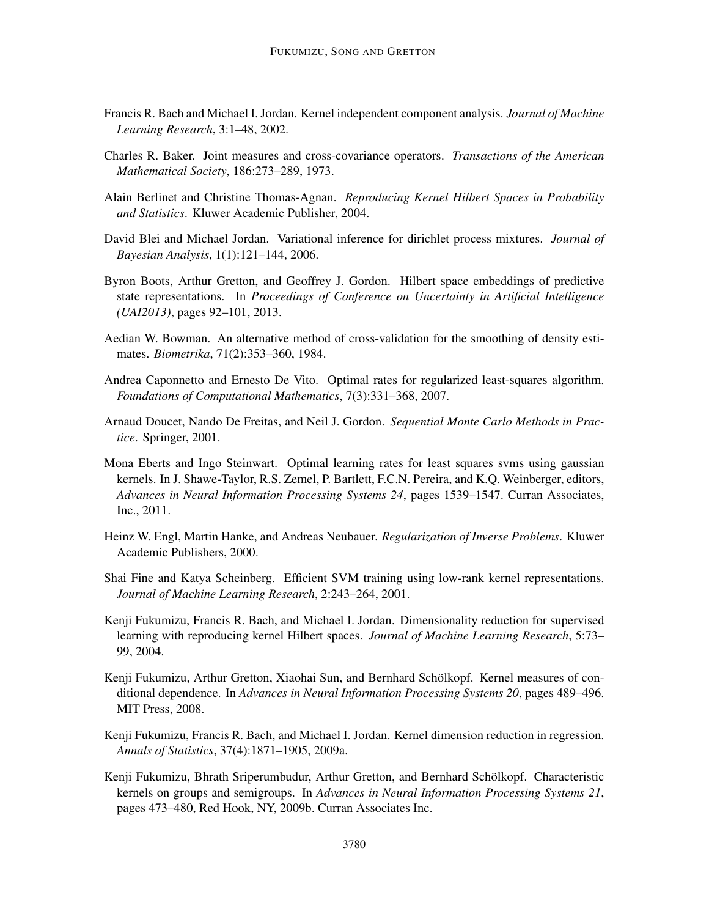Francis R. Bach and Michael I. Jordan. Kernel independent component analysis. *Journal of Machine Learning Research*, 3:1–48, 2002.

Charles R. Baker. Joint measures and cross-covariance operators. *Transactions of the American Mathematical Society*, 186:273–289, 1973.

Alain Berlinet and Christine Thomas-Agnan. *Reproducing Kernel Hilbert Spaces in Probability and Statistics*. Kluwer Academic Publisher, 2004.

David Blei and Michael Jordan. Variational inference for dirichlet process mixtures. *Journal of Bayesian Analysis*, 1(1):121–144, 2006.

Byron Boots, Arthur Gretton, and Geoffrey J. Gordon. Hilbert space embeddings of predictive state representations. In *Proceedings of Conference on Uncertainty in Artificial Intelligence (UAI2013)*, pages 92–101, 2013.

Aedian W. Bowman. An alternative method of cross-validation for the smoothing of density estimates. *Biometrika*, 71(2):353–360, 1984.

Andrea Caponnetto and Ernesto De Vito. Optimal rates for regularized least-squares algorithm. *Foundations of Computational Mathematics*, 7(3):331–368, 2007.

Arnaud Doucet, Nando De Freitas, and Neil J. Gordon. *Sequential Monte Carlo Methods in Practice*. Springer, 2001.

Mona Eberts and Ingo Steinwart. Optimal learning rates for least squares svms using gaussian kernels. In J. Shawe-Taylor, R.S. Zemel, P. Bartlett, F.C.N. Pereira, and K.Q. Weinberger, editors, *Advances in Neural Information Processing Systems 24*, pages 1539–1547. Curran Associates, Inc., 2011.

Heinz W. Engl, Martin Hanke, and Andreas Neubauer. *Regularization of Inverse Problems*. Kluwer Academic Publishers, 2000.

Shai Fine and Katya Scheinberg. Efficient SVM training using low-rank kernel representations. *Journal of Machine Learning Research*, 2:243–264, 2001.

Kenji Fukumizu, Francis R. Bach, and Michael I. Jordan. Dimensionality reduction for supervised learning with reproducing kernel Hilbert spaces. *Journal of Machine Learning Research*, 5:73–99, 2004.

Kenji Fukumizu, Arthur Gretton, Xiaohai Sun, and Bernhard Schölkopf. Kernel measures of conditional dependence. In *Advances in Neural Information Processing Systems 20*, pages 489–496. MIT Press, 2008.

Kenji Fukumizu, Francis R. Bach, and Michael I. Jordan. Kernel dimension reduction in regression. *Annals of Statistics*, 37(4):1871–1905, 2009a.

Kenji Fukumizu, Bhrath Sriperumbudur, Arthur Gretton, and Bernhard Schölkopf. Characteristic kernels on groups and semigroups. In *Advances in Neural Information Processing Systems 21*, pages 473–480, Red Hook, NY, 2009b. Curran Associates Inc.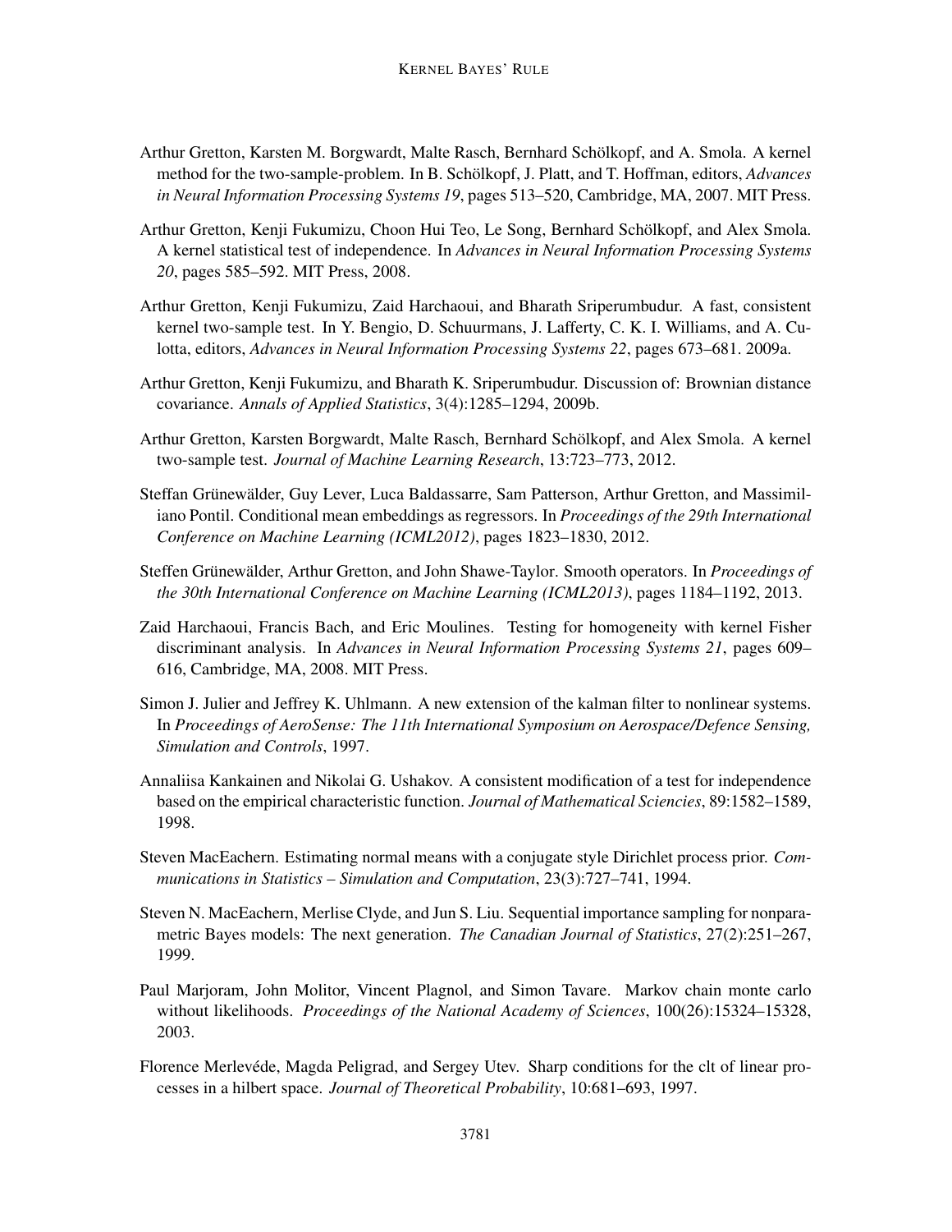Arthur Gretton, Karsten M. Borgwardt, Malte Rasch, Bernhard Schölkopf, and A. Smola. A kernel method for the two-sample-problem. In B. Schölkopf, J. Platt, and T. Hoffman, editors, *Advances in Neural Information Processing Systems 19*, pages 513–520, Cambridge, MA, 2007. MIT Press.

Arthur Gretton, Kenji Fukumizu, Choon Hui Teo, Le Song, Bernhard Schölkopf, and Alex Smola. A kernel statistical test of independence. In *Advances in Neural Information Processing Systems 20*, pages 585–592. MIT Press, 2008.

Arthur Gretton, Kenji Fukumizu, Zaid Harchaoui, and Bharath Sriperumbudur. A fast, consistent kernel two-sample test. In Y. Bengio, D. Schuurmans, J. Lafferty, C. K. I. Williams, and A. Culotta, editors, *Advances in Neural Information Processing Systems 22*, pages 673–681. 2009a.

Arthur Gretton, Kenji Fukumizu, and Bharath K. Sriperumbudur. Discussion of: Brownian distance covariance. *Annals of Applied Statistics*, 3(4):1285–1294, 2009b.

Arthur Gretton, Karsten Borgwardt, Malte Rasch, Bernhard Schölkopf, and Alex Smola. A kernel two-sample test. *Journal of Machine Learning Research*, 13:723–773, 2012.

Steffan Grünewälder, Guy Lever, Luca Baldassarre, Sam Patterson, Arthur Gretton, and Massimiliano Pontil. Conditional mean embeddings as regressors. In *Proceedings of the 29th International Conference on Machine Learning (ICML2012)*, pages 1823–1830, 2012.

Steffen Grünewälder, Arthur Gretton, and John Shawe-Taylor. Smooth operators. In *Proceedings of the 30th International Conference on Machine Learning (ICML2013)*, pages 1184–1192, 2013.

Zaid Harchaoui, Francis Bach, and Eric Moulines. Testing for homogeneity with kernel Fisher discriminant analysis. In *Advances in Neural Information Processing Systems 21*, pages 609–616, Cambridge, MA, 2008. MIT Press.

Simon J. Julier and Jeffrey K. Uhlmann. A new extension of the kalman filter to nonlinear systems. In *Proceedings of AeroSense: The 11th International Symposium on Aerospace/Defence Sensing, Simulation and Controls*, 1997.

Annaliisa Kankainen and Nikolai G. Ushakov. A consistent modification of a test for independence based on the empirical characteristic function. *Journal of Mathematical Sciencies*, 89:1582–1589, 1998.

Steven MacEachern. Estimating normal means with a conjugate style Dirichlet process prior. *Communications in Statistics – Simulation and Computation*, 23(3):727–741, 1994.

Steven N. MacEachern, Merlise Clyde, and Jun S. Liu. Sequential importance sampling for nonparametric Bayes models: The next generation. *The Canadian Journal of Statistics*, 27(2):251–267, 1999.

Paul Marjoram, John Molitor, Vincent Plagnol, and Simon Tavare. Markov chain monte carlo without likelihoods. *Proceedings of the National Academy of Sciences*, 100(26):15324–15328, 2003.

Florence Merlevéde, Magda Peligrad, and Sergey Utev. Sharp conditions for the clt of linear processes in a hilbert space. *Journal of Theoretical Probability*, 10:681–693, 1997.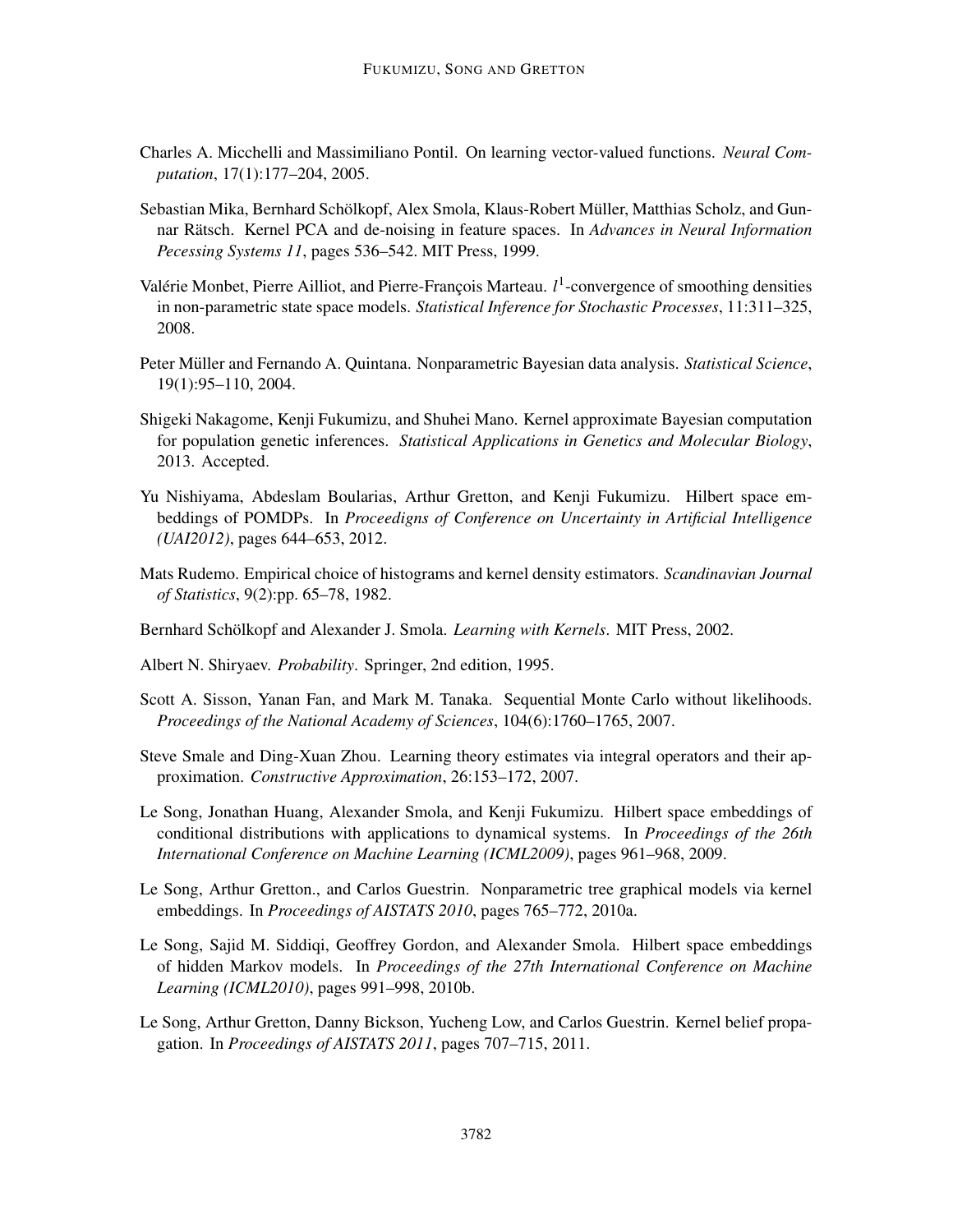Charles A. Micchelli and Massimiliano Pontil. On learning vector-valued functions. *Neural Computation*, 17(1):177–204, 2005.

Sebastian Mika, Bernhard Schölkopf, Alex Smola, Klaus-Robert Müller, Matthias Scholz, and Gunnar Rätsch. Kernel PCA and de-noising in feature spaces. In *Advances in Neural Information Pecessing Systems 11*, pages 536–542. MIT Press, 1999.

Valérie Monbet, Pierre Ailliot, and Pierre-François Marteau. $l^1$-convergence of smoothing densities in non-parametric state space models. *Statistical Inference for Stochastic Processes*, 11:311–325, 2008.

Peter Müller and Fernando A. Quintana. Nonparametric Bayesian data analysis. *Statistical Science*, 19(1):95–110, 2004.

Shigeki Nakagome, Kenji Fukumizu, and Shuhei Mano. Kernel approximate Bayesian computation for population genetic inferences. *Statistical Applications in Genetics and Molecular Biology*, 2013. Accepted.

Yu Nishiyama, Abdeslam Boularias, Arthur Gretton, and Kenji Fukumizu. Hilbert space embeddings of POMDPs. In *Proceedigns of Conference on Uncertainty in Artificial Intelligence (UAI2012)*, pages 644–653, 2012.

Mats Rudemo. Empirical choice of histograms and kernel density estimators. *Scandinavian Journal of Statistics*, 9(2):pp. 65–78, 1982.

Bernhard Schölkopf and Alexander J. Smola. *Learning with Kernels*. MIT Press, 2002.

Albert N. Shiryaev. *Probability*. Springer, 2nd edition, 1995.

Scott A. Sisson, Yanan Fan, and Mark M. Tanaka. Sequential Monte Carlo without likelihoods. *Proceedings of the National Academy of Sciences*, 104(6):1760–1765, 2007.

Steve Smale and Ding-Xuan Zhou. Learning theory estimates via integral operators and their approximation. *Constructive Approximation*, 26:153–172, 2007.

Le Song, Jonathan Huang, Alexander Smola, and Kenji Fukumizu. Hilbert space embeddings of conditional distributions with applications to dynamical systems. In *Proceedings of the 26th International Conference on Machine Learning (ICML2009)*, pages 961–968, 2009.

Le Song, Arthur Gretton., and Carlos Guestrin. Nonparametric tree graphical models via kernel embeddings. In *Proceedings of AISTATS 2010*, pages 765–772, 2010a.

Le Song, Sajid M. Siddiqi, Geoffrey Gordon, and Alexander Smola. Hilbert space embeddings of hidden Markov models. In *Proceedings of the 27th International Conference on Machine Learning (ICML2010)*, pages 991–998, 2010b.

Le Song, Arthur Gretton, Danny Bickson, Yucheng Low, and Carlos Guestrin. Kernel belief propagation. In *Proceedings of AISTATS 2011*, pages 707–715, 2011.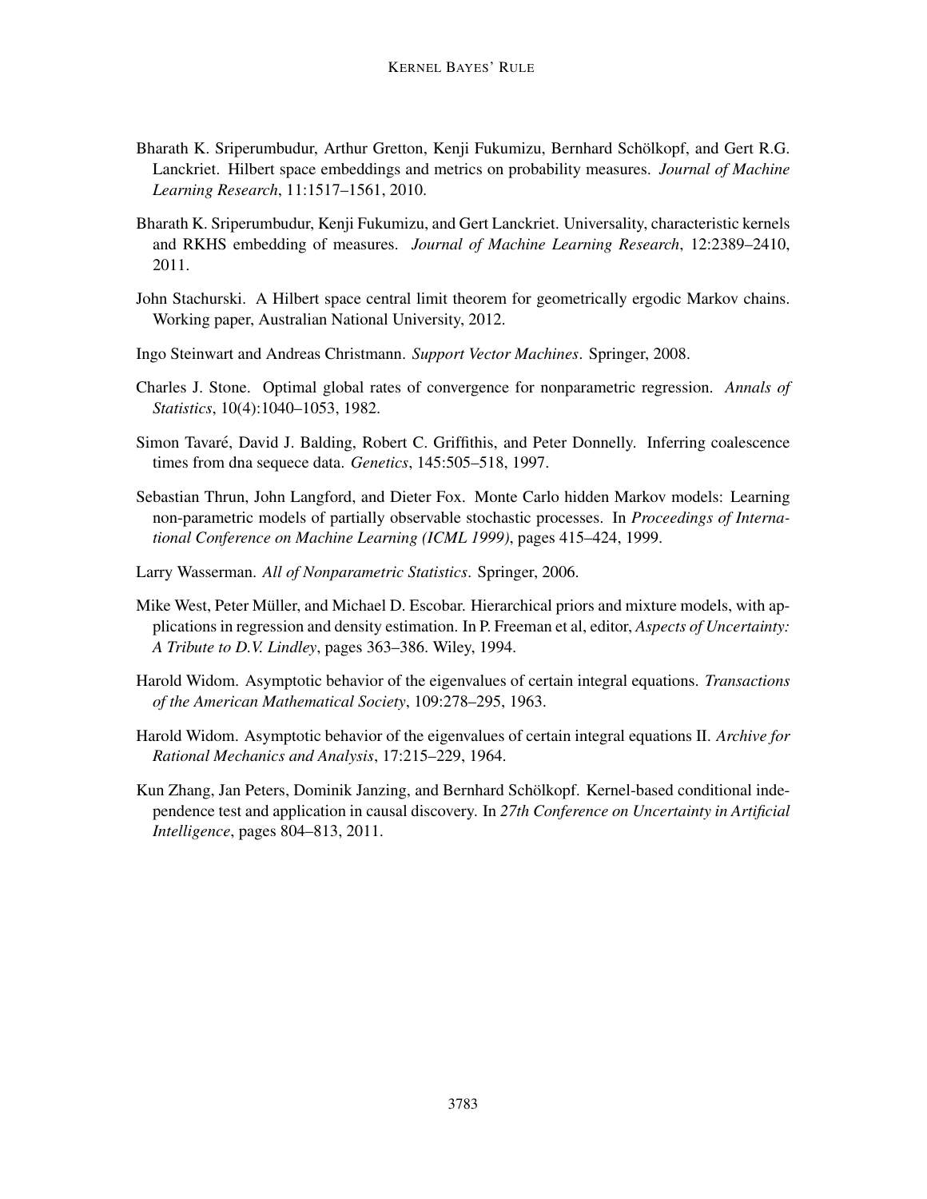Bharath K. Sriperumbudur, Arthur Gretton, Kenji Fukumizu, Bernhard Schölkopf, and Gert R.G. Lanckriet. Hilbert space embeddings and metrics on probability measures. *Journal of Machine Learning Research*, 11:1517–1561, 2010.

Bharath K. Sriperumbudur, Kenji Fukumizu, and Gert Lanckriet. Universality, characteristic kernels and RKHS embedding of measures. *Journal of Machine Learning Research*, 12:2389–2410, 2011.

John Stachurski. A Hilbert space central limit theorem for geometrically ergodic Markov chains. Working paper, Australian National University, 2012.

Ingo Steinwart and Andreas Christmann. *Support Vector Machines*. Springer, 2008.

Charles J. Stone. Optimal global rates of convergence for nonparametric regression. *Annals of Statistics*, 10(4):1040–1053, 1982.

Simon Tavaré, David J. Balding, Robert C. Griffithis, and Peter Donnelly. Inferring coalescence times from dna sequece data. *Genetics*, 145:505–518, 1997.

Sebastian Thrun, John Langford, and Dieter Fox. Monte Carlo hidden Markov models: Learning non-parametric models of partially observable stochastic processes. In *Proceedings of International Conference on Machine Learning (ICML 1999)*, pages 415–424, 1999.

Larry Wasserman. *All of Nonparametric Statistics*. Springer, 2006.

Mike West, Peter Müller, and Michael D. Escobar. Hierarchical priors and mixture models, with applications in regression and density estimation. In P. Freeman et al, editor, *Aspects of Uncertainty: A Tribute to D.V. Lindley*, pages 363–386. Wiley, 1994.

Harold Widom. Asymptotic behavior of the eigenvalues of certain integral equations. *Transactions of the American Mathematical Society*, 109:278–295, 1963.

Harold Widom. Asymptotic behavior of the eigenvalues of certain integral equations II. *Archive for Rational Mechanics and Analysis*, 17:215–229, 1964.

Kun Zhang, Jan Peters, Dominik Janzing, and Bernhard Schölkopf. Kernel-based conditional independence test and application in causal discovery. In *27th Conference on Uncertainty in Artificial Intelligence*, pages 804–813, 2011.